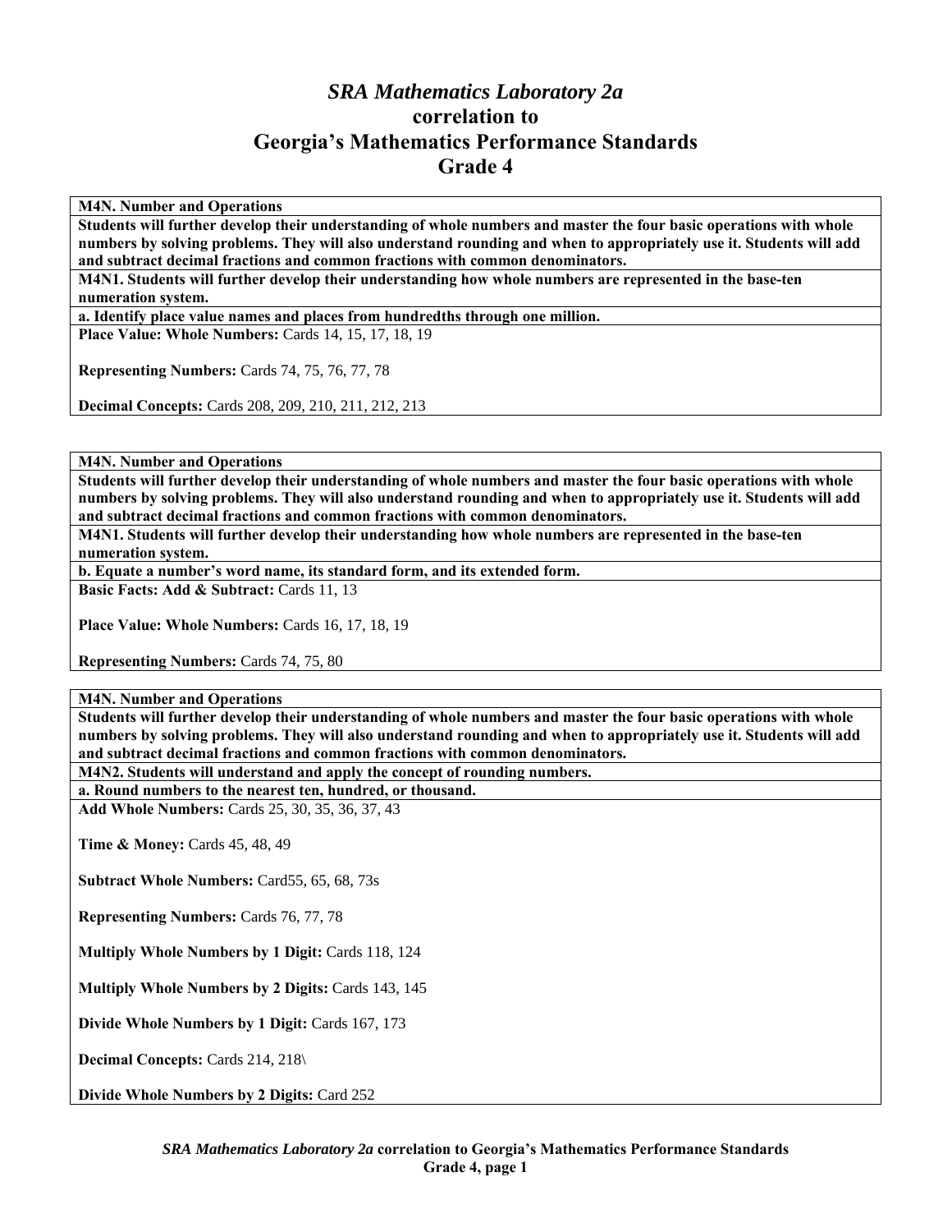# *SRA Mathematics Laboratory 2a* correlation to Georgia's Mathematics Performance Standards Grade 4

**M4N. Number and Operations**

**Students will further develop their understanding of whole numbers and master the four basic operations with whole numbers by solving problems. They will also understand rounding and when to appropriately use it. Students will add and subtract decimal fractions and common fractions with common denominators.**

**M4N1. Students will further develop their understanding how whole numbers are represented in the base-ten numeration system.**

**a. Identify place value names and places from hundredths through one million.**

**Place Value: Whole Numbers:** Cards 14, 15, 17, 18, 19

**Representing Numbers:** Cards 74, 75, 76, 77, 78

**Decimal Concepts:** Cards 208, 209, 210, 211, 212, 213

---

**M4N. Number and Operations**

**Students will further develop their understanding of whole numbers and master the four basic operations with whole numbers by solving problems. They will also understand rounding and when to appropriately use it. Students will add and subtract decimal fractions and common fractions with common denominators.**

**M4N1. Students will further develop their understanding how whole numbers are represented in the base-ten numeration system.**

**b. Equate a number's word name, its standard form, and its extended form.**

**Basic Facts: Add & Subtract:** Cards 11, 13

**Place Value: Whole Numbers:** Cards 16, 17, 18, 19

**Representing Numbers:** Cards 74, 75, 80

---

**M4N. Number and Operations**

**Students will further develop their understanding of whole numbers and master the four basic operations with whole numbers by solving problems. They will also understand rounding and when to appropriately use it. Students will add and subtract decimal fractions and common fractions with common denominators.**

**M4N2. Students will understand and apply the concept of rounding numbers.**

**a. Round numbers to the nearest ten, hundred, or thousand.**

**Add Whole Numbers:** Cards 25, 30, 35, 36, 37, 43

**Time & Money:** Cards 45, 48, 49

**Subtract Whole Numbers:** Card55, 65, 68, 73s

**Representing Numbers:** Cards 76, 77, 78

**Multiply Whole Numbers by 1 Digit:** Cards 118, 124

**Multiply Whole Numbers by 2 Digits:** Cards 143, 145

**Divide Whole Numbers by 1 Digit:** Cards 167, 173

**Decimal Concepts:** Cards 214, 218\

**Divide Whole Numbers by 2 Digits:** Card 252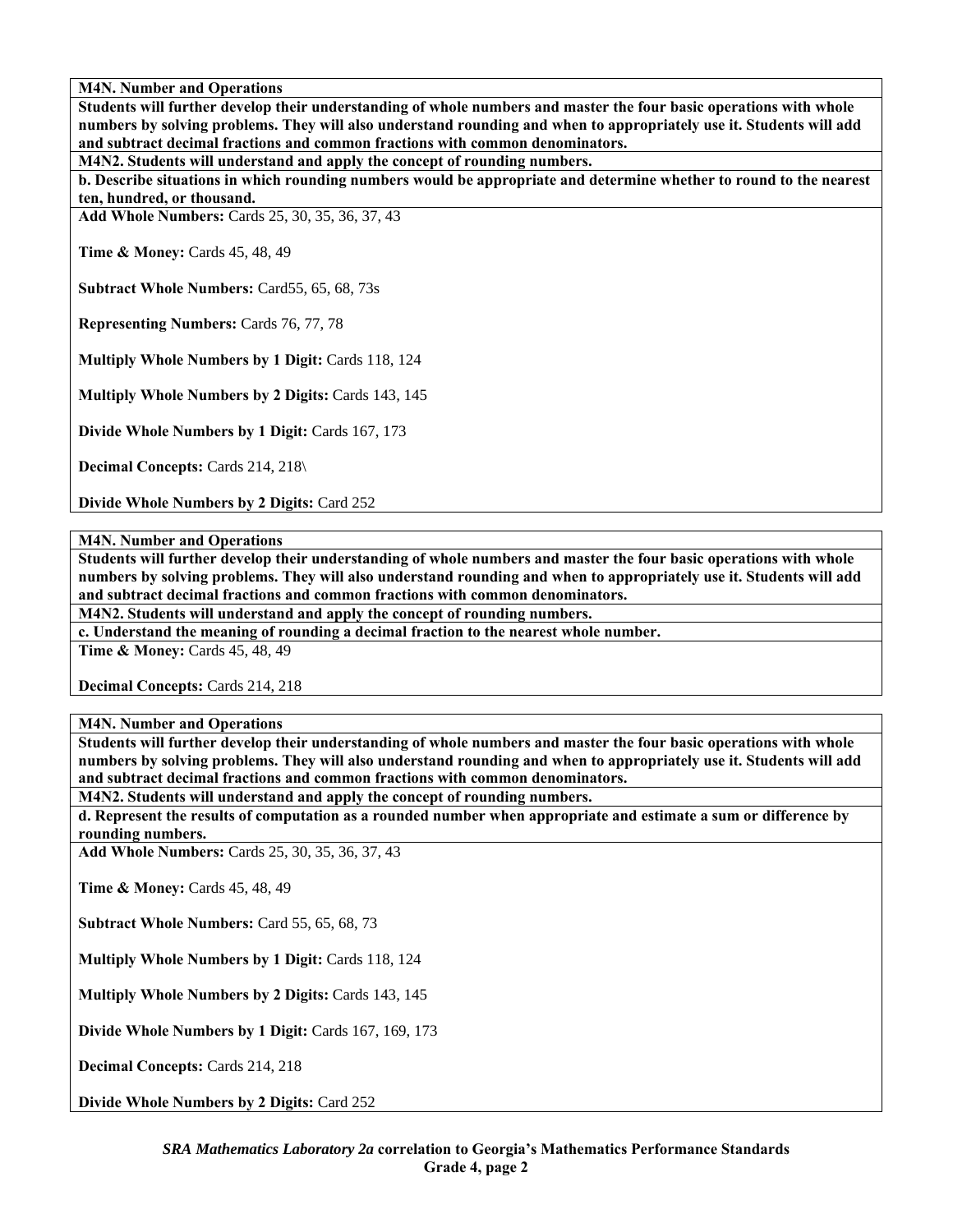**M4N. Number and Operations**

**Students will further develop their understanding of whole numbers and master the four basic operations with whole numbers by solving problems. They will also understand rounding and when to appropriately use it. Students will add and subtract decimal fractions and common fractions with common denominators.**

**M4N2. Students will understand and apply the concept of rounding numbers.**

**b. Describe situations in which rounding numbers would be appropriate and determine whether to round to the nearest ten, hundred, or thousand.**

**Add Whole Numbers:** Cards 25, 30, 35, 36, 37, 43

**Time & Money:** Cards 45, 48, 49

**Subtract Whole Numbers:** Card55, 65, 68, 73s

**Representing Numbers:** Cards 76, 77, 78

**Multiply Whole Numbers by 1 Digit:** Cards 118, 124

**Multiply Whole Numbers by 2 Digits:** Cards 143, 145

**Divide Whole Numbers by 1 Digit:** Cards 167, 173

**Decimal Concepts:** Cards 214, 218\

**Divide Whole Numbers by 2 Digits:** Card 252

---

**M4N. Number and Operations**

**Students will further develop their understanding of whole numbers and master the four basic operations with whole numbers by solving problems. They will also understand rounding and when to appropriately use it. Students will add and subtract decimal fractions and common fractions with common denominators.**

**M4N2. Students will understand and apply the concept of rounding numbers.**

**c. Understand the meaning of rounding a decimal fraction to the nearest whole number.**

**Time & Money:** Cards 45, 48, 49

**Decimal Concepts:** Cards 214, 218

---

**M4N. Number and Operations**

**Students will further develop their understanding of whole numbers and master the four basic operations with whole numbers by solving problems. They will also understand rounding and when to appropriately use it. Students will add and subtract decimal fractions and common fractions with common denominators.**

**M4N2. Students will understand and apply the concept of rounding numbers.**

**d. Represent the results of computation as a rounded number when appropriate and estimate a sum or difference by rounding numbers.**

**Add Whole Numbers:** Cards 25, 30, 35, 36, 37, 43

**Time & Money:** Cards 45, 48, 49

**Subtract Whole Numbers:** Card 55, 65, 68, 73

**Multiply Whole Numbers by 1 Digit:** Cards 118, 124

**Multiply Whole Numbers by 2 Digits:** Cards 143, 145

**Divide Whole Numbers by 1 Digit:** Cards 167, 169, 173

**Decimal Concepts:** Cards 214, 218

**Divide Whole Numbers by 2 Digits:** Card 252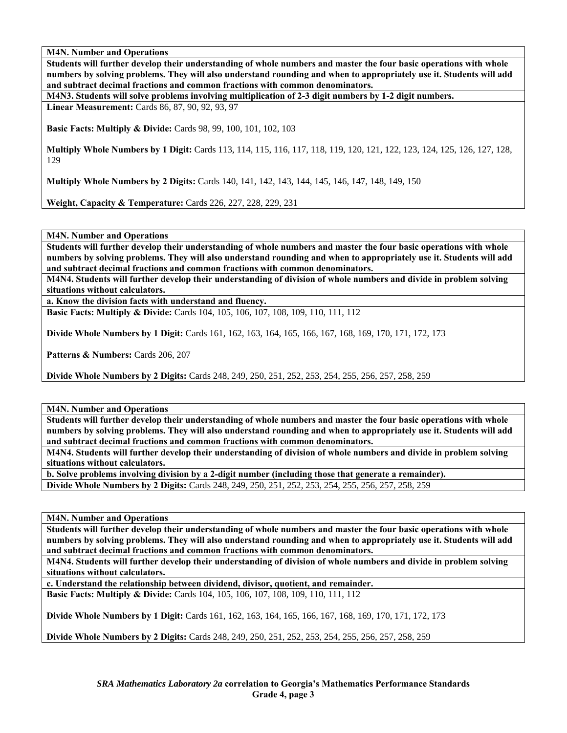**M4N. Number and Operations**

**Students will further develop their understanding of whole numbers and master the four basic operations with whole numbers by solving problems. They will also understand rounding and when to appropriately use it. Students will add and subtract decimal fractions and common fractions with common denominators.**

**M4N3. Students will solve problems involving multiplication of 2-3 digit numbers by 1-2 digit numbers.**

**Linear Measurement:** Cards 86, 87, 90, 92, 93, 97

**Basic Facts: Multiply & Divide:** Cards 98, 99, 100, 101, 102, 103

**Multiply Whole Numbers by 1 Digit:** Cards 113, 114, 115, 116, 117, 118, 119, 120, 121, 122, 123, 124, 125, 126, 127, 128, 129

**Multiply Whole Numbers by 2 Digits:** Cards 140, 141, 142, 143, 144, 145, 146, 147, 148, 149, 150

**Weight, Capacity & Temperature:** Cards 226, 227, 228, 229, 231

---

**M4N. Number and Operations**

**Students will further develop their understanding of whole numbers and master the four basic operations with whole numbers by solving problems. They will also understand rounding and when to appropriately use it. Students will add and subtract decimal fractions and common fractions with common denominators.**

**M4N4. Students will further develop their understanding of division of whole numbers and divide in problem solving situations without calculators.**

**a. Know the division facts with understand and fluency.**

**Basic Facts: Multiply & Divide:** Cards 104, 105, 106, 107, 108, 109, 110, 111, 112

**Divide Whole Numbers by 1 Digit:** Cards 161, 162, 163, 164, 165, 166, 167, 168, 169, 170, 171, 172, 173

**Patterns & Numbers:** Cards 206, 207

**Divide Whole Numbers by 2 Digits:** Cards 248, 249, 250, 251, 252, 253, 254, 255, 256, 257, 258, 259

---

**M4N. Number and Operations**

**Students will further develop their understanding of whole numbers and master the four basic operations with whole numbers by solving problems. They will also understand rounding and when to appropriately use it. Students will add and subtract decimal fractions and common fractions with common denominators.**

**M4N4. Students will further develop their understanding of division of whole numbers and divide in problem solving situations without calculators.**

**b. Solve problems involving division by a 2-digit number (including those that generate a remainder).**

**Divide Whole Numbers by 2 Digits:** Cards 248, 249, 250, 251, 252, 253, 254, 255, 256, 257, 258, 259

---

**M4N. Number and Operations**

**Students will further develop their understanding of whole numbers and master the four basic operations with whole numbers by solving problems. They will also understand rounding and when to appropriately use it. Students will add and subtract decimal fractions and common fractions with common denominators.**

**M4N4. Students will further develop their understanding of division of whole numbers and divide in problem solving situations without calculators.**

**c. Understand the relationship between dividend, divisor, quotient, and remainder.**

**Basic Facts: Multiply & Divide:** Cards 104, 105, 106, 107, 108, 109, 110, 111, 112

**Divide Whole Numbers by 1 Digit:** Cards 161, 162, 163, 164, 165, 166, 167, 168, 169, 170, 171, 172, 173

**Divide Whole Numbers by 2 Digits:** Cards 248, 249, 250, 251, 252, 253, 254, 255, 256, 257, 258, 259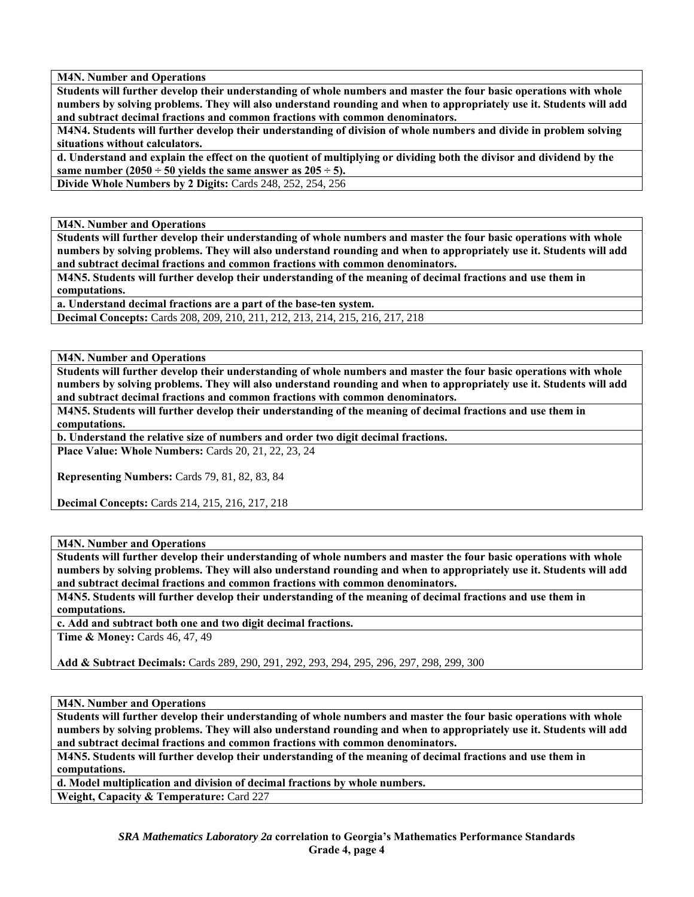**M4N. Number and Operations**

**Students will further develop their understanding of whole numbers and master the four basic operations with whole numbers by solving problems. They will also understand rounding and when to appropriately use it. Students will add and subtract decimal fractions and common fractions with common denominators.**

**M4N4. Students will further develop their understanding of division of whole numbers and divide in problem solving situations without calculators.**

**d. Understand and explain the effect on the quotient of multiplying or dividing both the divisor and dividend by the same number (2050 ÷ 50 yields the same answer as 205 ÷ 5).**

**Divide Whole Numbers by 2 Digits:** Cards 248, 252, 254, 256

---

**M4N. Number and Operations**

**Students will further develop their understanding of whole numbers and master the four basic operations with whole numbers by solving problems. They will also understand rounding and when to appropriately use it. Students will add and subtract decimal fractions and common fractions with common denominators.**

**M4N5. Students will further develop their understanding of the meaning of decimal fractions and use them in computations.**

**a. Understand decimal fractions are a part of the base-ten system.**

**Decimal Concepts:** Cards 208, 209, 210, 211, 212, 213, 214, 215, 216, 217, 218

---

**M4N. Number and Operations**

**Students will further develop their understanding of whole numbers and master the four basic operations with whole numbers by solving problems. They will also understand rounding and when to appropriately use it. Students will add and subtract decimal fractions and common fractions with common denominators.**

**M4N5. Students will further develop their understanding of the meaning of decimal fractions and use them in computations.**

**b. Understand the relative size of numbers and order two digit decimal fractions.**

**Place Value: Whole Numbers:** Cards 20, 21, 22, 23, 24

**Representing Numbers:** Cards 79, 81, 82, 83, 84

**Decimal Concepts:** Cards 214, 215, 216, 217, 218

---

**M4N. Number and Operations**

**Students will further develop their understanding of whole numbers and master the four basic operations with whole numbers by solving problems. They will also understand rounding and when to appropriately use it. Students will add and subtract decimal fractions and common fractions with common denominators.**

**M4N5. Students will further develop their understanding of the meaning of decimal fractions and use them in computations.**

**c. Add and subtract both one and two digit decimal fractions.**

**Time & Money:** Cards 46, 47, 49

**Add & Subtract Decimals:** Cards 289, 290, 291, 292, 293, 294, 295, 296, 297, 298, 299, 300

---

**M4N. Number and Operations**

**Students will further develop their understanding of whole numbers and master the four basic operations with whole numbers by solving problems. They will also understand rounding and when to appropriately use it. Students will add and subtract decimal fractions and common fractions with common denominators.**

**M4N5. Students will further develop their understanding of the meaning of decimal fractions and use them in computations.**

**d. Model multiplication and division of decimal fractions by whole numbers.**

**Weight, Capacity & Temperature:** Card 227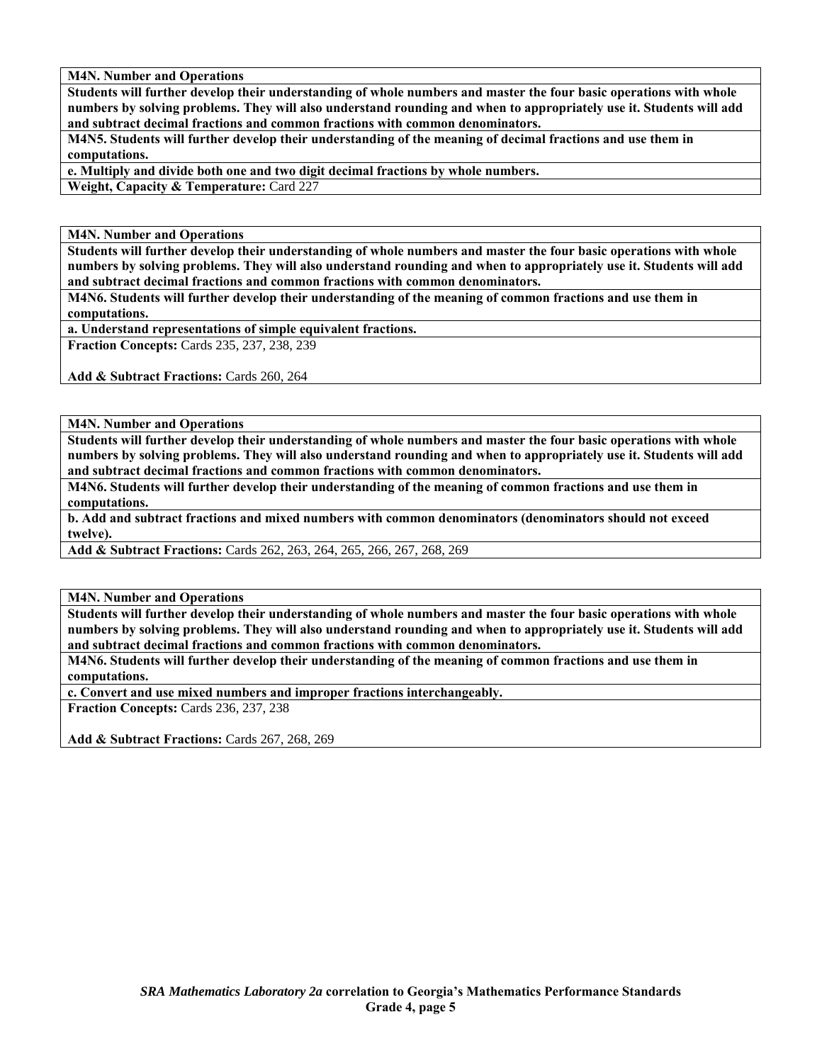**M4N. Number and Operations**

**Students will further develop their understanding of whole numbers and master the four basic operations with whole numbers by solving problems. They will also understand rounding and when to appropriately use it. Students will add and subtract decimal fractions and common fractions with common denominators.**

**M4N5. Students will further develop their understanding of the meaning of decimal fractions and use them in computations.**

**e. Multiply and divide both one and two digit decimal fractions by whole numbers.**

**Weight, Capacity & Temperature:** Card 227

---

**M4N. Number and Operations**

**Students will further develop their understanding of whole numbers and master the four basic operations with whole numbers by solving problems. They will also understand rounding and when to appropriately use it. Students will add and subtract decimal fractions and common fractions with common denominators.**

**M4N6. Students will further develop their understanding of the meaning of common fractions and use them in computations.**

**a. Understand representations of simple equivalent fractions.**

**Fraction Concepts:** Cards 235, 237, 238, 239

**Add & Subtract Fractions:** Cards 260, 264

---

**M4N. Number and Operations**

**Students will further develop their understanding of whole numbers and master the four basic operations with whole numbers by solving problems. They will also understand rounding and when to appropriately use it. Students will add and subtract decimal fractions and common fractions with common denominators.**

**M4N6. Students will further develop their understanding of the meaning of common fractions and use them in computations.**

**b. Add and subtract fractions and mixed numbers with common denominators (denominators should not exceed twelve).**

**Add & Subtract Fractions:** Cards 262, 263, 264, 265, 266, 267, 268, 269

---

**M4N. Number and Operations**

**Students will further develop their understanding of whole numbers and master the four basic operations with whole numbers by solving problems. They will also understand rounding and when to appropriately use it. Students will add and subtract decimal fractions and common fractions with common denominators.**

**M4N6. Students will further develop their understanding of the meaning of common fractions and use them in computations.**

**c. Convert and use mixed numbers and improper fractions interchangeably.**

**Fraction Concepts:** Cards 236, 237, 238

**Add & Subtract Fractions:** Cards 267, 268, 269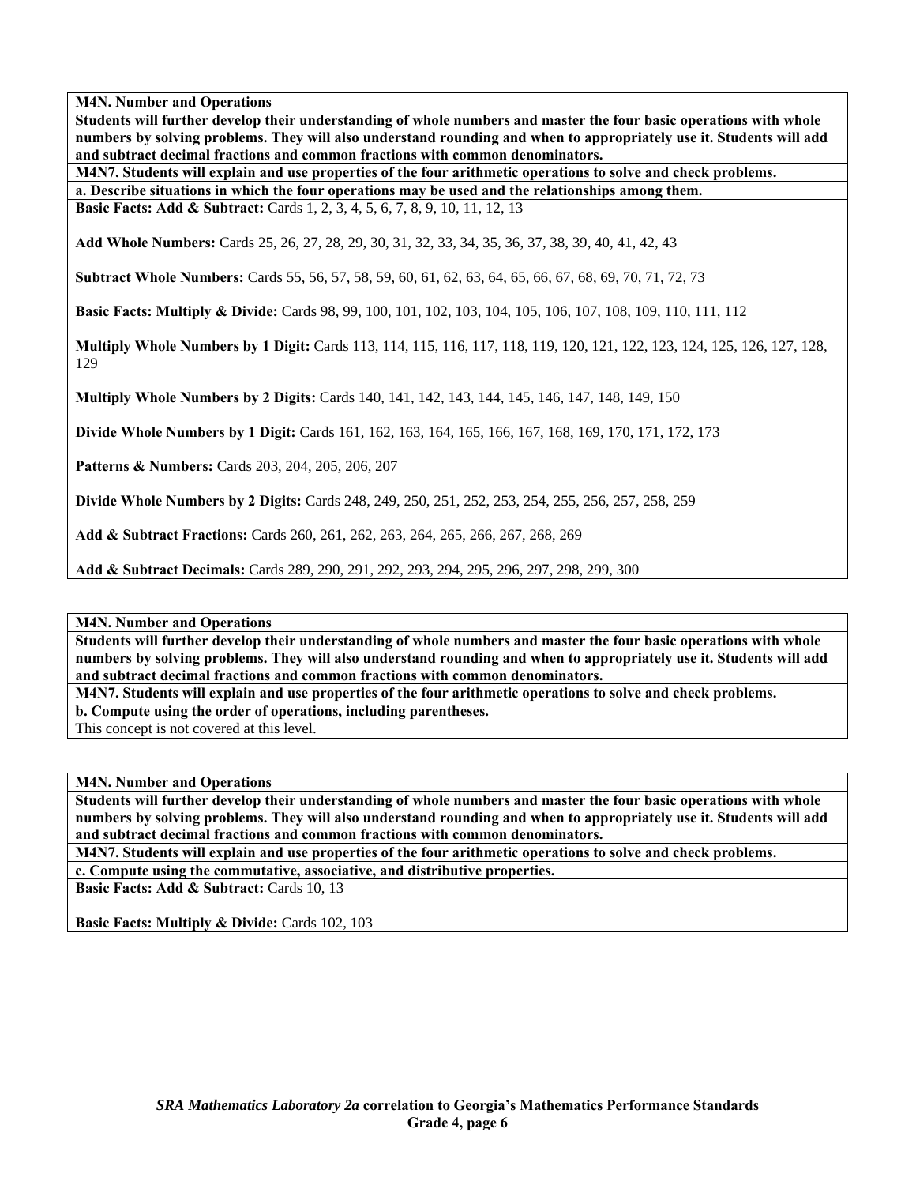**M4N. Number and Operations**

**Students will further develop their understanding of whole numbers and master the four basic operations with whole numbers by solving problems. They will also understand rounding and when to appropriately use it. Students will add and subtract decimal fractions and common fractions with common denominators.**

**M4N7. Students will explain and use properties of the four arithmetic operations to solve and check problems.**

**a. Describe situations in which the four operations may be used and the relationships among them.**

**Basic Facts: Add & Subtract:** Cards 1, 2, 3, 4, 5, 6, 7, 8, 9, 10, 11, 12, 13

**Add Whole Numbers:** Cards 25, 26, 27, 28, 29, 30, 31, 32, 33, 34, 35, 36, 37, 38, 39, 40, 41, 42, 43

**Subtract Whole Numbers:** Cards 55, 56, 57, 58, 59, 60, 61, 62, 63, 64, 65, 66, 67, 68, 69, 70, 71, 72, 73

**Basic Facts: Multiply & Divide:** Cards 98, 99, 100, 101, 102, 103, 104, 105, 106, 107, 108, 109, 110, 111, 112

**Multiply Whole Numbers by 1 Digit:** Cards 113, 114, 115, 116, 117, 118, 119, 120, 121, 122, 123, 124, 125, 126, 127, 128, 129

**Multiply Whole Numbers by 2 Digits:** Cards 140, 141, 142, 143, 144, 145, 146, 147, 148, 149, 150

**Divide Whole Numbers by 1 Digit:** Cards 161, 162, 163, 164, 165, 166, 167, 168, 169, 170, 171, 172, 173

**Patterns & Numbers:** Cards 203, 204, 205, 206, 207

**Divide Whole Numbers by 2 Digits:** Cards 248, 249, 250, 251, 252, 253, 254, 255, 256, 257, 258, 259

**Add & Subtract Fractions:** Cards 260, 261, 262, 263, 264, 265, 266, 267, 268, 269

**Add & Subtract Decimals:** Cards 289, 290, 291, 292, 293, 294, 295, 296, 297, 298, 299, 300

---

**M4N. Number and Operations**

**Students will further develop their understanding of whole numbers and master the four basic operations with whole numbers by solving problems. They will also understand rounding and when to appropriately use it. Students will add and subtract decimal fractions and common fractions with common denominators.**

**M4N7. Students will explain and use properties of the four arithmetic operations to solve and check problems.**

**b. Compute using the order of operations, including parentheses.**

This concept is not covered at this level.

---

**M4N. Number and Operations**

**Students will further develop their understanding of whole numbers and master the four basic operations with whole numbers by solving problems. They will also understand rounding and when to appropriately use it. Students will add and subtract decimal fractions and common fractions with common denominators.**

**M4N7. Students will explain and use properties of the four arithmetic operations to solve and check problems.**

**c. Compute using the commutative, associative, and distributive properties.**

**Basic Facts: Add & Subtract:** Cards 10, 13

**Basic Facts: Multiply & Divide:** Cards 102, 103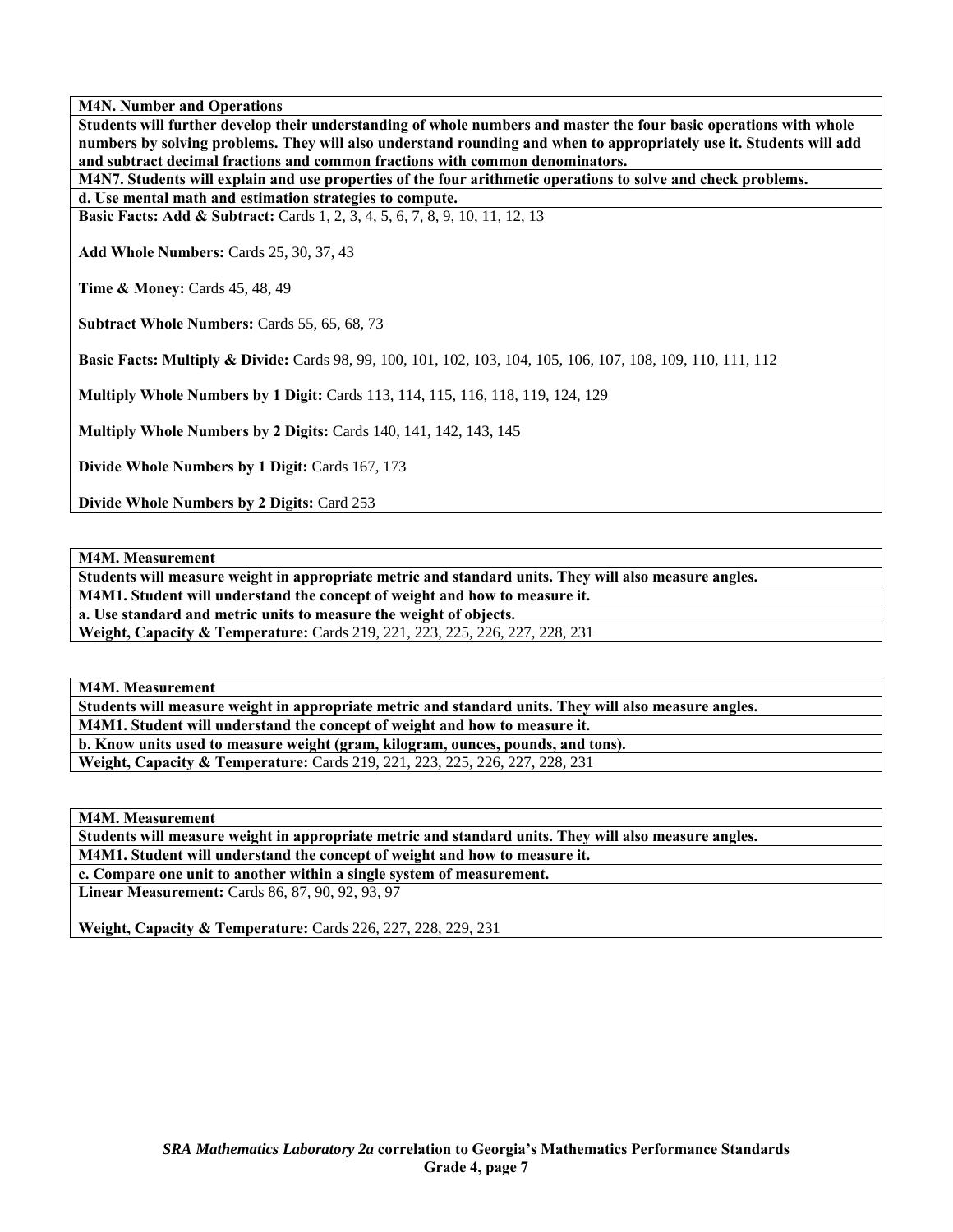**M4N. Number and Operations**

**Students will further develop their understanding of whole numbers and master the four basic operations with whole numbers by solving problems. They will also understand rounding and when to appropriately use it. Students will add and subtract decimal fractions and common fractions with common denominators.**

**M4N7. Students will explain and use properties of the four arithmetic operations to solve and check problems.**

**d. Use mental math and estimation strategies to compute.**

**Basic Facts: Add & Subtract:** Cards 1, 2, 3, 4, 5, 6, 7, 8, 9, 10, 11, 12, 13

**Add Whole Numbers:** Cards 25, 30, 37, 43

**Time & Money:** Cards 45, 48, 49

**Subtract Whole Numbers:** Cards 55, 65, 68, 73

**Basic Facts: Multiply & Divide:** Cards 98, 99, 100, 101, 102, 103, 104, 105, 106, 107, 108, 109, 110, 111, 112

**Multiply Whole Numbers by 1 Digit:** Cards 113, 114, 115, 116, 118, 119, 124, 129

**Multiply Whole Numbers by 2 Digits:** Cards 140, 141, 142, 143, 145

**Divide Whole Numbers by 1 Digit:** Cards 167, 173

**Divide Whole Numbers by 2 Digits:** Card 253

---

**M4M. Measurement**

**Students will measure weight in appropriate metric and standard units. They will also measure angles.**

**M4M1. Student will understand the concept of weight and how to measure it.**

**a. Use standard and metric units to measure the weight of objects.**

**Weight, Capacity & Temperature:** Cards 219, 221, 223, 225, 226, 227, 228, 231

---

**M4M. Measurement**

**Students will measure weight in appropriate metric and standard units. They will also measure angles.**

**M4M1. Student will understand the concept of weight and how to measure it.**

**b. Know units used to measure weight (gram, kilogram, ounces, pounds, and tons).**

**Weight, Capacity & Temperature:** Cards 219, 221, 223, 225, 226, 227, 228, 231

---

**M4M. Measurement**

**Students will measure weight in appropriate metric and standard units. They will also measure angles.**

**M4M1. Student will understand the concept of weight and how to measure it.**

**c. Compare one unit to another within a single system of measurement.**

**Linear Measurement:** Cards 86, 87, 90, 92, 93, 97

**Weight, Capacity & Temperature:** Cards 226, 227, 228, 229, 231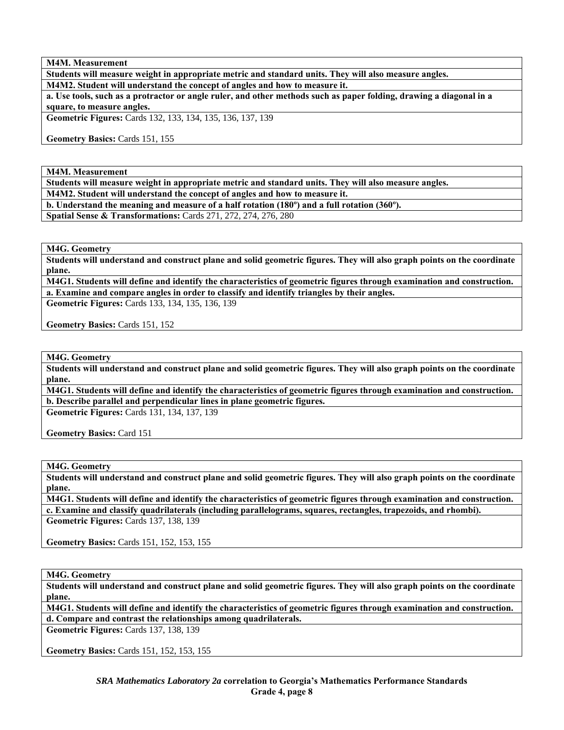| **M4M. Measurement** |
|---|
| **Students will measure weight in appropriate metric and standard units. They will also measure angles.** |
| **M4M2. Student will understand the concept of angles and how to measure it.** |
| **a. Use tools, such as a protractor or angle ruler, and other methods such as paper folding, drawing a diagonal in a square, to measure angles.** |
| **Geometric Figures:** Cards 132, 133, 134, 135, 136, 137, 139<br><br>**Geometry Basics:** Cards 151, 155 |

| **M4M. Measurement** |
|---|
| **Students will measure weight in appropriate metric and standard units. They will also measure angles.** |
| **M4M2. Student will understand the concept of angles and how to measure it.** |
| **b. Understand the meaning and measure of a half rotation (180º) and a full rotation (360º).** |
| **Spatial Sense & Transformations:** Cards 271, 272, 274, 276, 280 |

| **M4G. Geometry** |
|---|
| **Students will understand and construct plane and solid geometric figures. They will also graph points on the coordinate plane.** |
| **M4G1. Students will define and identify the characteristics of geometric figures through examination and construction.** |
| **a. Examine and compare angles in order to classify and identify triangles by their angles.** |
| **Geometric Figures:** Cards 133, 134, 135, 136, 139<br><br>**Geometry Basics:** Cards 151, 152 |

| **M4G. Geometry** |
|---|
| **Students will understand and construct plane and solid geometric figures. They will also graph points on the coordinate plane.** |
| **M4G1. Students will define and identify the characteristics of geometric figures through examination and construction.** |
| **b. Describe parallel and perpendicular lines in plane geometric figures.** |
| **Geometric Figures:** Cards 131, 134, 137, 139<br><br>**Geometry Basics:** Card 151 |

| **M4G. Geometry** |
|---|
| **Students will understand and construct plane and solid geometric figures. They will also graph points on the coordinate plane.** |
| **M4G1. Students will define and identify the characteristics of geometric figures through examination and construction.** |
| **c. Examine and classify quadrilaterals (including parallelograms, squares, rectangles, trapezoids, and rhombi).** |
| **Geometric Figures:** Cards 137, 138, 139<br><br>**Geometry Basics:** Cards 151, 152, 153, 155 |

| **M4G. Geometry** |
|---|
| **Students will understand and construct plane and solid geometric figures. They will also graph points on the coordinate plane.** |
| **M4G1. Students will define and identify the characteristics of geometric figures through examination and construction.** |
| **d. Compare and contrast the relationships among quadrilaterals.** |
| **Geometric Figures:** Cards 137, 138, 139<br><br>**Geometry Basics:** Cards 151, 152, 153, 155 |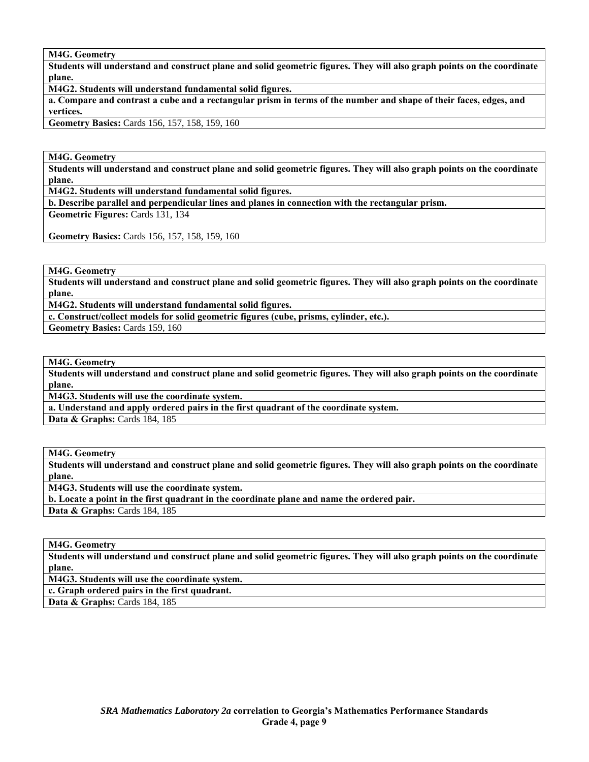| **M4G. Geometry** |
| --- |
| **Students will understand and construct plane and solid geometric figures. They will also graph points on the coordinate plane.** |
| **M4G2. Students will understand fundamental solid figures.** |
| **a. Compare and contrast a cube and a rectangular prism in terms of the number and shape of their faces, edges, and vertices.** |
| **Geometry Basics:** Cards 156, 157, 158, 159, 160 |

| **M4G. Geometry** |
| --- |
| **Students will understand and construct plane and solid geometric figures. They will also graph points on the coordinate plane.** |
| **M4G2. Students will understand fundamental solid figures.** |
| **b. Describe parallel and perpendicular lines and planes in connection with the rectangular prism.** |
| **Geometric Figures:** Cards 131, 134<br><br>**Geometry Basics:** Cards 156, 157, 158, 159, 160 |

| **M4G. Geometry** |
| --- |
| **Students will understand and construct plane and solid geometric figures. They will also graph points on the coordinate plane.** |
| **M4G2. Students will understand fundamental solid figures.** |
| **c. Construct/collect models for solid geometric figures (cube, prisms, cylinder, etc.).** |
| **Geometry Basics:** Cards 159, 160 |

| **M4G. Geometry** |
| --- |
| **Students will understand and construct plane and solid geometric figures. They will also graph points on the coordinate plane.** |
| **M4G3. Students will use the coordinate system.** |
| **a. Understand and apply ordered pairs in the first quadrant of the coordinate system.** |
| **Data & Graphs:** Cards 184, 185 |

| **M4G. Geometry** |
| --- |
| **Students will understand and construct plane and solid geometric figures. They will also graph points on the coordinate plane.** |
| **M4G3. Students will use the coordinate system.** |
| **b. Locate a point in the first quadrant in the coordinate plane and name the ordered pair.** |
| **Data & Graphs:** Cards 184, 185 |

| **M4G. Geometry** |
| --- |
| **Students will understand and construct plane and solid geometric figures. They will also graph points on the coordinate plane.** |
| **M4G3. Students will use the coordinate system.** |
| **c. Graph ordered pairs in the first quadrant.** |
| **Data & Graphs:** Cards 184, 185 |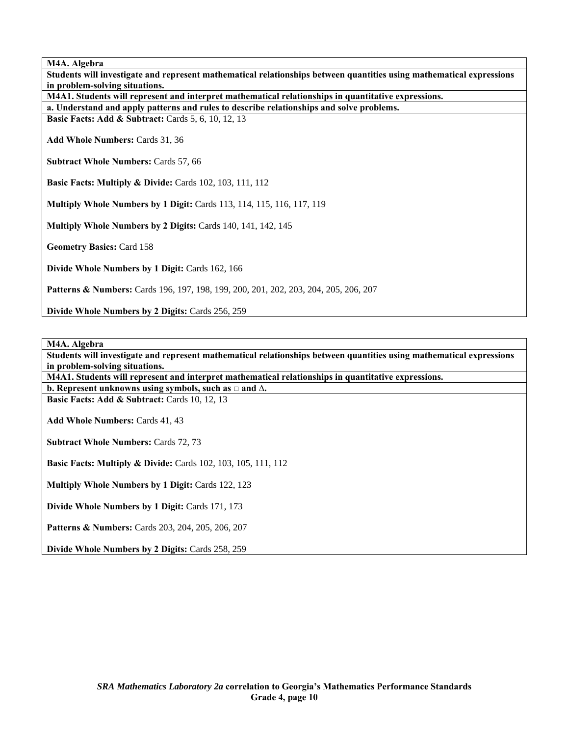**M4A. Algebra**

**Students will investigate and represent mathematical relationships between quantities using mathematical expressions in problem-solving situations.**

**M4A1. Students will represent and interpret mathematical relationships in quantitative expressions.**

**a. Understand and apply patterns and rules to describe relationships and solve problems.**

**Basic Facts: Add & Subtract:** Cards 5, 6, 10, 12, 13

**Add Whole Numbers:** Cards 31, 36

**Subtract Whole Numbers:** Cards 57, 66

**Basic Facts: Multiply & Divide:** Cards 102, 103, 111, 112

**Multiply Whole Numbers by 1 Digit:** Cards 113, 114, 115, 116, 117, 119

**Multiply Whole Numbers by 2 Digits:** Cards 140, 141, 142, 145

**Geometry Basics:** Card 158

**Divide Whole Numbers by 1 Digit:** Cards 162, 166

**Patterns & Numbers:** Cards 196, 197, 198, 199, 200, 201, 202, 203, 204, 205, 206, 207

**Divide Whole Numbers by 2 Digits:** Cards 256, 259

**M4A. Algebra**

**Students will investigate and represent mathematical relationships between quantities using mathematical expressions in problem-solving situations.**

**M4A1. Students will represent and interpret mathematical relationships in quantitative expressions.**

**b. Represent unknowns using symbols, such as □ and Δ.**

**Basic Facts: Add & Subtract:** Cards 10, 12, 13

**Add Whole Numbers:** Cards 41, 43

**Subtract Whole Numbers:** Cards 72, 73

**Basic Facts: Multiply & Divide:** Cards 102, 103, 105, 111, 112

**Multiply Whole Numbers by 1 Digit:** Cards 122, 123

**Divide Whole Numbers by 1 Digit:** Cards 171, 173

**Patterns & Numbers:** Cards 203, 204, 205, 206, 207

**Divide Whole Numbers by 2 Digits:** Cards 258, 259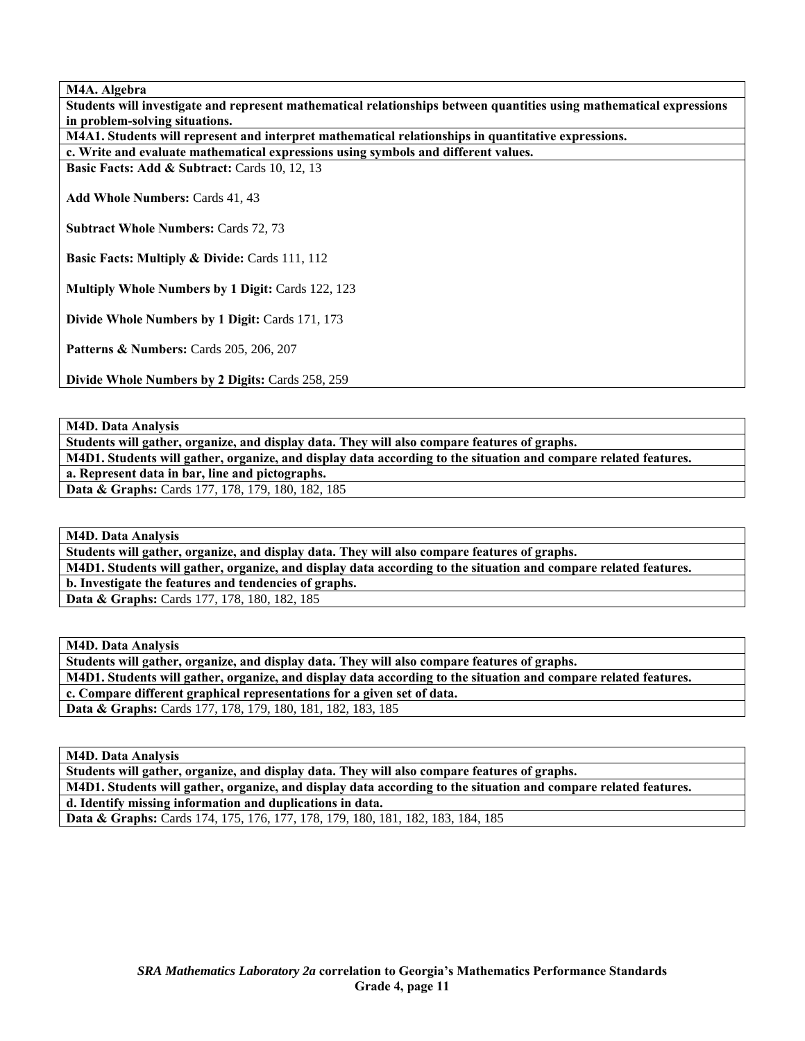| M4A. Algebra |
|---|
| **Students will investigate and represent mathematical relationships between quantities using mathematical expressions in problem-solving situations.** |
| **M4A1. Students will represent and interpret mathematical relationships in quantitative expressions.** |
| **c. Write and evaluate mathematical expressions using symbols and different values.** |
| **Basic Facts: Add & Subtract:** Cards 10, 12, 13<br><br>**Add Whole Numbers:** Cards 41, 43<br><br>**Subtract Whole Numbers:** Cards 72, 73<br><br>**Basic Facts: Multiply & Divide:** Cards 111, 112<br><br>**Multiply Whole Numbers by 1 Digit:** Cards 122, 123<br><br>**Divide Whole Numbers by 1 Digit:** Cards 171, 173<br><br>**Patterns & Numbers:** Cards 205, 206, 207<br><br>**Divide Whole Numbers by 2 Digits:** Cards 258, 259 |

| M4D. Data Analysis |
|---|
| **Students will gather, organize, and display data. They will also compare features of graphs.** |
| **M4D1. Students will gather, organize, and display data according to the situation and compare related features.** |
| **a. Represent data in bar, line and pictographs.** |
| **Data & Graphs:** Cards 177, 178, 179, 180, 182, 185 |

| M4D. Data Analysis |
|---|
| **Students will gather, organize, and display data. They will also compare features of graphs.** |
| **M4D1. Students will gather, organize, and display data according to the situation and compare related features.** |
| **b. Investigate the features and tendencies of graphs.** |
| **Data & Graphs:** Cards 177, 178, 180, 182, 185 |

| M4D. Data Analysis |
|---|
| **Students will gather, organize, and display data. They will also compare features of graphs.** |
| **M4D1. Students will gather, organize, and display data according to the situation and compare related features.** |
| **c. Compare different graphical representations for a given set of data.** |
| **Data & Graphs:** Cards 177, 178, 179, 180, 181, 182, 183, 185 |

| M4D. Data Analysis |
|---|
| **Students will gather, organize, and display data. They will also compare features of graphs.** |
| **M4D1. Students will gather, organize, and display data according to the situation and compare related features.** |
| **d. Identify missing information and duplications in data.** |
| **Data & Graphs:** Cards 174, 175, 176, 177, 178, 179, 180, 181, 182, 183, 184, 185 |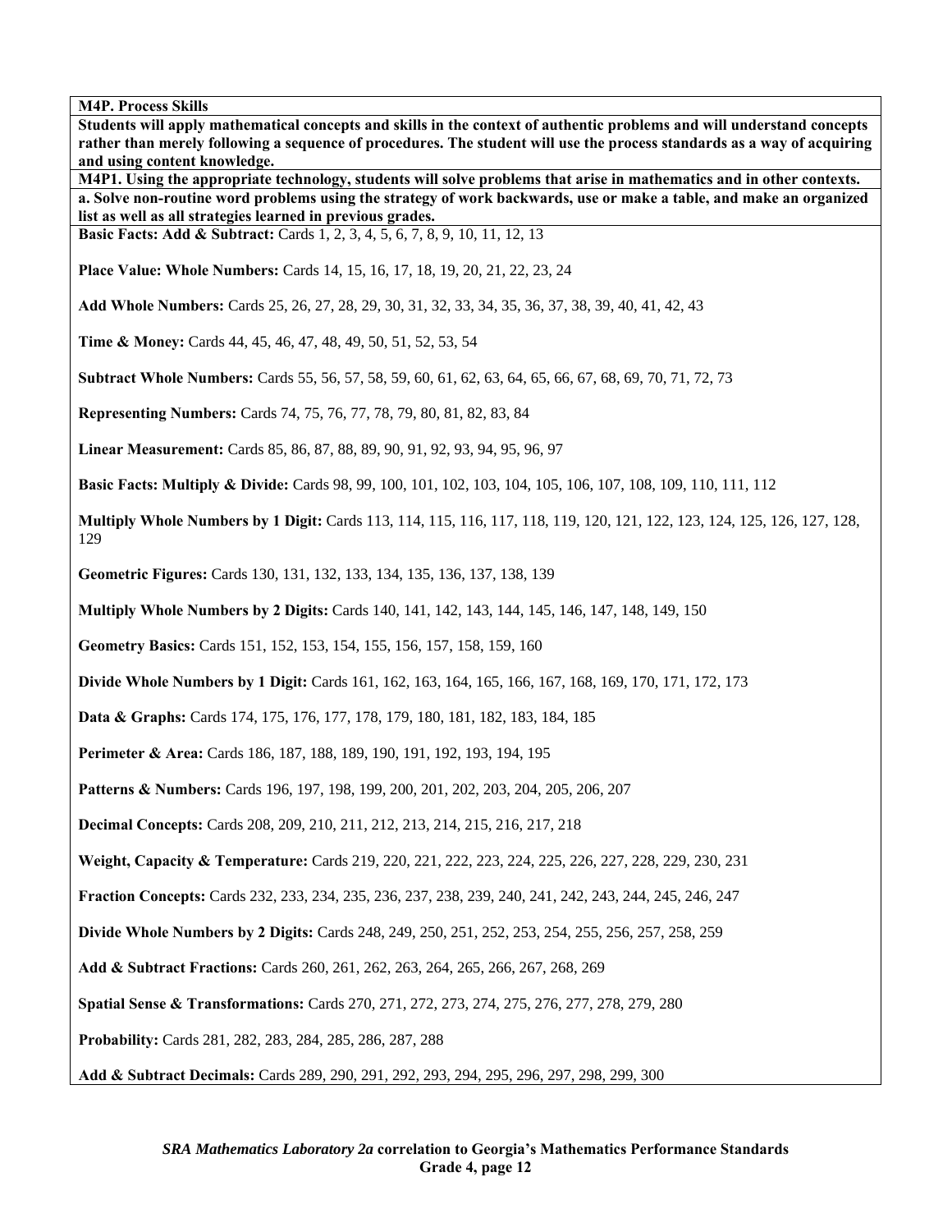**M4P. Process Skills**

**Students will apply mathematical concepts and skills in the context of authentic problems and will understand concepts rather than merely following a sequence of procedures. The student will use the process standards as a way of acquiring and using content knowledge.**

**M4P1. Using the appropriate technology, students will solve problems that arise in mathematics and in other contexts.**

**a. Solve non-routine word problems using the strategy of work backwards, use or make a table, and make an organized list as well as all strategies learned in previous grades.**

**Basic Facts: Add & Subtract:** Cards 1, 2, 3, 4, 5, 6, 7, 8, 9, 10, 11, 12, 13

**Place Value: Whole Numbers:** Cards 14, 15, 16, 17, 18, 19, 20, 21, 22, 23, 24

**Add Whole Numbers:** Cards 25, 26, 27, 28, 29, 30, 31, 32, 33, 34, 35, 36, 37, 38, 39, 40, 41, 42, 43

**Time & Money:** Cards 44, 45, 46, 47, 48, 49, 50, 51, 52, 53, 54

**Subtract Whole Numbers:** Cards 55, 56, 57, 58, 59, 60, 61, 62, 63, 64, 65, 66, 67, 68, 69, 70, 71, 72, 73

**Representing Numbers:** Cards 74, 75, 76, 77, 78, 79, 80, 81, 82, 83, 84

**Linear Measurement:** Cards 85, 86, 87, 88, 89, 90, 91, 92, 93, 94, 95, 96, 97

**Basic Facts: Multiply & Divide:** Cards 98, 99, 100, 101, 102, 103, 104, 105, 106, 107, 108, 109, 110, 111, 112

**Multiply Whole Numbers by 1 Digit:** Cards 113, 114, 115, 116, 117, 118, 119, 120, 121, 122, 123, 124, 125, 126, 127, 128, 129

**Geometric Figures:** Cards 130, 131, 132, 133, 134, 135, 136, 137, 138, 139

**Multiply Whole Numbers by 2 Digits:** Cards 140, 141, 142, 143, 144, 145, 146, 147, 148, 149, 150

**Geometry Basics:** Cards 151, 152, 153, 154, 155, 156, 157, 158, 159, 160

**Divide Whole Numbers by 1 Digit:** Cards 161, 162, 163, 164, 165, 166, 167, 168, 169, 170, 171, 172, 173

**Data & Graphs:** Cards 174, 175, 176, 177, 178, 179, 180, 181, 182, 183, 184, 185

**Perimeter & Area:** Cards 186, 187, 188, 189, 190, 191, 192, 193, 194, 195

**Patterns & Numbers:** Cards 196, 197, 198, 199, 200, 201, 202, 203, 204, 205, 206, 207

**Decimal Concepts:** Cards 208, 209, 210, 211, 212, 213, 214, 215, 216, 217, 218

**Weight, Capacity & Temperature:** Cards 219, 220, 221, 222, 223, 224, 225, 226, 227, 228, 229, 230, 231

**Fraction Concepts:** Cards 232, 233, 234, 235, 236, 237, 238, 239, 240, 241, 242, 243, 244, 245, 246, 247

**Divide Whole Numbers by 2 Digits:** Cards 248, 249, 250, 251, 252, 253, 254, 255, 256, 257, 258, 259

**Add & Subtract Fractions:** Cards 260, 261, 262, 263, 264, 265, 266, 267, 268, 269

**Spatial Sense & Transformations:** Cards 270, 271, 272, 273, 274, 275, 276, 277, 278, 279, 280

**Probability:** Cards 281, 282, 283, 284, 285, 286, 287, 288

**Add & Subtract Decimals:** Cards 289, 290, 291, 292, 293, 294, 295, 296, 297, 298, 299, 300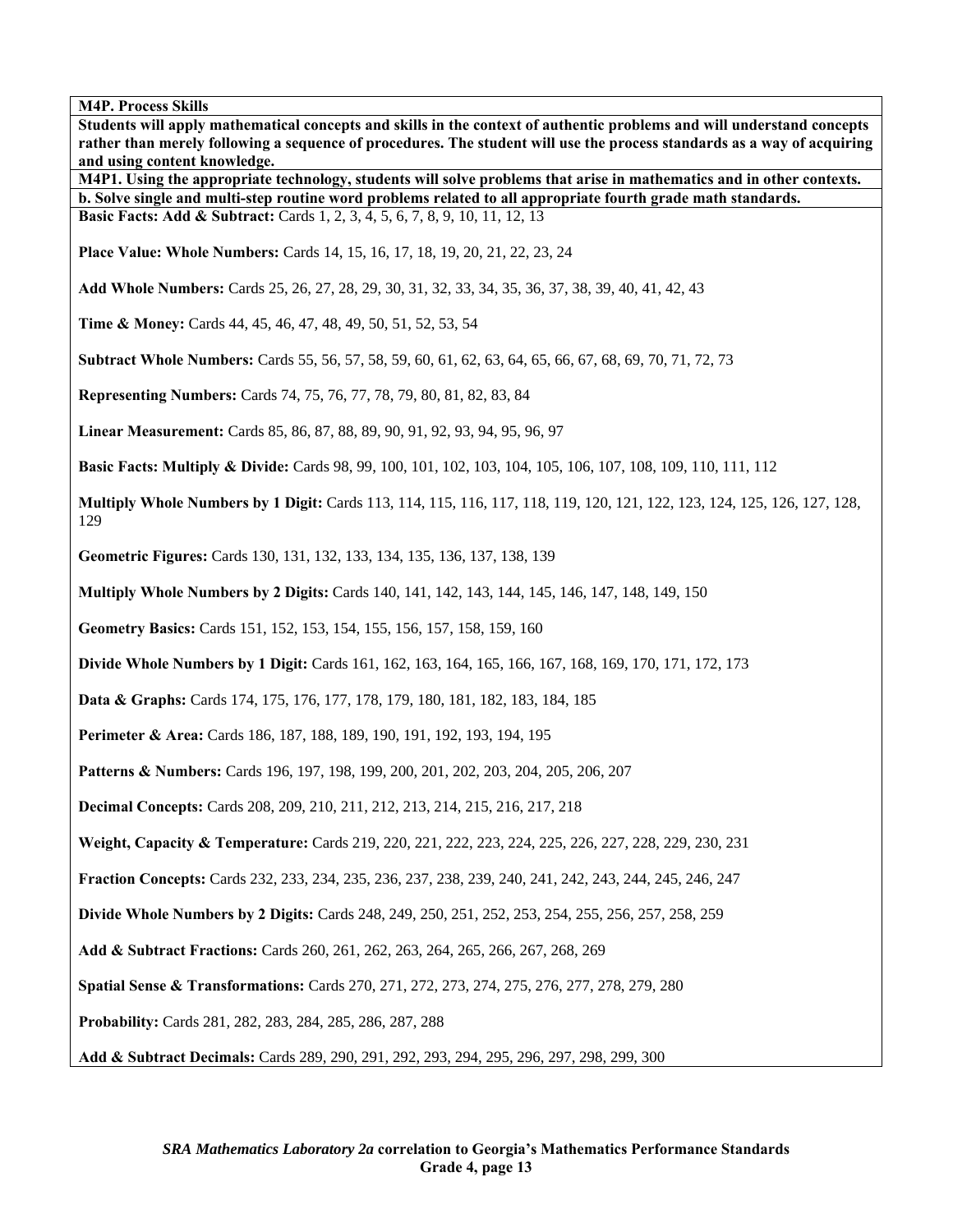**M4P. Process Skills**

**Students will apply mathematical concepts and skills in the context of authentic problems and will understand concepts rather than merely following a sequence of procedures. The student will use the process standards as a way of acquiring and using content knowledge.**

**M4P1. Using the appropriate technology, students will solve problems that arise in mathematics and in other contexts.**

**b. Solve single and multi-step routine word problems related to all appropriate fourth grade math standards.**

**Basic Facts: Add & Subtract:** Cards 1, 2, 3, 4, 5, 6, 7, 8, 9, 10, 11, 12, 13

**Place Value: Whole Numbers:** Cards 14, 15, 16, 17, 18, 19, 20, 21, 22, 23, 24

**Add Whole Numbers:** Cards 25, 26, 27, 28, 29, 30, 31, 32, 33, 34, 35, 36, 37, 38, 39, 40, 41, 42, 43

**Time & Money:** Cards 44, 45, 46, 47, 48, 49, 50, 51, 52, 53, 54

**Subtract Whole Numbers:** Cards 55, 56, 57, 58, 59, 60, 61, 62, 63, 64, 65, 66, 67, 68, 69, 70, 71, 72, 73

**Representing Numbers:** Cards 74, 75, 76, 77, 78, 79, 80, 81, 82, 83, 84

**Linear Measurement:** Cards 85, 86, 87, 88, 89, 90, 91, 92, 93, 94, 95, 96, 97

**Basic Facts: Multiply & Divide:** Cards 98, 99, 100, 101, 102, 103, 104, 105, 106, 107, 108, 109, 110, 111, 112

**Multiply Whole Numbers by 1 Digit:** Cards 113, 114, 115, 116, 117, 118, 119, 120, 121, 122, 123, 124, 125, 126, 127, 128, 129

**Geometric Figures:** Cards 130, 131, 132, 133, 134, 135, 136, 137, 138, 139

**Multiply Whole Numbers by 2 Digits:** Cards 140, 141, 142, 143, 144, 145, 146, 147, 148, 149, 150

**Geometry Basics:** Cards 151, 152, 153, 154, 155, 156, 157, 158, 159, 160

**Divide Whole Numbers by 1 Digit:** Cards 161, 162, 163, 164, 165, 166, 167, 168, 169, 170, 171, 172, 173

**Data & Graphs:** Cards 174, 175, 176, 177, 178, 179, 180, 181, 182, 183, 184, 185

**Perimeter & Area:** Cards 186, 187, 188, 189, 190, 191, 192, 193, 194, 195

**Patterns & Numbers:** Cards 196, 197, 198, 199, 200, 201, 202, 203, 204, 205, 206, 207

**Decimal Concepts:** Cards 208, 209, 210, 211, 212, 213, 214, 215, 216, 217, 218

**Weight, Capacity & Temperature:** Cards 219, 220, 221, 222, 223, 224, 225, 226, 227, 228, 229, 230, 231

**Fraction Concepts:** Cards 232, 233, 234, 235, 236, 237, 238, 239, 240, 241, 242, 243, 244, 245, 246, 247

**Divide Whole Numbers by 2 Digits:** Cards 248, 249, 250, 251, 252, 253, 254, 255, 256, 257, 258, 259

**Add & Subtract Fractions:** Cards 260, 261, 262, 263, 264, 265, 266, 267, 268, 269

**Spatial Sense & Transformations:** Cards 270, 271, 272, 273, 274, 275, 276, 277, 278, 279, 280

**Probability:** Cards 281, 282, 283, 284, 285, 286, 287, 288

**Add & Subtract Decimals:** Cards 289, 290, 291, 292, 293, 294, 295, 296, 297, 298, 299, 300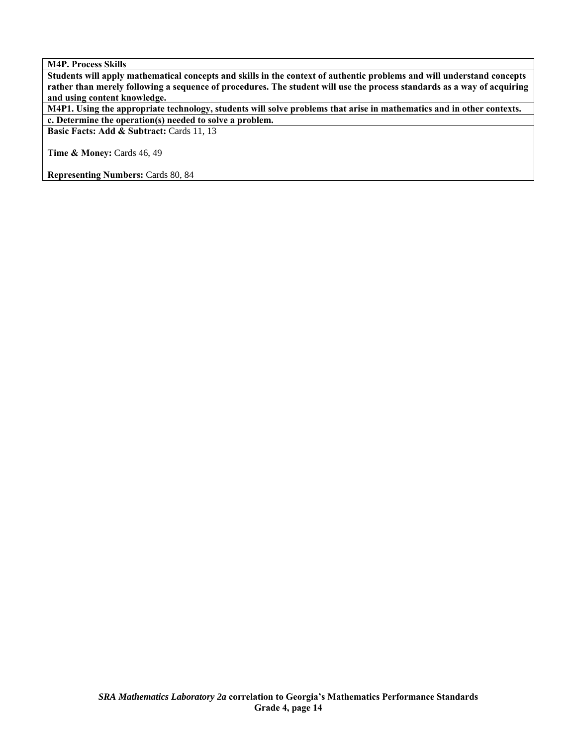**M4P. Process Skills**

**Students will apply mathematical concepts and skills in the context of authentic problems and will understand concepts rather than merely following a sequence of procedures. The student will use the process standards as a way of acquiring and using content knowledge.**

**M4P1. Using the appropriate technology, students will solve problems that arise in mathematics and in other contexts.**

**c. Determine the operation(s) needed to solve a problem.**

**Basic Facts: Add & Subtract:** Cards 11, 13

**Time & Money:** Cards 46, 49

**Representing Numbers:** Cards 80, 84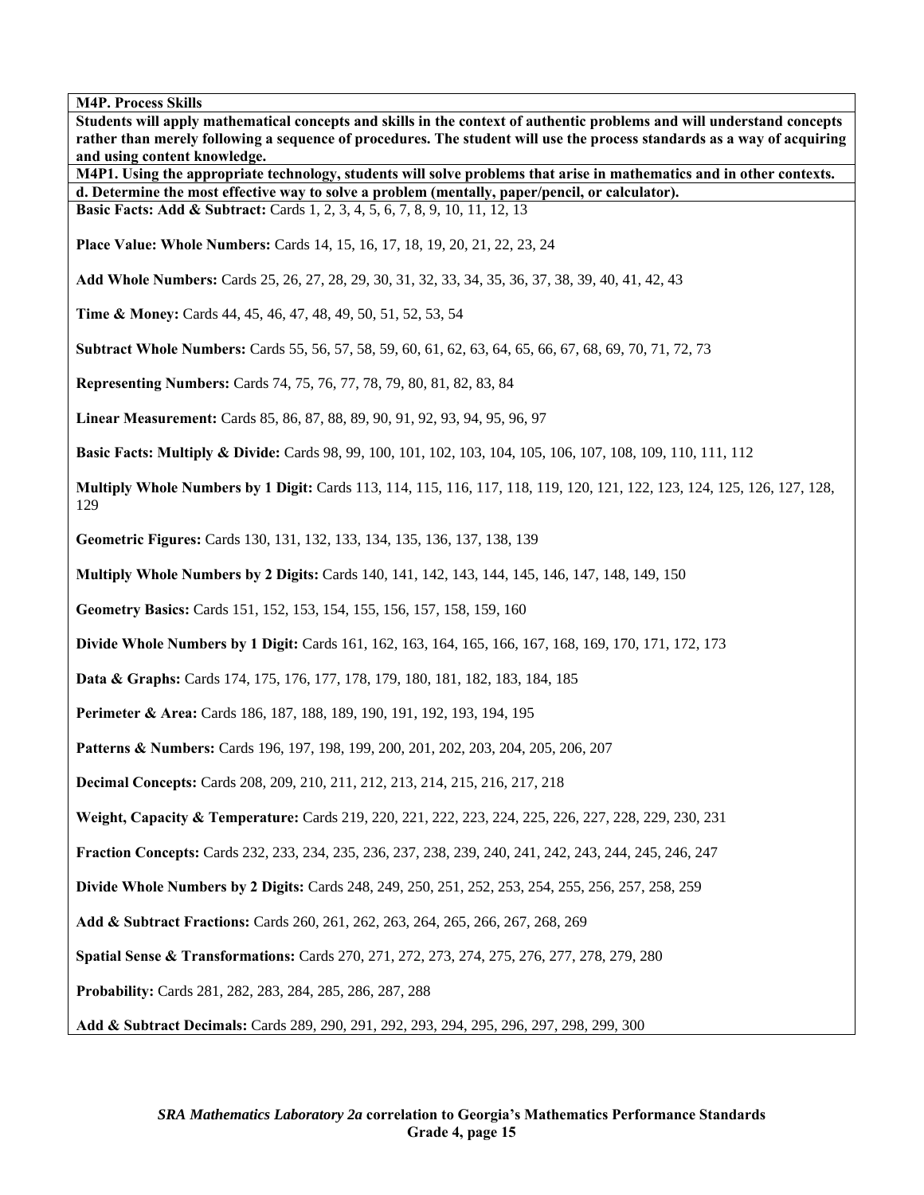**M4P. Process Skills**

**Students will apply mathematical concepts and skills in the context of authentic problems and will understand concepts rather than merely following a sequence of procedures. The student will use the process standards as a way of acquiring and using content knowledge.**

**M4P1. Using the appropriate technology, students will solve problems that arise in mathematics and in other contexts.**

**d. Determine the most effective way to solve a problem (mentally, paper/pencil, or calculator).**

**Basic Facts: Add & Subtract:** Cards 1, 2, 3, 4, 5, 6, 7, 8, 9, 10, 11, 12, 13

**Place Value: Whole Numbers:** Cards 14, 15, 16, 17, 18, 19, 20, 21, 22, 23, 24

**Add Whole Numbers:** Cards 25, 26, 27, 28, 29, 30, 31, 32, 33, 34, 35, 36, 37, 38, 39, 40, 41, 42, 43

**Time & Money:** Cards 44, 45, 46, 47, 48, 49, 50, 51, 52, 53, 54

**Subtract Whole Numbers:** Cards 55, 56, 57, 58, 59, 60, 61, 62, 63, 64, 65, 66, 67, 68, 69, 70, 71, 72, 73

**Representing Numbers:** Cards 74, 75, 76, 77, 78, 79, 80, 81, 82, 83, 84

**Linear Measurement:** Cards 85, 86, 87, 88, 89, 90, 91, 92, 93, 94, 95, 96, 97

**Basic Facts: Multiply & Divide:** Cards 98, 99, 100, 101, 102, 103, 104, 105, 106, 107, 108, 109, 110, 111, 112

**Multiply Whole Numbers by 1 Digit:** Cards 113, 114, 115, 116, 117, 118, 119, 120, 121, 122, 123, 124, 125, 126, 127, 128, 129

**Geometric Figures:** Cards 130, 131, 132, 133, 134, 135, 136, 137, 138, 139

**Multiply Whole Numbers by 2 Digits:** Cards 140, 141, 142, 143, 144, 145, 146, 147, 148, 149, 150

**Geometry Basics:** Cards 151, 152, 153, 154, 155, 156, 157, 158, 159, 160

**Divide Whole Numbers by 1 Digit:** Cards 161, 162, 163, 164, 165, 166, 167, 168, 169, 170, 171, 172, 173

**Data & Graphs:** Cards 174, 175, 176, 177, 178, 179, 180, 181, 182, 183, 184, 185

**Perimeter & Area:** Cards 186, 187, 188, 189, 190, 191, 192, 193, 194, 195

**Patterns & Numbers:** Cards 196, 197, 198, 199, 200, 201, 202, 203, 204, 205, 206, 207

**Decimal Concepts:** Cards 208, 209, 210, 211, 212, 213, 214, 215, 216, 217, 218

**Weight, Capacity & Temperature:** Cards 219, 220, 221, 222, 223, 224, 225, 226, 227, 228, 229, 230, 231

**Fraction Concepts:** Cards 232, 233, 234, 235, 236, 237, 238, 239, 240, 241, 242, 243, 244, 245, 246, 247

**Divide Whole Numbers by 2 Digits:** Cards 248, 249, 250, 251, 252, 253, 254, 255, 256, 257, 258, 259

**Add & Subtract Fractions:** Cards 260, 261, 262, 263, 264, 265, 266, 267, 268, 269

**Spatial Sense & Transformations:** Cards 270, 271, 272, 273, 274, 275, 276, 277, 278, 279, 280

**Probability:** Cards 281, 282, 283, 284, 285, 286, 287, 288

**Add & Subtract Decimals:** Cards 289, 290, 291, 292, 293, 294, 295, 296, 297, 298, 299, 300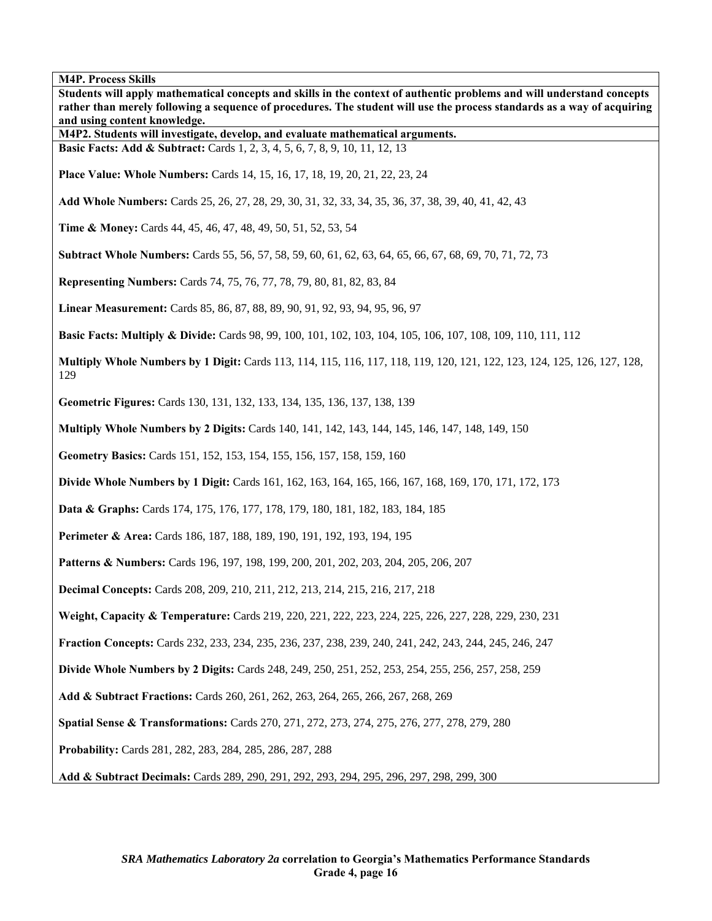**M4P. Process Skills**

**Students will apply mathematical concepts and skills in the context of authentic problems and will understand concepts rather than merely following a sequence of procedures. The student will use the process standards as a way of acquiring and using content knowledge.**

**M4P2. Students will investigate, develop, and evaluate mathematical arguments.**

**Basic Facts: Add & Subtract:** Cards 1, 2, 3, 4, 5, 6, 7, 8, 9, 10, 11, 12, 13

**Place Value: Whole Numbers:** Cards 14, 15, 16, 17, 18, 19, 20, 21, 22, 23, 24

**Add Whole Numbers:** Cards 25, 26, 27, 28, 29, 30, 31, 32, 33, 34, 35, 36, 37, 38, 39, 40, 41, 42, 43

**Time & Money:** Cards 44, 45, 46, 47, 48, 49, 50, 51, 52, 53, 54

**Subtract Whole Numbers:** Cards 55, 56, 57, 58, 59, 60, 61, 62, 63, 64, 65, 66, 67, 68, 69, 70, 71, 72, 73

**Representing Numbers:** Cards 74, 75, 76, 77, 78, 79, 80, 81, 82, 83, 84

**Linear Measurement:** Cards 85, 86, 87, 88, 89, 90, 91, 92, 93, 94, 95, 96, 97

**Basic Facts: Multiply & Divide:** Cards 98, 99, 100, 101, 102, 103, 104, 105, 106, 107, 108, 109, 110, 111, 112

**Multiply Whole Numbers by 1 Digit:** Cards 113, 114, 115, 116, 117, 118, 119, 120, 121, 122, 123, 124, 125, 126, 127, 128, 129

**Geometric Figures:** Cards 130, 131, 132, 133, 134, 135, 136, 137, 138, 139

**Multiply Whole Numbers by 2 Digits:** Cards 140, 141, 142, 143, 144, 145, 146, 147, 148, 149, 150

**Geometry Basics:** Cards 151, 152, 153, 154, 155, 156, 157, 158, 159, 160

**Divide Whole Numbers by 1 Digit:** Cards 161, 162, 163, 164, 165, 166, 167, 168, 169, 170, 171, 172, 173

**Data & Graphs:** Cards 174, 175, 176, 177, 178, 179, 180, 181, 182, 183, 184, 185

**Perimeter & Area:** Cards 186, 187, 188, 189, 190, 191, 192, 193, 194, 195

**Patterns & Numbers:** Cards 196, 197, 198, 199, 200, 201, 202, 203, 204, 205, 206, 207

**Decimal Concepts:** Cards 208, 209, 210, 211, 212, 213, 214, 215, 216, 217, 218

**Weight, Capacity & Temperature:** Cards 219, 220, 221, 222, 223, 224, 225, 226, 227, 228, 229, 230, 231

**Fraction Concepts:** Cards 232, 233, 234, 235, 236, 237, 238, 239, 240, 241, 242, 243, 244, 245, 246, 247

**Divide Whole Numbers by 2 Digits:** Cards 248, 249, 250, 251, 252, 253, 254, 255, 256, 257, 258, 259

**Add & Subtract Fractions:** Cards 260, 261, 262, 263, 264, 265, 266, 267, 268, 269

**Spatial Sense & Transformations:** Cards 270, 271, 272, 273, 274, 275, 276, 277, 278, 279, 280

**Probability:** Cards 281, 282, 283, 284, 285, 286, 287, 288

**Add & Subtract Decimals:** Cards 289, 290, 291, 292, 293, 294, 295, 296, 297, 298, 299, 300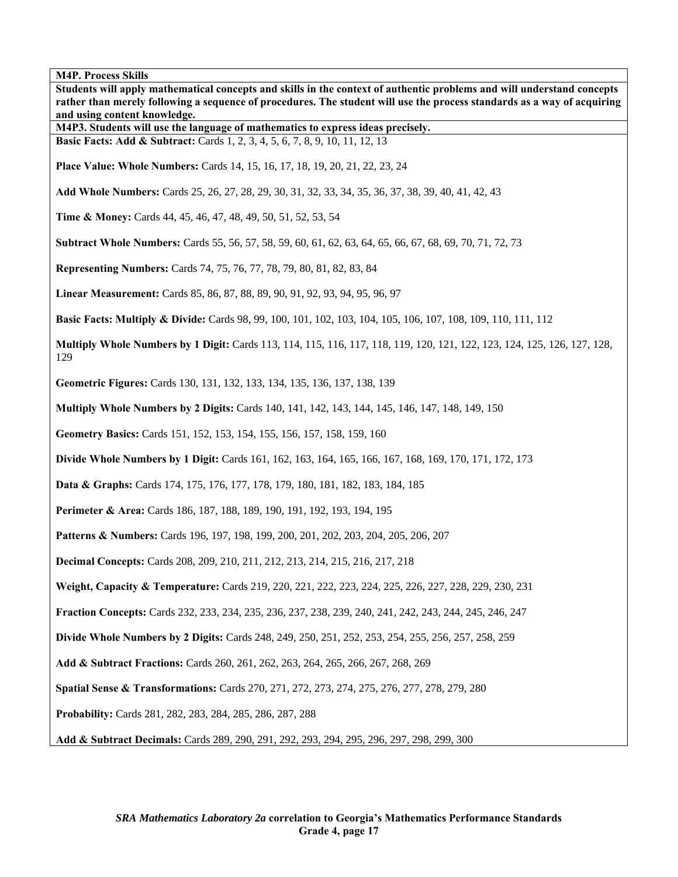**M4P. Process Skills**

**Students will apply mathematical concepts and skills in the context of authentic problems and will understand concepts rather than merely following a sequence of procedures. The student will use the process standards as a way of acquiring and using content knowledge.**

**M4P3. Students will use the language of mathematics to express ideas precisely.**

**Basic Facts: Add & Subtract:** Cards 1, 2, 3, 4, 5, 6, 7, 8, 9, 10, 11, 12, 13

**Place Value: Whole Numbers:** Cards 14, 15, 16, 17, 18, 19, 20, 21, 22, 23, 24

**Add Whole Numbers:** Cards 25, 26, 27, 28, 29, 30, 31, 32, 33, 34, 35, 36, 37, 38, 39, 40, 41, 42, 43

**Time & Money:** Cards 44, 45, 46, 47, 48, 49, 50, 51, 52, 53, 54

**Subtract Whole Numbers:** Cards 55, 56, 57, 58, 59, 60, 61, 62, 63, 64, 65, 66, 67, 68, 69, 70, 71, 72, 73

**Representing Numbers:** Cards 74, 75, 76, 77, 78, 79, 80, 81, 82, 83, 84

**Linear Measurement:** Cards 85, 86, 87, 88, 89, 90, 91, 92, 93, 94, 95, 96, 97

**Basic Facts: Multiply & Divide:** Cards 98, 99, 100, 101, 102, 103, 104, 105, 106, 107, 108, 109, 110, 111, 112

**Multiply Whole Numbers by 1 Digit:** Cards 113, 114, 115, 116, 117, 118, 119, 120, 121, 122, 123, 124, 125, 126, 127, 128, 129

**Geometric Figures:** Cards 130, 131, 132, 133, 134, 135, 136, 137, 138, 139

**Multiply Whole Numbers by 2 Digits:** Cards 140, 141, 142, 143, 144, 145, 146, 147, 148, 149, 150

**Geometry Basics:** Cards 151, 152, 153, 154, 155, 156, 157, 158, 159, 160

**Divide Whole Numbers by 1 Digit:** Cards 161, 162, 163, 164, 165, 166, 167, 168, 169, 170, 171, 172, 173

**Data & Graphs:** Cards 174, 175, 176, 177, 178, 179, 180, 181, 182, 183, 184, 185

**Perimeter & Area:** Cards 186, 187, 188, 189, 190, 191, 192, 193, 194, 195

**Patterns & Numbers:** Cards 196, 197, 198, 199, 200, 201, 202, 203, 204, 205, 206, 207

**Decimal Concepts:** Cards 208, 209, 210, 211, 212, 213, 214, 215, 216, 217, 218

**Weight, Capacity & Temperature:** Cards 219, 220, 221, 222, 223, 224, 225, 226, 227, 228, 229, 230, 231

**Fraction Concepts:** Cards 232, 233, 234, 235, 236, 237, 238, 239, 240, 241, 242, 243, 244, 245, 246, 247

**Divide Whole Numbers by 2 Digits:** Cards 248, 249, 250, 251, 252, 253, 254, 255, 256, 257, 258, 259

**Add & Subtract Fractions:** Cards 260, 261, 262, 263, 264, 265, 266, 267, 268, 269

**Spatial Sense & Transformations:** Cards 270, 271, 272, 273, 274, 275, 276, 277, 278, 279, 280

**Probability:** Cards 281, 282, 283, 284, 285, 286, 287, 288

**Add & Subtract Decimals:** Cards 289, 290, 291, 292, 293, 294, 295, 296, 297, 298, 299, 300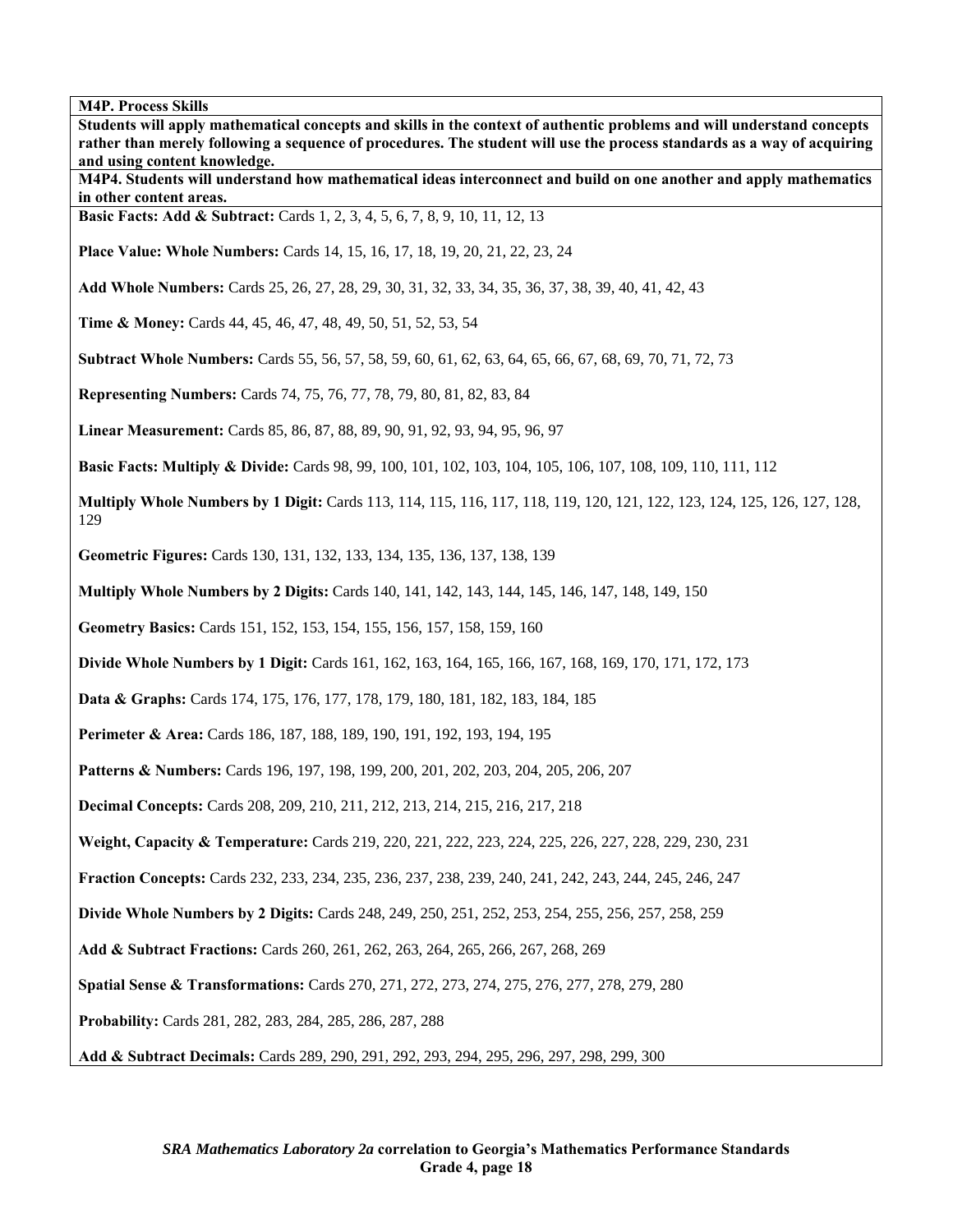**M4P. Process Skills**

**Students will apply mathematical concepts and skills in the context of authentic problems and will understand concepts rather than merely following a sequence of procedures. The student will use the process standards as a way of acquiring and using content knowledge.**

**M4P4. Students will understand how mathematical ideas interconnect and build on one another and apply mathematics in other content areas.**

**Basic Facts: Add & Subtract:** Cards 1, 2, 3, 4, 5, 6, 7, 8, 9, 10, 11, 12, 13

**Place Value: Whole Numbers:** Cards 14, 15, 16, 17, 18, 19, 20, 21, 22, 23, 24

**Add Whole Numbers:** Cards 25, 26, 27, 28, 29, 30, 31, 32, 33, 34, 35, 36, 37, 38, 39, 40, 41, 42, 43

**Time & Money:** Cards 44, 45, 46, 47, 48, 49, 50, 51, 52, 53, 54

**Subtract Whole Numbers:** Cards 55, 56, 57, 58, 59, 60, 61, 62, 63, 64, 65, 66, 67, 68, 69, 70, 71, 72, 73

**Representing Numbers:** Cards 74, 75, 76, 77, 78, 79, 80, 81, 82, 83, 84

**Linear Measurement:** Cards 85, 86, 87, 88, 89, 90, 91, 92, 93, 94, 95, 96, 97

**Basic Facts: Multiply & Divide:** Cards 98, 99, 100, 101, 102, 103, 104, 105, 106, 107, 108, 109, 110, 111, 112

**Multiply Whole Numbers by 1 Digit:** Cards 113, 114, 115, 116, 117, 118, 119, 120, 121, 122, 123, 124, 125, 126, 127, 128, 129

**Geometric Figures:** Cards 130, 131, 132, 133, 134, 135, 136, 137, 138, 139

**Multiply Whole Numbers by 2 Digits:** Cards 140, 141, 142, 143, 144, 145, 146, 147, 148, 149, 150

**Geometry Basics:** Cards 151, 152, 153, 154, 155, 156, 157, 158, 159, 160

**Divide Whole Numbers by 1 Digit:** Cards 161, 162, 163, 164, 165, 166, 167, 168, 169, 170, 171, 172, 173

**Data & Graphs:** Cards 174, 175, 176, 177, 178, 179, 180, 181, 182, 183, 184, 185

**Perimeter & Area:** Cards 186, 187, 188, 189, 190, 191, 192, 193, 194, 195

**Patterns & Numbers:** Cards 196, 197, 198, 199, 200, 201, 202, 203, 204, 205, 206, 207

**Decimal Concepts:** Cards 208, 209, 210, 211, 212, 213, 214, 215, 216, 217, 218

**Weight, Capacity & Temperature:** Cards 219, 220, 221, 222, 223, 224, 225, 226, 227, 228, 229, 230, 231

**Fraction Concepts:** Cards 232, 233, 234, 235, 236, 237, 238, 239, 240, 241, 242, 243, 244, 245, 246, 247

**Divide Whole Numbers by 2 Digits:** Cards 248, 249, 250, 251, 252, 253, 254, 255, 256, 257, 258, 259

**Add & Subtract Fractions:** Cards 260, 261, 262, 263, 264, 265, 266, 267, 268, 269

**Spatial Sense & Transformations:** Cards 270, 271, 272, 273, 274, 275, 276, 277, 278, 279, 280

**Probability:** Cards 281, 282, 283, 284, 285, 286, 287, 288

**Add & Subtract Decimals:** Cards 289, 290, 291, 292, 293, 294, 295, 296, 297, 298, 299, 300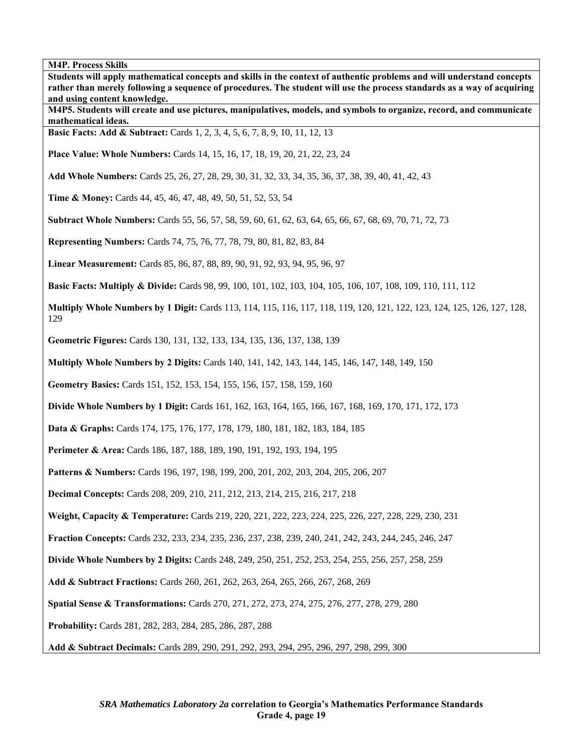**M4P. Process Skills**

**Students will apply mathematical concepts and skills in the context of authentic problems and will understand concepts rather than merely following a sequence of procedures. The student will use the process standards as a way of acquiring and using content knowledge.**

**M4P5. Students will create and use pictures, manipulatives, models, and symbols to organize, record, and communicate mathematical ideas.**

**Basic Facts: Add & Subtract:** Cards 1, 2, 3, 4, 5, 6, 7, 8, 9, 10, 11, 12, 13

**Place Value: Whole Numbers:** Cards 14, 15, 16, 17, 18, 19, 20, 21, 22, 23, 24

**Add Whole Numbers:** Cards 25, 26, 27, 28, 29, 30, 31, 32, 33, 34, 35, 36, 37, 38, 39, 40, 41, 42, 43

**Time & Money:** Cards 44, 45, 46, 47, 48, 49, 50, 51, 52, 53, 54

**Subtract Whole Numbers:** Cards 55, 56, 57, 58, 59, 60, 61, 62, 63, 64, 65, 66, 67, 68, 69, 70, 71, 72, 73

**Representing Numbers:** Cards 74, 75, 76, 77, 78, 79, 80, 81, 82, 83, 84

**Linear Measurement:** Cards 85, 86, 87, 88, 89, 90, 91, 92, 93, 94, 95, 96, 97

**Basic Facts: Multiply & Divide:** Cards 98, 99, 100, 101, 102, 103, 104, 105, 106, 107, 108, 109, 110, 111, 112

**Multiply Whole Numbers by 1 Digit:** Cards 113, 114, 115, 116, 117, 118, 119, 120, 121, 122, 123, 124, 125, 126, 127, 128, 129

**Geometric Figures:** Cards 130, 131, 132, 133, 134, 135, 136, 137, 138, 139

**Multiply Whole Numbers by 2 Digits:** Cards 140, 141, 142, 143, 144, 145, 146, 147, 148, 149, 150

**Geometry Basics:** Cards 151, 152, 153, 154, 155, 156, 157, 158, 159, 160

**Divide Whole Numbers by 1 Digit:** Cards 161, 162, 163, 164, 165, 166, 167, 168, 169, 170, 171, 172, 173

**Data & Graphs:** Cards 174, 175, 176, 177, 178, 179, 180, 181, 182, 183, 184, 185

**Perimeter & Area:** Cards 186, 187, 188, 189, 190, 191, 192, 193, 194, 195

**Patterns & Numbers:** Cards 196, 197, 198, 199, 200, 201, 202, 203, 204, 205, 206, 207

**Decimal Concepts:** Cards 208, 209, 210, 211, 212, 213, 214, 215, 216, 217, 218

**Weight, Capacity & Temperature:** Cards 219, 220, 221, 222, 223, 224, 225, 226, 227, 228, 229, 230, 231

**Fraction Concepts:** Cards 232, 233, 234, 235, 236, 237, 238, 239, 240, 241, 242, 243, 244, 245, 246, 247

**Divide Whole Numbers by 2 Digits:** Cards 248, 249, 250, 251, 252, 253, 254, 255, 256, 257, 258, 259

**Add & Subtract Fractions:** Cards 260, 261, 262, 263, 264, 265, 266, 267, 268, 269

**Spatial Sense & Transformations:** Cards 270, 271, 272, 273, 274, 275, 276, 277, 278, 279, 280

**Probability:** Cards 281, 282, 283, 284, 285, 286, 287, 288

**Add & Subtract Decimals:** Cards 289, 290, 291, 292, 293, 294, 295, 296, 297, 298, 299, 300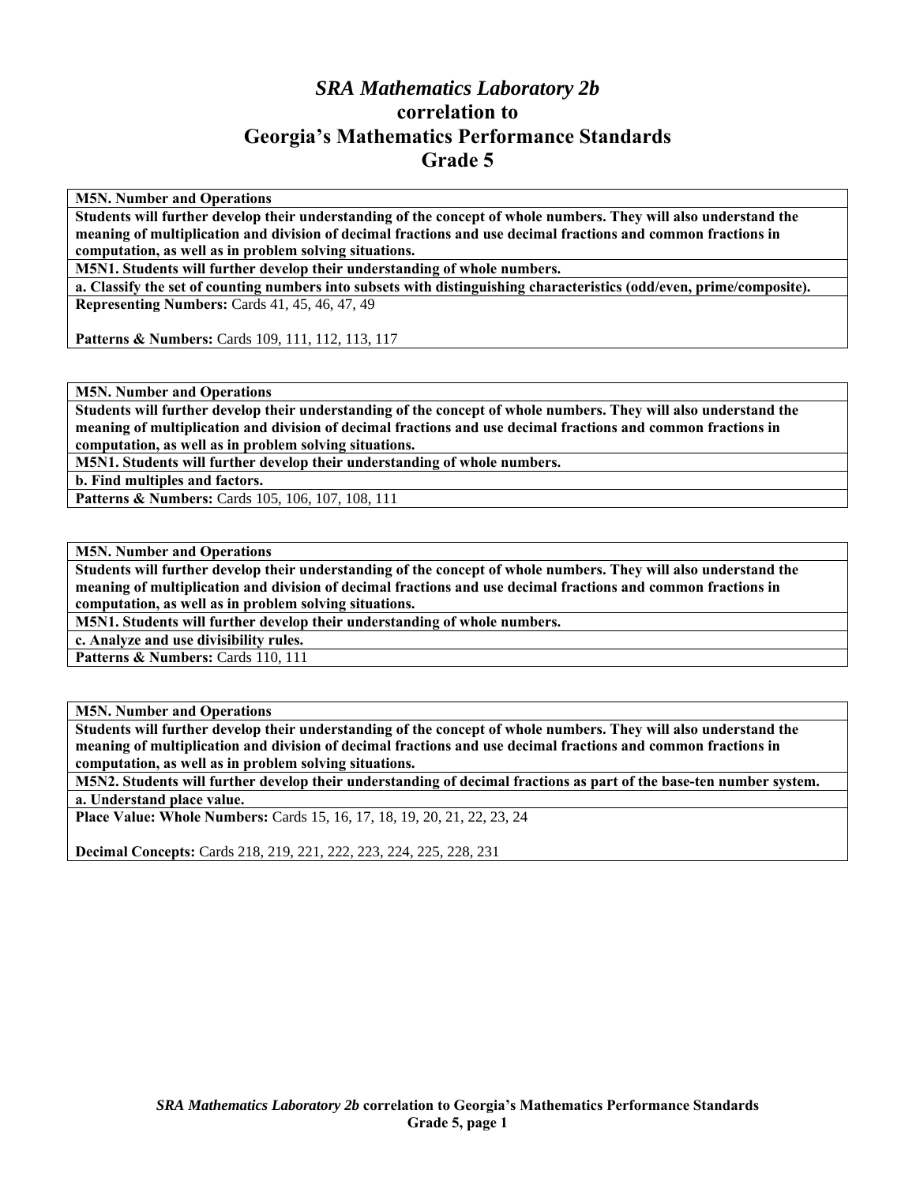# *SRA Mathematics Laboratory 2b* correlation to Georgia's Mathematics Performance Standards Grade 5

| **M5N. Number and Operations** |
|---|
| **Students will further develop their understanding of the concept of whole numbers. They will also understand the meaning of multiplication and division of decimal fractions and use decimal fractions and common fractions in computation, as well as in problem solving situations.** |
| **M5N1. Students will further develop their understanding of whole numbers.** |
| **a. Classify the set of counting numbers into subsets with distinguishing characteristics (odd/even, prime/composite).** |
| **Representing Numbers:** Cards 41, 45, 46, 47, 49<br><br>**Patterns & Numbers:** Cards 109, 111, 112, 113, 117 |

| **M5N. Number and Operations** |
|---|
| **Students will further develop their understanding of the concept of whole numbers. They will also understand the meaning of multiplication and division of decimal fractions and use decimal fractions and common fractions in computation, as well as in problem solving situations.** |
| **M5N1. Students will further develop their understanding of whole numbers.** |
| **b. Find multiples and factors.** |
| **Patterns & Numbers:** Cards 105, 106, 107, 108, 111 |

| **M5N. Number and Operations** |
|---|
| **Students will further develop their understanding of the concept of whole numbers. They will also understand the meaning of multiplication and division of decimal fractions and use decimal fractions and common fractions in computation, as well as in problem solving situations.** |
| **M5N1. Students will further develop their understanding of whole numbers.** |
| **c. Analyze and use divisibility rules.** |
| **Patterns & Numbers:** Cards 110, 111 |

| **M5N. Number and Operations** |
|---|
| **Students will further develop their understanding of the concept of whole numbers. They will also understand the meaning of multiplication and division of decimal fractions and use decimal fractions and common fractions in computation, as well as in problem solving situations.** |
| **M5N2. Students will further develop their understanding of decimal fractions as part of the base-ten number system.** |
| **a. Understand place value.** |
| **Place Value: Whole Numbers:** Cards 15, 16, 17, 18, 19, 20, 21, 22, 23, 24<br><br>**Decimal Concepts:** Cards 218, 219, 221, 222, 223, 224, 225, 228, 231 |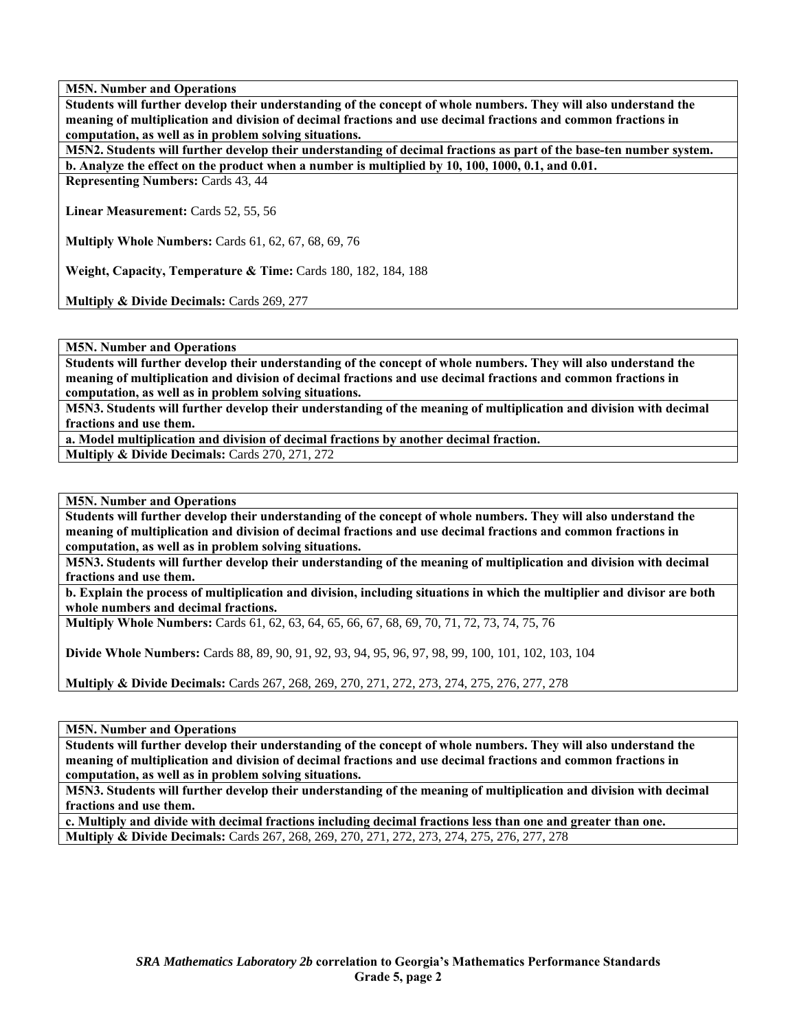**M5N. Number and Operations**

**Students will further develop their understanding of the concept of whole numbers. They will also understand the meaning of multiplication and division of decimal fractions and use decimal fractions and common fractions in computation, as well as in problem solving situations.**

**M5N2. Students will further develop their understanding of decimal fractions as part of the base-ten number system.**

**b. Analyze the effect on the product when a number is multiplied by 10, 100, 1000, 0.1, and 0.01.**

**Representing Numbers:** Cards 43, 44

**Linear Measurement:** Cards 52, 55, 56

**Multiply Whole Numbers:** Cards 61, 62, 67, 68, 69, 76

**Weight, Capacity, Temperature & Time:** Cards 180, 182, 184, 188

**Multiply & Divide Decimals:** Cards 269, 277

---

**M5N. Number and Operations**

**Students will further develop their understanding of the concept of whole numbers. They will also understand the meaning of multiplication and division of decimal fractions and use decimal fractions and common fractions in computation, as well as in problem solving situations.**

**M5N3. Students will further develop their understanding of the meaning of multiplication and division with decimal fractions and use them.**

**a. Model multiplication and division of decimal fractions by another decimal fraction.**

**Multiply & Divide Decimals:** Cards 270, 271, 272

---

**M5N. Number and Operations**

**Students will further develop their understanding of the concept of whole numbers. They will also understand the meaning of multiplication and division of decimal fractions and use decimal fractions and common fractions in computation, as well as in problem solving situations.**

**M5N3. Students will further develop their understanding of the meaning of multiplication and division with decimal fractions and use them.**

**b. Explain the process of multiplication and division, including situations in which the multiplier and divisor are both whole numbers and decimal fractions.**

**Multiply Whole Numbers:** Cards 61, 62, 63, 64, 65, 66, 67, 68, 69, 70, 71, 72, 73, 74, 75, 76

**Divide Whole Numbers:** Cards 88, 89, 90, 91, 92, 93, 94, 95, 96, 97, 98, 99, 100, 101, 102, 103, 104

**Multiply & Divide Decimals:** Cards 267, 268, 269, 270, 271, 272, 273, 274, 275, 276, 277, 278

---

**M5N. Number and Operations**

**Students will further develop their understanding of the concept of whole numbers. They will also understand the meaning of multiplication and division of decimal fractions and use decimal fractions and common fractions in computation, as well as in problem solving situations.**

**M5N3. Students will further develop their understanding of the meaning of multiplication and division with decimal fractions and use them.**

**c. Multiply and divide with decimal fractions including decimal fractions less than one and greater than one.**

**Multiply & Divide Decimals:** Cards 267, 268, 269, 270, 271, 272, 273, 274, 275, 276, 277, 278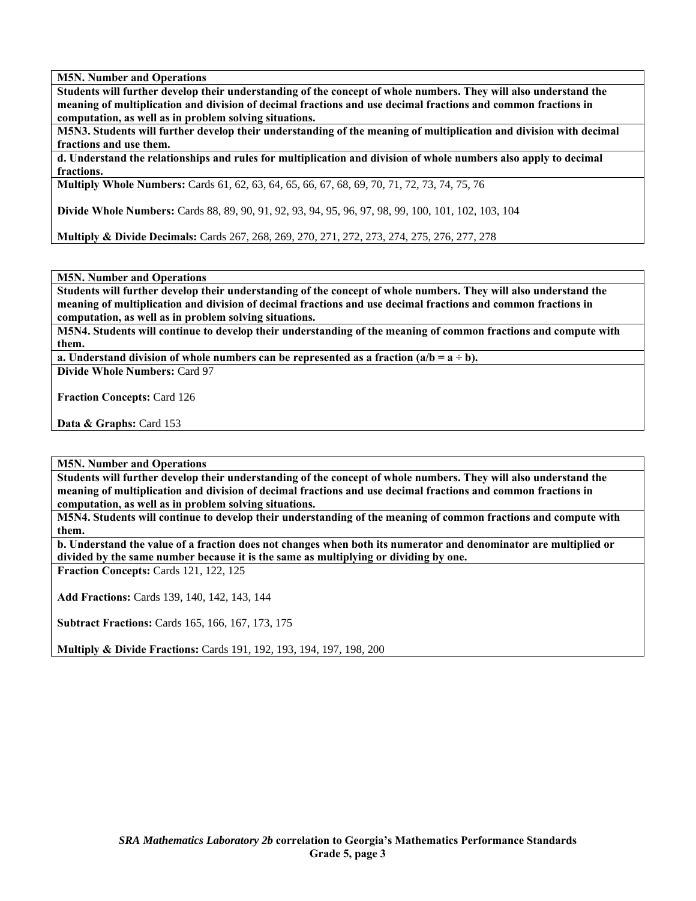**M5N. Number and Operations**

**Students will further develop their understanding of the concept of whole numbers. They will also understand the meaning of multiplication and division of decimal fractions and use decimal fractions and common fractions in computation, as well as in problem solving situations.**

**M5N3. Students will further develop their understanding of the meaning of multiplication and division with decimal fractions and use them.**

**d. Understand the relationships and rules for multiplication and division of whole numbers also apply to decimal fractions.**

**Multiply Whole Numbers:** Cards 61, 62, 63, 64, 65, 66, 67, 68, 69, 70, 71, 72, 73, 74, 75, 76

**Divide Whole Numbers:** Cards 88, 89, 90, 91, 92, 93, 94, 95, 96, 97, 98, 99, 100, 101, 102, 103, 104

**Multiply & Divide Decimals:** Cards 267, 268, 269, 270, 271, 272, 273, 274, 275, 276, 277, 278

**M5N. Number and Operations**

**Students will further develop their understanding of the concept of whole numbers. They will also understand the meaning of multiplication and division of decimal fractions and use decimal fractions and common fractions in computation, as well as in problem solving situations.**

**M5N4. Students will continue to develop their understanding of the meaning of common fractions and compute with them.**

**a. Understand division of whole numbers can be represented as a fraction ($a/b = a \div b$).**

**Divide Whole Numbers:** Card 97

**Fraction Concepts:** Card 126

**Data & Graphs:** Card 153

**M5N. Number and Operations**

**Students will further develop their understanding of the concept of whole numbers. They will also understand the meaning of multiplication and division of decimal fractions and use decimal fractions and common fractions in computation, as well as in problem solving situations.**

**M5N4. Students will continue to develop their understanding of the meaning of common fractions and compute with them.**

**b. Understand the value of a fraction does not changes when both its numerator and denominator are multiplied or divided by the same number because it is the same as multiplying or dividing by one.**

**Fraction Concepts:** Cards 121, 122, 125

**Add Fractions:** Cards 139, 140, 142, 143, 144

**Subtract Fractions:** Cards 165, 166, 167, 173, 175

**Multiply & Divide Fractions:** Cards 191, 192, 193, 194, 197, 198, 200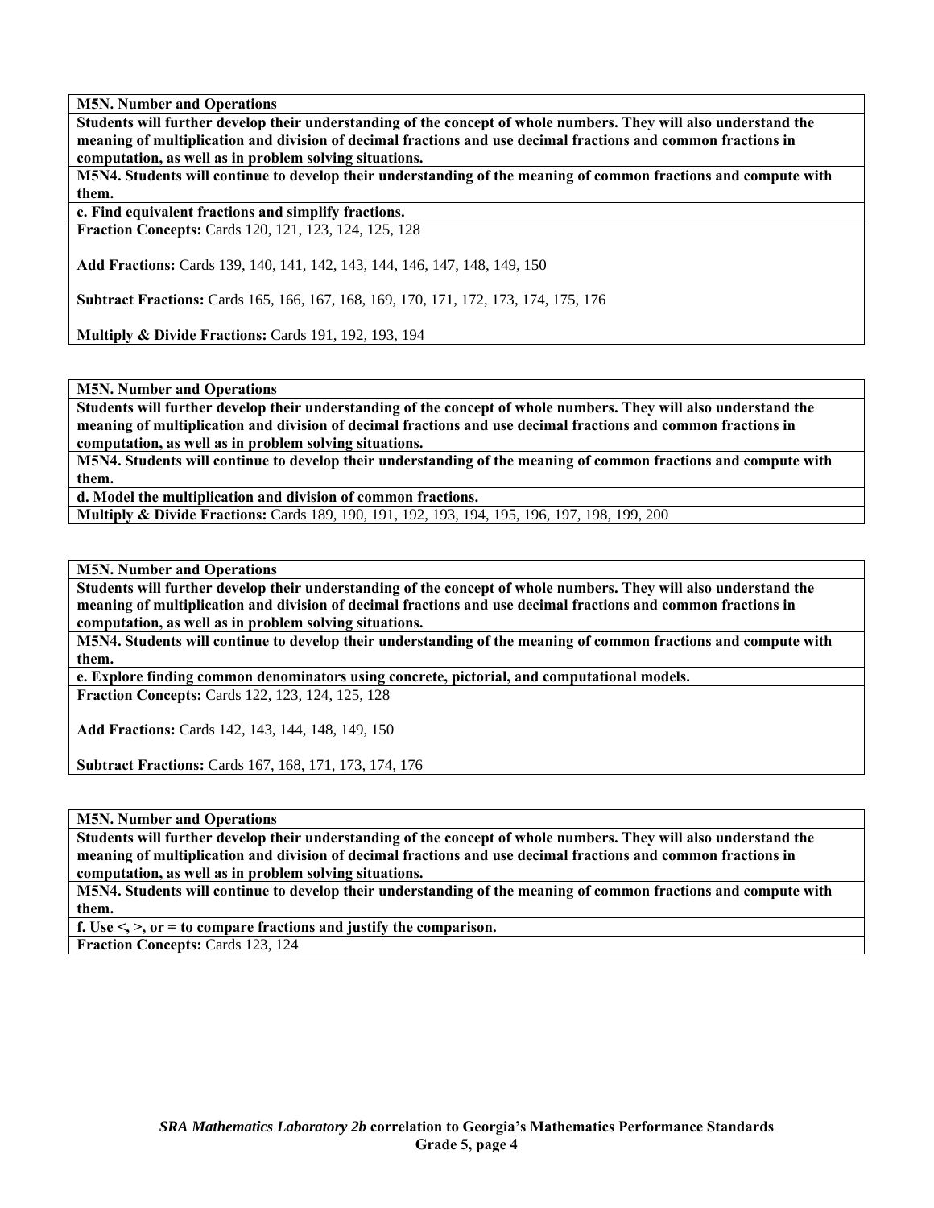**M5N. Number and Operations**

**Students will further develop their understanding of the concept of whole numbers. They will also understand the meaning of multiplication and division of decimal fractions and use decimal fractions and common fractions in computation, as well as in problem solving situations.**

**M5N4. Students will continue to develop their understanding of the meaning of common fractions and compute with them.**

**c. Find equivalent fractions and simplify fractions.**

**Fraction Concepts:** Cards 120, 121, 123, 124, 125, 128

**Add Fractions:** Cards 139, 140, 141, 142, 143, 144, 146, 147, 148, 149, 150

**Subtract Fractions:** Cards 165, 166, 167, 168, 169, 170, 171, 172, 173, 174, 175, 176

**Multiply & Divide Fractions:** Cards 191, 192, 193, 194

---

**M5N. Number and Operations**

**Students will further develop their understanding of the concept of whole numbers. They will also understand the meaning of multiplication and division of decimal fractions and use decimal fractions and common fractions in computation, as well as in problem solving situations.**

**M5N4. Students will continue to develop their understanding of the meaning of common fractions and compute with them.**

**d. Model the multiplication and division of common fractions.**

**Multiply & Divide Fractions:** Cards 189, 190, 191, 192, 193, 194, 195, 196, 197, 198, 199, 200

---

**M5N. Number and Operations**

**Students will further develop their understanding of the concept of whole numbers. They will also understand the meaning of multiplication and division of decimal fractions and use decimal fractions and common fractions in computation, as well as in problem solving situations.**

**M5N4. Students will continue to develop their understanding of the meaning of common fractions and compute with them.**

**e. Explore finding common denominators using concrete, pictorial, and computational models.**

**Fraction Concepts:** Cards 122, 123, 124, 125, 128

**Add Fractions:** Cards 142, 143, 144, 148, 149, 150

**Subtract Fractions:** Cards 167, 168, 171, 173, 174, 176

---

**M5N. Number and Operations**

**Students will further develop their understanding of the concept of whole numbers. They will also understand the meaning of multiplication and division of decimal fractions and use decimal fractions and common fractions in computation, as well as in problem solving situations.**

**M5N4. Students will continue to develop their understanding of the meaning of common fractions and compute with them.**

**f. Use <, >, or = to compare fractions and justify the comparison.**

**Fraction Concepts:** Cards 123, 124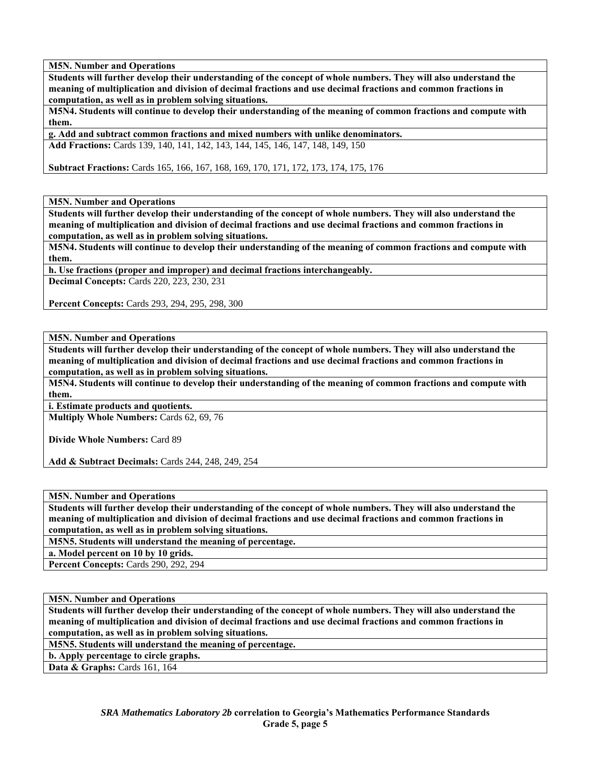**M5N. Number and Operations**

**Students will further develop their understanding of the concept of whole numbers. They will also understand the meaning of multiplication and division of decimal fractions and use decimal fractions and common fractions in computation, as well as in problem solving situations.**

**M5N4. Students will continue to develop their understanding of the meaning of common fractions and compute with them.**

**g. Add and subtract common fractions and mixed numbers with unlike denominators.**

**Add Fractions:** Cards 139, 140, 141, 142, 143, 144, 145, 146, 147, 148, 149, 150

**Subtract Fractions:** Cards 165, 166, 167, 168, 169, 170, 171, 172, 173, 174, 175, 176

---

**M5N. Number and Operations**

**Students will further develop their understanding of the concept of whole numbers. They will also understand the meaning of multiplication and division of decimal fractions and use decimal fractions and common fractions in computation, as well as in problem solving situations.**

**M5N4. Students will continue to develop their understanding of the meaning of common fractions and compute with them.**

**h. Use fractions (proper and improper) and decimal fractions interchangeably.**

**Decimal Concepts:** Cards 220, 223, 230, 231

**Percent Concepts:** Cards 293, 294, 295, 298, 300

---

**M5N. Number and Operations**

**Students will further develop their understanding of the concept of whole numbers. They will also understand the meaning of multiplication and division of decimal fractions and use decimal fractions and common fractions in computation, as well as in problem solving situations.**

**M5N4. Students will continue to develop their understanding of the meaning of common fractions and compute with them.**

**i. Estimate products and quotients.**

**Multiply Whole Numbers:** Cards 62, 69, 76

**Divide Whole Numbers:** Card 89

**Add & Subtract Decimals:** Cards 244, 248, 249, 254

---

**M5N. Number and Operations**

**Students will further develop their understanding of the concept of whole numbers. They will also understand the meaning of multiplication and division of decimal fractions and use decimal fractions and common fractions in computation, as well as in problem solving situations.**

**M5N5. Students will understand the meaning of percentage.**

**a. Model percent on 10 by 10 grids.**

**Percent Concepts:** Cards 290, 292, 294

---

**M5N. Number and Operations**

**Students will further develop their understanding of the concept of whole numbers. They will also understand the meaning of multiplication and division of decimal fractions and use decimal fractions and common fractions in computation, as well as in problem solving situations.**

**M5N5. Students will understand the meaning of percentage.**

**b. Apply percentage to circle graphs.**

**Data & Graphs:** Cards 161, 164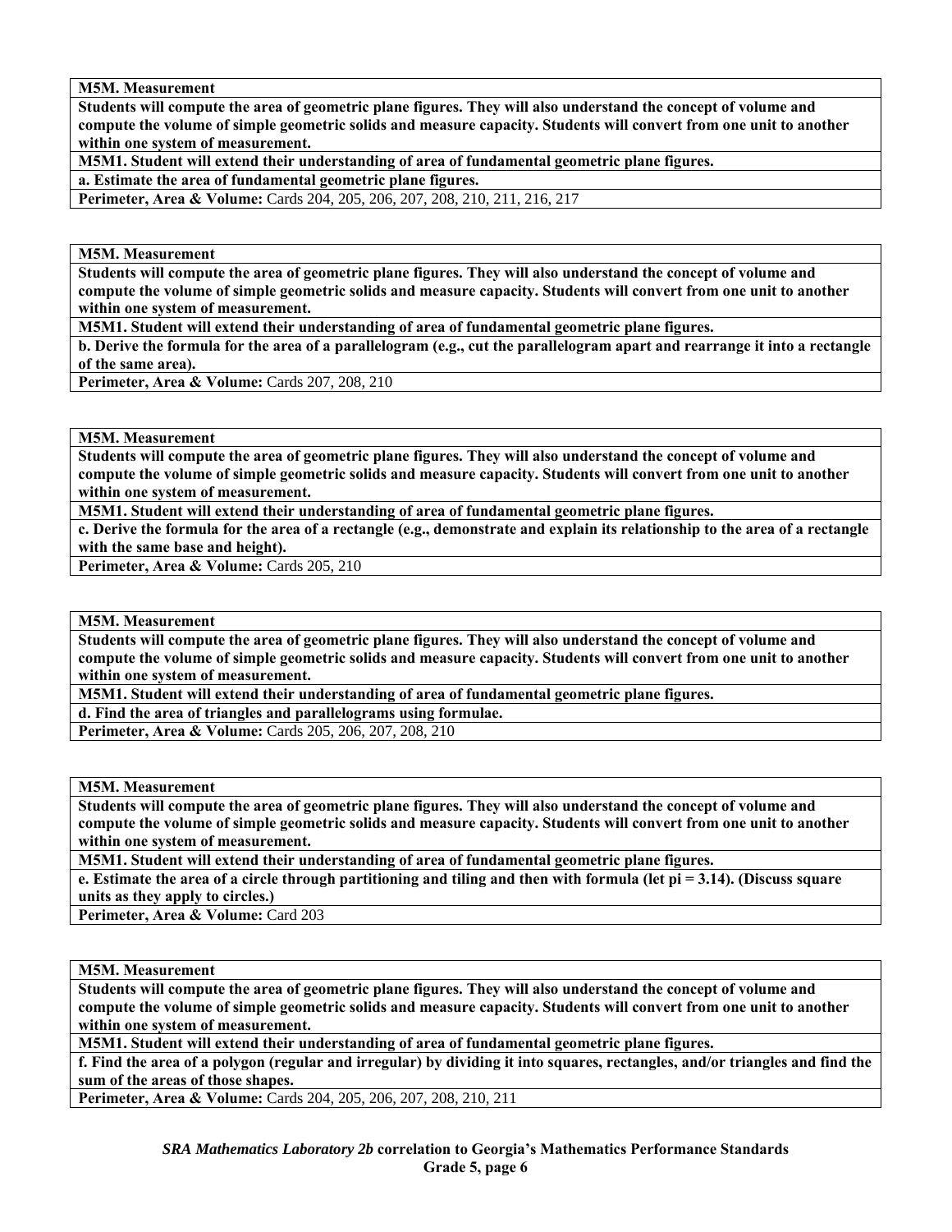**M5M. Measurement**

**Students will compute the area of geometric plane figures. They will also understand the concept of volume and compute the volume of simple geometric solids and measure capacity. Students will convert from one unit to another within one system of measurement.**

**M5M1. Student will extend their understanding of area of fundamental geometric plane figures.**

**a. Estimate the area of fundamental geometric plane figures.**

**Perimeter, Area & Volume:** Cards 204, 205, 206, 207, 208, 210, 211, 216, 217

**M5M. Measurement**

**Students will compute the area of geometric plane figures. They will also understand the concept of volume and compute the volume of simple geometric solids and measure capacity. Students will convert from one unit to another within one system of measurement.**

**M5M1. Student will extend their understanding of area of fundamental geometric plane figures.**

**b. Derive the formula for the area of a parallelogram (e.g., cut the parallelogram apart and rearrange it into a rectangle of the same area).**

**Perimeter, Area & Volume:** Cards 207, 208, 210

**M5M. Measurement**

**Students will compute the area of geometric plane figures. They will also understand the concept of volume and compute the volume of simple geometric solids and measure capacity. Students will convert from one unit to another within one system of measurement.**

**M5M1. Student will extend their understanding of area of fundamental geometric plane figures.**

**c. Derive the formula for the area of a rectangle (e.g., demonstrate and explain its relationship to the area of a rectangle with the same base and height).**

**Perimeter, Area & Volume:** Cards 205, 210

**M5M. Measurement**

**Students will compute the area of geometric plane figures. They will also understand the concept of volume and compute the volume of simple geometric solids and measure capacity. Students will convert from one unit to another within one system of measurement.**

**M5M1. Student will extend their understanding of area of fundamental geometric plane figures.**

**d. Find the area of triangles and parallelograms using formulae.**

**Perimeter, Area & Volume:** Cards 205, 206, 207, 208, 210

**M5M. Measurement**

**Students will compute the area of geometric plane figures. They will also understand the concept of volume and compute the volume of simple geometric solids and measure capacity. Students will convert from one unit to another within one system of measurement.**

**M5M1. Student will extend their understanding of area of fundamental geometric plane figures.**

**e. Estimate the area of a circle through partitioning and tiling and then with formula (let pi = 3.14). (Discuss square units as they apply to circles.)**

**Perimeter, Area & Volume:** Card 203

**M5M. Measurement**

**Students will compute the area of geometric plane figures. They will also understand the concept of volume and compute the volume of simple geometric solids and measure capacity. Students will convert from one unit to another within one system of measurement.**

**M5M1. Student will extend their understanding of area of fundamental geometric plane figures.**

**f. Find the area of a polygon (regular and irregular) by dividing it into squares, rectangles, and/or triangles and find the sum of the areas of those shapes.**

**Perimeter, Area & Volume:** Cards 204, 205, 206, 207, 208, 210, 211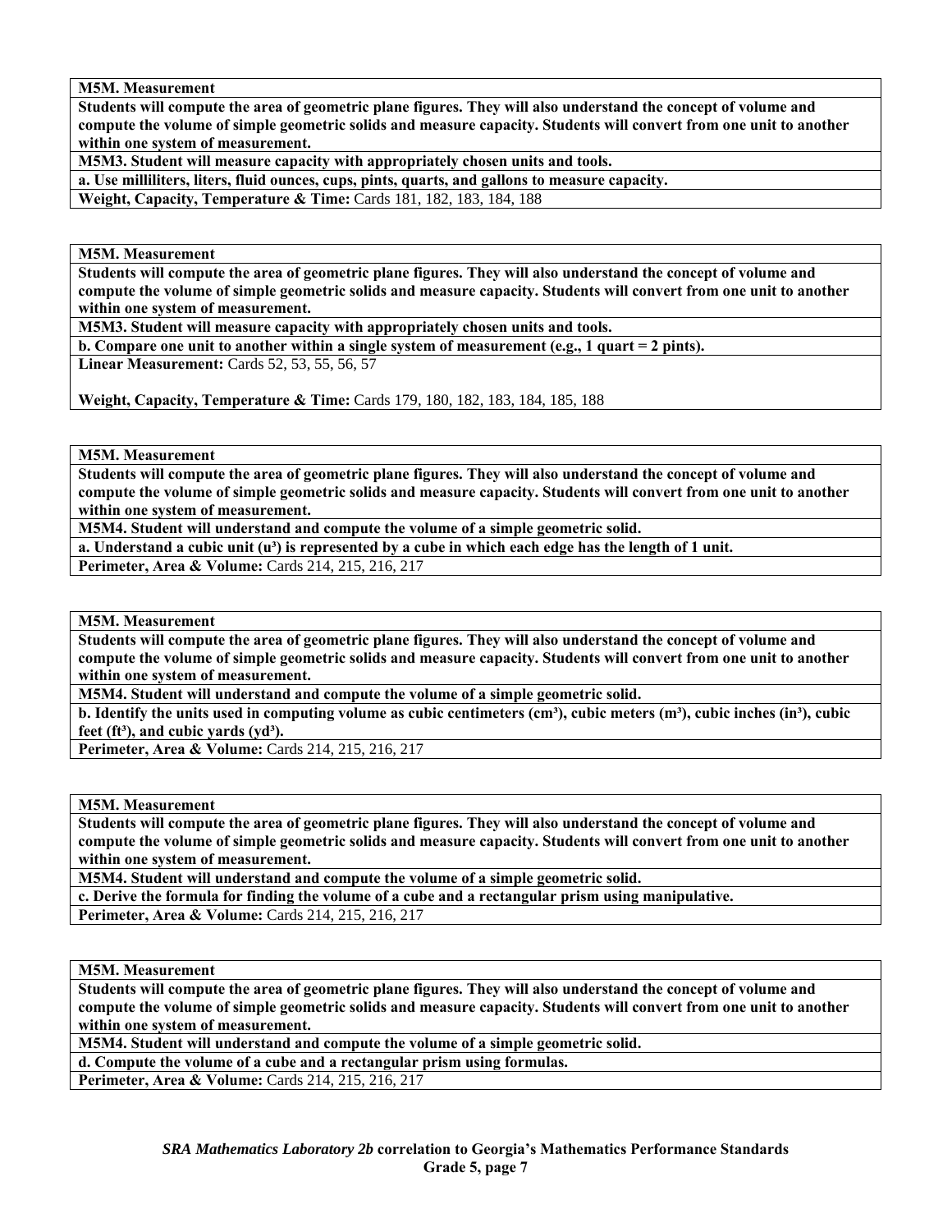| **M5M. Measurement** |
|---|
| **Students will compute the area of geometric plane figures. They will also understand the concept of volume and compute the volume of simple geometric solids and measure capacity. Students will convert from one unit to another within one system of measurement.** |
| **M5M3. Student will measure capacity with appropriately chosen units and tools.** |
| **a. Use milliliters, liters, fluid ounces, cups, pints, quarts, and gallons to measure capacity.** |
| **Weight, Capacity, Temperature & Time:** Cards 181, 182, 183, 184, 188 |

| **M5M. Measurement** |
|---|
| **Students will compute the area of geometric plane figures. They will also understand the concept of volume and compute the volume of simple geometric solids and measure capacity. Students will convert from one unit to another within one system of measurement.** |
| **M5M3. Student will measure capacity with appropriately chosen units and tools.** |
| **b. Compare one unit to another within a single system of measurement (e.g., 1 quart = 2 pints).** |
| **Linear Measurement:** Cards 52, 53, 55, 56, 57<br><br>**Weight, Capacity, Temperature & Time:** Cards 179, 180, 182, 183, 184, 185, 188 |

| **M5M. Measurement** |
|---|
| **Students will compute the area of geometric plane figures. They will also understand the concept of volume and compute the volume of simple geometric solids and measure capacity. Students will convert from one unit to another within one system of measurement.** |
| **M5M4. Student will understand and compute the volume of a simple geometric solid.** |
| **a. Understand a cubic unit ($u^3$) is represented by a cube in which each edge has the length of 1 unit.** |
| **Perimeter, Area & Volume:** Cards 214, 215, 216, 217 |

| **M5M. Measurement** |
|---|
| **Students will compute the area of geometric plane figures. They will also understand the concept of volume and compute the volume of simple geometric solids and measure capacity. Students will convert from one unit to another within one system of measurement.** |
| **M5M4. Student will understand and compute the volume of a simple geometric solid.** |
| **b. Identify the units used in computing volume as cubic centimeters ($cm^3$), cubic meters ($m^3$), cubic inches ($in^3$), cubic feet ($ft^3$), and cubic yards ($yd^3$).** |
| **Perimeter, Area & Volume:** Cards 214, 215, 216, 217 |

| **M5M. Measurement** |
|---|
| **Students will compute the area of geometric plane figures. They will also understand the concept of volume and compute the volume of simple geometric solids and measure capacity. Students will convert from one unit to another within one system of measurement.** |
| **M5M4. Student will understand and compute the volume of a simple geometric solid.** |
| **c. Derive the formula for finding the volume of a cube and a rectangular prism using manipulative.** |
| **Perimeter, Area & Volume:** Cards 214, 215, 216, 217 |

| **M5M. Measurement** |
|---|
| **Students will compute the area of geometric plane figures. They will also understand the concept of volume and compute the volume of simple geometric solids and measure capacity. Students will convert from one unit to another within one system of measurement.** |
| **M5M4. Student will understand and compute the volume of a simple geometric solid.** |
| **d. Compute the volume of a cube and a rectangular prism using formulas.** |
| **Perimeter, Area & Volume:** Cards 214, 215, 216, 217 |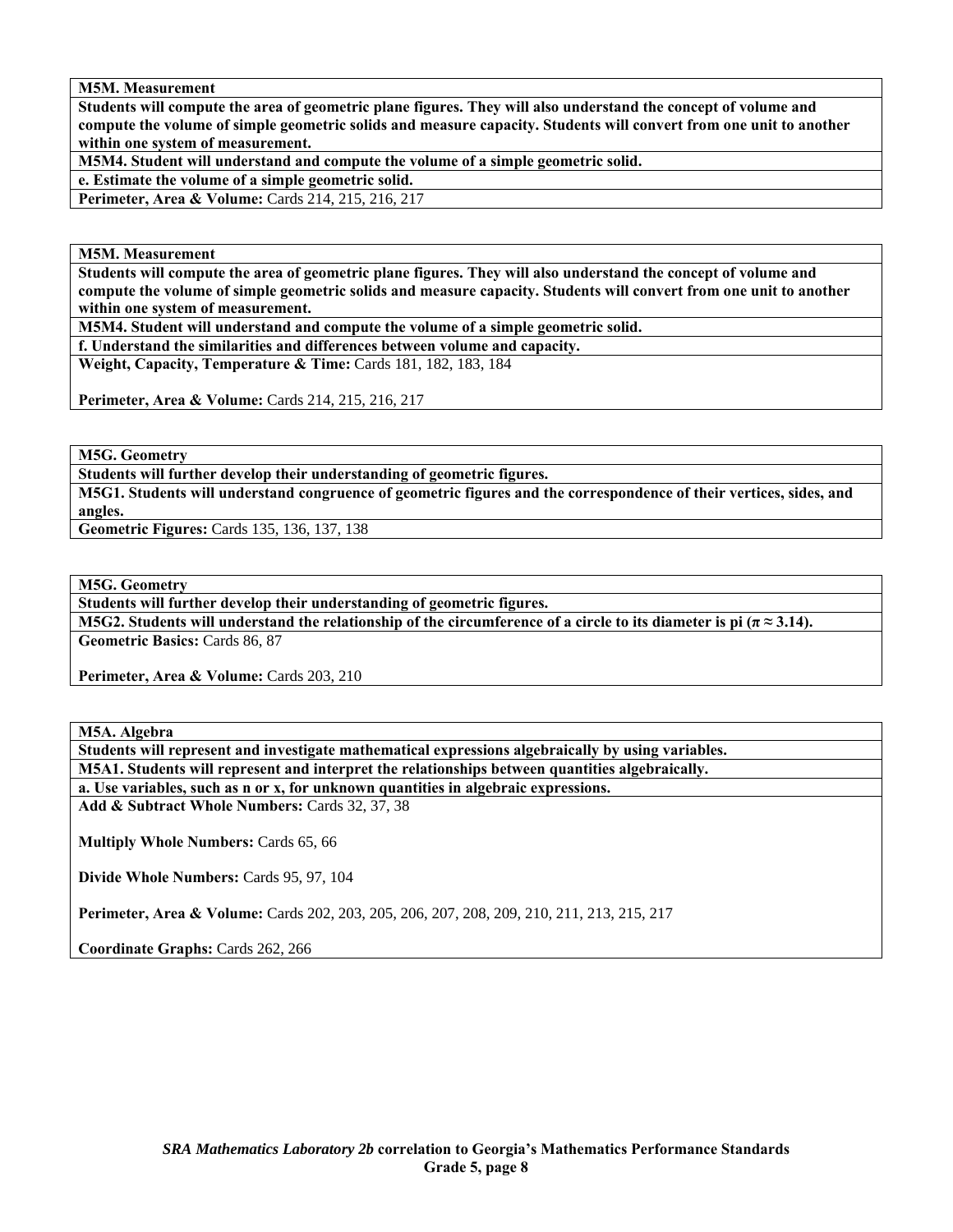**M5M. Measurement**

**Students will compute the area of geometric plane figures. They will also understand the concept of volume and compute the volume of simple geometric solids and measure capacity. Students will convert from one unit to another within one system of measurement.**

**M5M4. Student will understand and compute the volume of a simple geometric solid.**

**e. Estimate the volume of a simple geometric solid.**

**Perimeter, Area & Volume:** Cards 214, 215, 216, 217

**M5M. Measurement**

**Students will compute the area of geometric plane figures. They will also understand the concept of volume and compute the volume of simple geometric solids and measure capacity. Students will convert from one unit to another within one system of measurement.**

**M5M4. Student will understand and compute the volume of a simple geometric solid.**

**f. Understand the similarities and differences between volume and capacity.**

**Weight, Capacity, Temperature & Time:** Cards 181, 182, 183, 184

**Perimeter, Area & Volume:** Cards 214, 215, 216, 217

**M5G. Geometry**

**Students will further develop their understanding of geometric figures.**

**M5G1. Students will understand congruence of geometric figures and the correspondence of their vertices, sides, and angles.**

**Geometric Figures:** Cards 135, 136, 137, 138

**M5G. Geometry**

**Students will further develop their understanding of geometric figures.**

**M5G2. Students will understand the relationship of the circumference of a circle to its diameter is pi ($\pi \approx 3.14$).**

**Geometric Basics:** Cards 86, 87

**Perimeter, Area & Volume:** Cards 203, 210

**M5A. Algebra**

**Students will represent and investigate mathematical expressions algebraically by using variables.**

**M5A1. Students will represent and interpret the relationships between quantities algebraically.**

**a. Use variables, such as n or x, for unknown quantities in algebraic expressions.**

**Add & Subtract Whole Numbers:** Cards 32, 37, 38

**Multiply Whole Numbers:** Cards 65, 66

**Divide Whole Numbers:** Cards 95, 97, 104

**Perimeter, Area & Volume:** Cards 202, 203, 205, 206, 207, 208, 209, 210, 211, 213, 215, 217

**Coordinate Graphs:** Cards 262, 266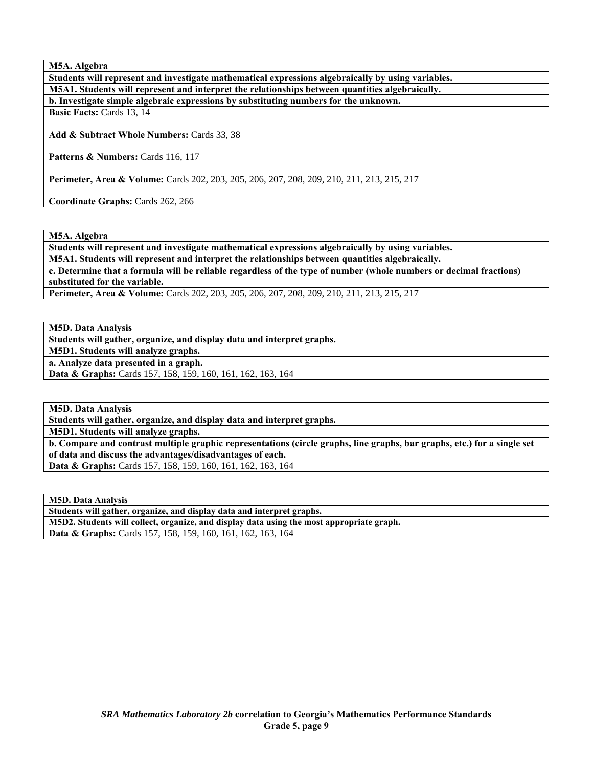**M5A. Algebra**

**Students will represent and investigate mathematical expressions algebraically by using variables.**

**M5A1. Students will represent and interpret the relationships between quantities algebraically.**

**b. Investigate simple algebraic expressions by substituting numbers for the unknown.**

**Basic Facts:** Cards 13, 14

**Add & Subtract Whole Numbers:** Cards 33, 38

**Patterns & Numbers:** Cards 116, 117

**Perimeter, Area & Volume:** Cards 202, 203, 205, 206, 207, 208, 209, 210, 211, 213, 215, 217

**Coordinate Graphs:** Cards 262, 266

---

**M5A. Algebra**

**Students will represent and investigate mathematical expressions algebraically by using variables.**

**M5A1. Students will represent and interpret the relationships between quantities algebraically.**

**c. Determine that a formula will be reliable regardless of the type of number (whole numbers or decimal fractions) substituted for the variable.**

**Perimeter, Area & Volume:** Cards 202, 203, 205, 206, 207, 208, 209, 210, 211, 213, 215, 217

---

**M5D. Data Analysis**

**Students will gather, organize, and display data and interpret graphs.**

**M5D1. Students will analyze graphs.**

**a. Analyze data presented in a graph.**

**Data & Graphs:** Cards 157, 158, 159, 160, 161, 162, 163, 164

---

**M5D. Data Analysis**

**Students will gather, organize, and display data and interpret graphs.**

**M5D1. Students will analyze graphs.**

**b. Compare and contrast multiple graphic representations (circle graphs, line graphs, bar graphs, etc.) for a single set of data and discuss the advantages/disadvantages of each.**

**Data & Graphs:** Cards 157, 158, 159, 160, 161, 162, 163, 164

---

**M5D. Data Analysis**

**Students will gather, organize, and display data and interpret graphs.**

**M5D2. Students will collect, organize, and display data using the most appropriate graph.**

**Data & Graphs:** Cards 157, 158, 159, 160, 161, 162, 163, 164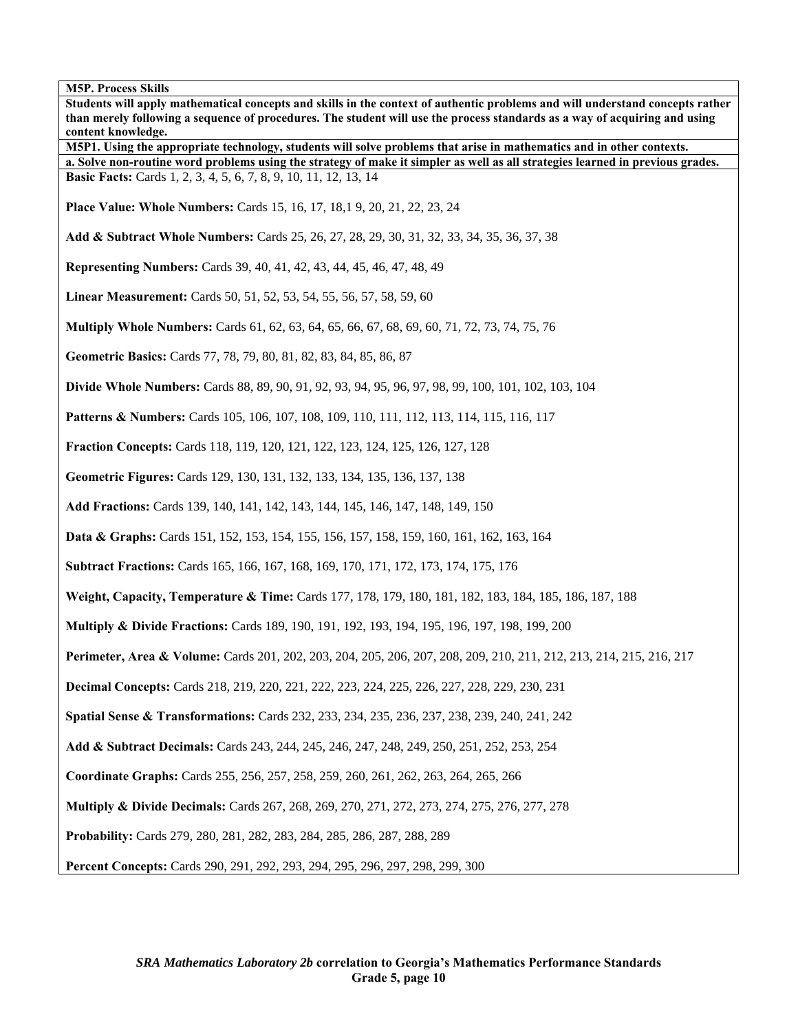**M5P. Process Skills**

**Students will apply mathematical concepts and skills in the context of authentic problems and will understand concepts rather than merely following a sequence of procedures. The student will use the process standards as a way of acquiring and using content knowledge.**

**M5P1. Using the appropriate technology, students will solve problems that arise in mathematics and in other contexts.**

**a. Solve non-routine word problems using the strategy of make it simpler as well as all strategies learned in previous grades.**

**Basic Facts:** Cards 1, 2, 3, 4, 5, 6, 7, 8, 9, 10, 11, 12, 13, 14

**Place Value: Whole Numbers:** Cards 15, 16, 17, 18,1 9, 20, 21, 22, 23, 24

**Add & Subtract Whole Numbers:** Cards 25, 26, 27, 28, 29, 30, 31, 32, 33, 34, 35, 36, 37, 38

**Representing Numbers:** Cards 39, 40, 41, 42, 43, 44, 45, 46, 47, 48, 49

**Linear Measurement:** Cards 50, 51, 52, 53, 54, 55, 56, 57, 58, 59, 60

**Multiply Whole Numbers:** Cards 61, 62, 63, 64, 65, 66, 67, 68, 69, 60, 71, 72, 73, 74, 75, 76

**Geometric Basics:** Cards 77, 78, 79, 80, 81, 82, 83, 84, 85, 86, 87

**Divide Whole Numbers:** Cards 88, 89, 90, 91, 92, 93, 94, 95, 96, 97, 98, 99, 100, 101, 102, 103, 104

**Patterns & Numbers:** Cards 105, 106, 107, 108, 109, 110, 111, 112, 113, 114, 115, 116, 117

**Fraction Concepts:** Cards 118, 119, 120, 121, 122, 123, 124, 125, 126, 127, 128

**Geometric Figures:** Cards 129, 130, 131, 132, 133, 134, 135, 136, 137, 138

**Add Fractions:** Cards 139, 140, 141, 142, 143, 144, 145, 146, 147, 148, 149, 150

**Data & Graphs:** Cards 151, 152, 153, 154, 155, 156, 157, 158, 159, 160, 161, 162, 163, 164

**Subtract Fractions:** Cards 165, 166, 167, 168, 169, 170, 171, 172, 173, 174, 175, 176

**Weight, Capacity, Temperature & Time:** Cards 177, 178, 179, 180, 181, 182, 183, 184, 185, 186, 187, 188

**Multiply & Divide Fractions:** Cards 189, 190, 191, 192, 193, 194, 195, 196, 197, 198, 199, 200

**Perimeter, Area & Volume:** Cards 201, 202, 203, 204, 205, 206, 207, 208, 209, 210, 211, 212, 213, 214, 215, 216, 217

**Decimal Concepts:** Cards 218, 219, 220, 221, 222, 223, 224, 225, 226, 227, 228, 229, 230, 231

**Spatial Sense & Transformations:** Cards 232, 233, 234, 235, 236, 237, 238, 239, 240, 241, 242

**Add & Subtract Decimals:** Cards 243, 244, 245, 246, 247, 248, 249, 250, 251, 252, 253, 254

**Coordinate Graphs:** Cards 255, 256, 257, 258, 259, 260, 261, 262, 263, 264, 265, 266

**Multiply & Divide Decimals:** Cards 267, 268, 269, 270, 271, 272, 273, 274, 275, 276, 277, 278

**Probability:** Cards 279, 280, 281, 282, 283, 284, 285, 286, 287, 288, 289

**Percent Concepts:** Cards 290, 291, 292, 293, 294, 295, 296, 297, 298, 299, 300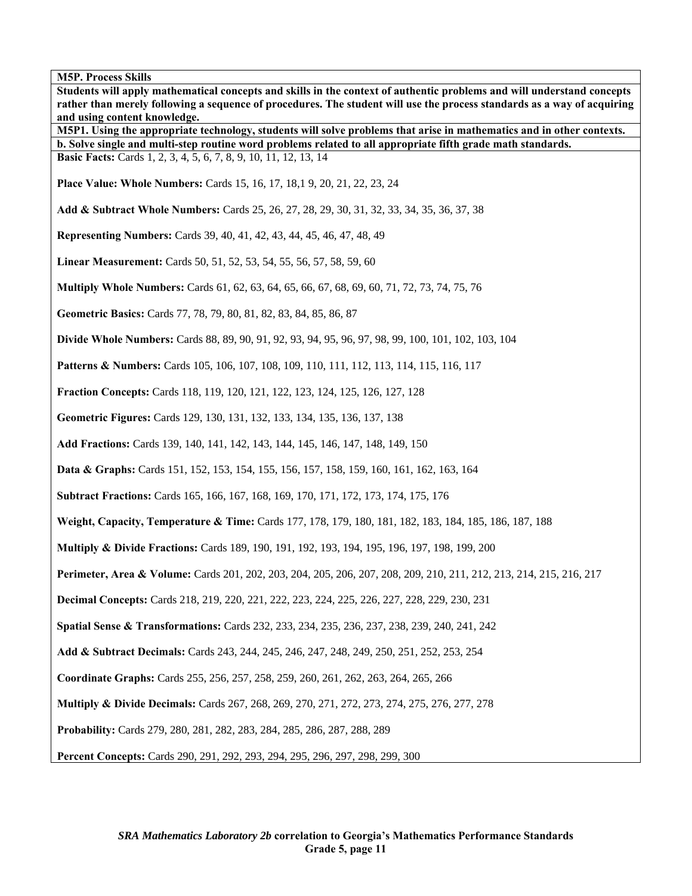**M5P. Process Skills**

**Students will apply mathematical concepts and skills in the context of authentic problems and will understand concepts rather than merely following a sequence of procedures. The student will use the process standards as a way of acquiring and using content knowledge.**

**M5P1. Using the appropriate technology, students will solve problems that arise in mathematics and in other contexts.**

**b. Solve single and multi-step routine word problems related to all appropriate fifth grade math standards.**

**Basic Facts:** Cards 1, 2, 3, 4, 5, 6, 7, 8, 9, 10, 11, 12, 13, 14

**Place Value: Whole Numbers:** Cards 15, 16, 17, 18,1 9, 20, 21, 22, 23, 24

**Add & Subtract Whole Numbers:** Cards 25, 26, 27, 28, 29, 30, 31, 32, 33, 34, 35, 36, 37, 38

**Representing Numbers:** Cards 39, 40, 41, 42, 43, 44, 45, 46, 47, 48, 49

**Linear Measurement:** Cards 50, 51, 52, 53, 54, 55, 56, 57, 58, 59, 60

**Multiply Whole Numbers:** Cards 61, 62, 63, 64, 65, 66, 67, 68, 69, 60, 71, 72, 73, 74, 75, 76

**Geometric Basics:** Cards 77, 78, 79, 80, 81, 82, 83, 84, 85, 86, 87

**Divide Whole Numbers:** Cards 88, 89, 90, 91, 92, 93, 94, 95, 96, 97, 98, 99, 100, 101, 102, 103, 104

**Patterns & Numbers:** Cards 105, 106, 107, 108, 109, 110, 111, 112, 113, 114, 115, 116, 117

**Fraction Concepts:** Cards 118, 119, 120, 121, 122, 123, 124, 125, 126, 127, 128

**Geometric Figures:** Cards 129, 130, 131, 132, 133, 134, 135, 136, 137, 138

**Add Fractions:** Cards 139, 140, 141, 142, 143, 144, 145, 146, 147, 148, 149, 150

**Data & Graphs:** Cards 151, 152, 153, 154, 155, 156, 157, 158, 159, 160, 161, 162, 163, 164

**Subtract Fractions:** Cards 165, 166, 167, 168, 169, 170, 171, 172, 173, 174, 175, 176

**Weight, Capacity, Temperature & Time:** Cards 177, 178, 179, 180, 181, 182, 183, 184, 185, 186, 187, 188

**Multiply & Divide Fractions:** Cards 189, 190, 191, 192, 193, 194, 195, 196, 197, 198, 199, 200

**Perimeter, Area & Volume:** Cards 201, 202, 203, 204, 205, 206, 207, 208, 209, 210, 211, 212, 213, 214, 215, 216, 217

**Decimal Concepts:** Cards 218, 219, 220, 221, 222, 223, 224, 225, 226, 227, 228, 229, 230, 231

**Spatial Sense & Transformations:** Cards 232, 233, 234, 235, 236, 237, 238, 239, 240, 241, 242

**Add & Subtract Decimals:** Cards 243, 244, 245, 246, 247, 248, 249, 250, 251, 252, 253, 254

**Coordinate Graphs:** Cards 255, 256, 257, 258, 259, 260, 261, 262, 263, 264, 265, 266

**Multiply & Divide Decimals:** Cards 267, 268, 269, 270, 271, 272, 273, 274, 275, 276, 277, 278

**Probability:** Cards 279, 280, 281, 282, 283, 284, 285, 286, 287, 288, 289

**Percent Concepts:** Cards 290, 291, 292, 293, 294, 295, 296, 297, 298, 299, 300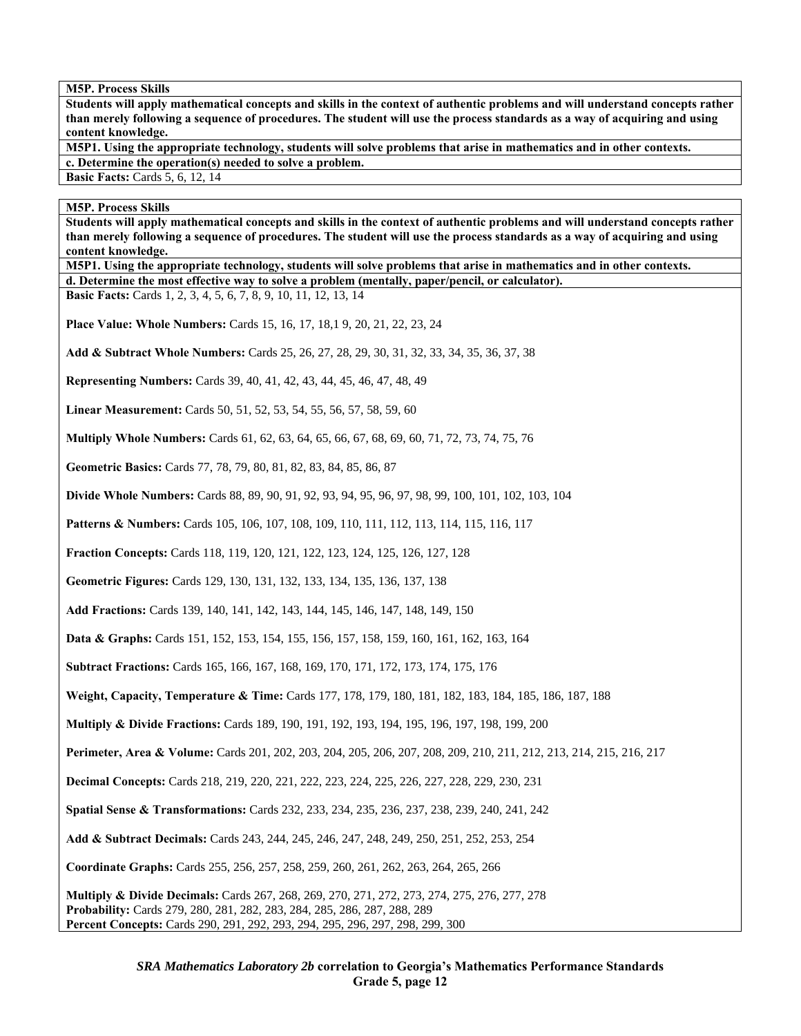**M5P. Process Skills**

**Students will apply mathematical concepts and skills in the context of authentic problems and will understand concepts rather than merely following a sequence of procedures. The student will use the process standards as a way of acquiring and using content knowledge.**

**M5P1. Using the appropriate technology, students will solve problems that arise in mathematics and in other contexts.**

**c. Determine the operation(s) needed to solve a problem.**

**Basic Facts:** Cards 5, 6, 12, 14

**M5P. Process Skills**

**Students will apply mathematical concepts and skills in the context of authentic problems and will understand concepts rather than merely following a sequence of procedures. The student will use the process standards as a way of acquiring and using content knowledge.**

**M5P1. Using the appropriate technology, students will solve problems that arise in mathematics and in other contexts.**

**d. Determine the most effective way to solve a problem (mentally, paper/pencil, or calculator).**

**Basic Facts:** Cards 1, 2, 3, 4, 5, 6, 7, 8, 9, 10, 11, 12, 13, 14

**Place Value: Whole Numbers:** Cards 15, 16, 17, 18,1 9, 20, 21, 22, 23, 24

**Add & Subtract Whole Numbers:** Cards 25, 26, 27, 28, 29, 30, 31, 32, 33, 34, 35, 36, 37, 38

**Representing Numbers:** Cards 39, 40, 41, 42, 43, 44, 45, 46, 47, 48, 49

**Linear Measurement:** Cards 50, 51, 52, 53, 54, 55, 56, 57, 58, 59, 60

**Multiply Whole Numbers:** Cards 61, 62, 63, 64, 65, 66, 67, 68, 69, 60, 71, 72, 73, 74, 75, 76

**Geometric Basics:** Cards 77, 78, 79, 80, 81, 82, 83, 84, 85, 86, 87

**Divide Whole Numbers:** Cards 88, 89, 90, 91, 92, 93, 94, 95, 96, 97, 98, 99, 100, 101, 102, 103, 104

**Patterns & Numbers:** Cards 105, 106, 107, 108, 109, 110, 111, 112, 113, 114, 115, 116, 117

**Fraction Concepts:** Cards 118, 119, 120, 121, 122, 123, 124, 125, 126, 127, 128

**Geometric Figures:** Cards 129, 130, 131, 132, 133, 134, 135, 136, 137, 138

**Add Fractions:** Cards 139, 140, 141, 142, 143, 144, 145, 146, 147, 148, 149, 150

**Data & Graphs:** Cards 151, 152, 153, 154, 155, 156, 157, 158, 159, 160, 161, 162, 163, 164

**Subtract Fractions:** Cards 165, 166, 167, 168, 169, 170, 171, 172, 173, 174, 175, 176

**Weight, Capacity, Temperature & Time:** Cards 177, 178, 179, 180, 181, 182, 183, 184, 185, 186, 187, 188

**Multiply & Divide Fractions:** Cards 189, 190, 191, 192, 193, 194, 195, 196, 197, 198, 199, 200

**Perimeter, Area & Volume:** Cards 201, 202, 203, 204, 205, 206, 207, 208, 209, 210, 211, 212, 213, 214, 215, 216, 217

**Decimal Concepts:** Cards 218, 219, 220, 221, 222, 223, 224, 225, 226, 227, 228, 229, 230, 231

**Spatial Sense & Transformations:** Cards 232, 233, 234, 235, 236, 237, 238, 239, 240, 241, 242

**Add & Subtract Decimals:** Cards 243, 244, 245, 246, 247, 248, 249, 250, 251, 252, 253, 254

**Coordinate Graphs:** Cards 255, 256, 257, 258, 259, 260, 261, 262, 263, 264, 265, 266

**Multiply & Divide Decimals:** Cards 267, 268, 269, 270, 271, 272, 273, 274, 275, 276, 277, 278
**Probability:** Cards 279, 280, 281, 282, 283, 284, 285, 286, 287, 288, 289
**Percent Concepts:** Cards 290, 291, 292, 293, 294, 295, 296, 297, 298, 299, 300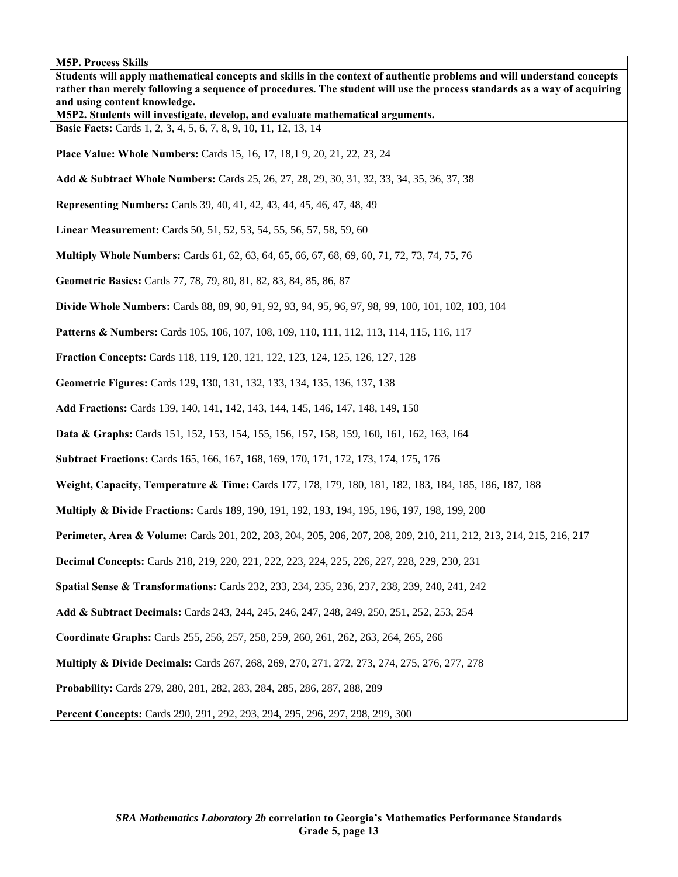**M5P. Process Skills**

**Students will apply mathematical concepts and skills in the context of authentic problems and will understand concepts rather than merely following a sequence of procedures. The student will use the process standards as a way of acquiring and using content knowledge.**

**M5P2. Students will investigate, develop, and evaluate mathematical arguments.**

**Basic Facts:** Cards 1, 2, 3, 4, 5, 6, 7, 8, 9, 10, 11, 12, 13, 14

**Place Value: Whole Numbers:** Cards 15, 16, 17, 18,1 9, 20, 21, 22, 23, 24

**Add & Subtract Whole Numbers:** Cards 25, 26, 27, 28, 29, 30, 31, 32, 33, 34, 35, 36, 37, 38

**Representing Numbers:** Cards 39, 40, 41, 42, 43, 44, 45, 46, 47, 48, 49

**Linear Measurement:** Cards 50, 51, 52, 53, 54, 55, 56, 57, 58, 59, 60

**Multiply Whole Numbers:** Cards 61, 62, 63, 64, 65, 66, 67, 68, 69, 60, 71, 72, 73, 74, 75, 76

**Geometric Basics:** Cards 77, 78, 79, 80, 81, 82, 83, 84, 85, 86, 87

**Divide Whole Numbers:** Cards 88, 89, 90, 91, 92, 93, 94, 95, 96, 97, 98, 99, 100, 101, 102, 103, 104

**Patterns & Numbers:** Cards 105, 106, 107, 108, 109, 110, 111, 112, 113, 114, 115, 116, 117

**Fraction Concepts:** Cards 118, 119, 120, 121, 122, 123, 124, 125, 126, 127, 128

**Geometric Figures:** Cards 129, 130, 131, 132, 133, 134, 135, 136, 137, 138

**Add Fractions:** Cards 139, 140, 141, 142, 143, 144, 145, 146, 147, 148, 149, 150

**Data & Graphs:** Cards 151, 152, 153, 154, 155, 156, 157, 158, 159, 160, 161, 162, 163, 164

**Subtract Fractions:** Cards 165, 166, 167, 168, 169, 170, 171, 172, 173, 174, 175, 176

**Weight, Capacity, Temperature & Time:** Cards 177, 178, 179, 180, 181, 182, 183, 184, 185, 186, 187, 188

**Multiply & Divide Fractions:** Cards 189, 190, 191, 192, 193, 194, 195, 196, 197, 198, 199, 200

**Perimeter, Area & Volume:** Cards 201, 202, 203, 204, 205, 206, 207, 208, 209, 210, 211, 212, 213, 214, 215, 216, 217

**Decimal Concepts:** Cards 218, 219, 220, 221, 222, 223, 224, 225, 226, 227, 228, 229, 230, 231

**Spatial Sense & Transformations:** Cards 232, 233, 234, 235, 236, 237, 238, 239, 240, 241, 242

**Add & Subtract Decimals:** Cards 243, 244, 245, 246, 247, 248, 249, 250, 251, 252, 253, 254

**Coordinate Graphs:** Cards 255, 256, 257, 258, 259, 260, 261, 262, 263, 264, 265, 266

**Multiply & Divide Decimals:** Cards 267, 268, 269, 270, 271, 272, 273, 274, 275, 276, 277, 278

**Probability:** Cards 279, 280, 281, 282, 283, 284, 285, 286, 287, 288, 289

**Percent Concepts:** Cards 290, 291, 292, 293, 294, 295, 296, 297, 298, 299, 300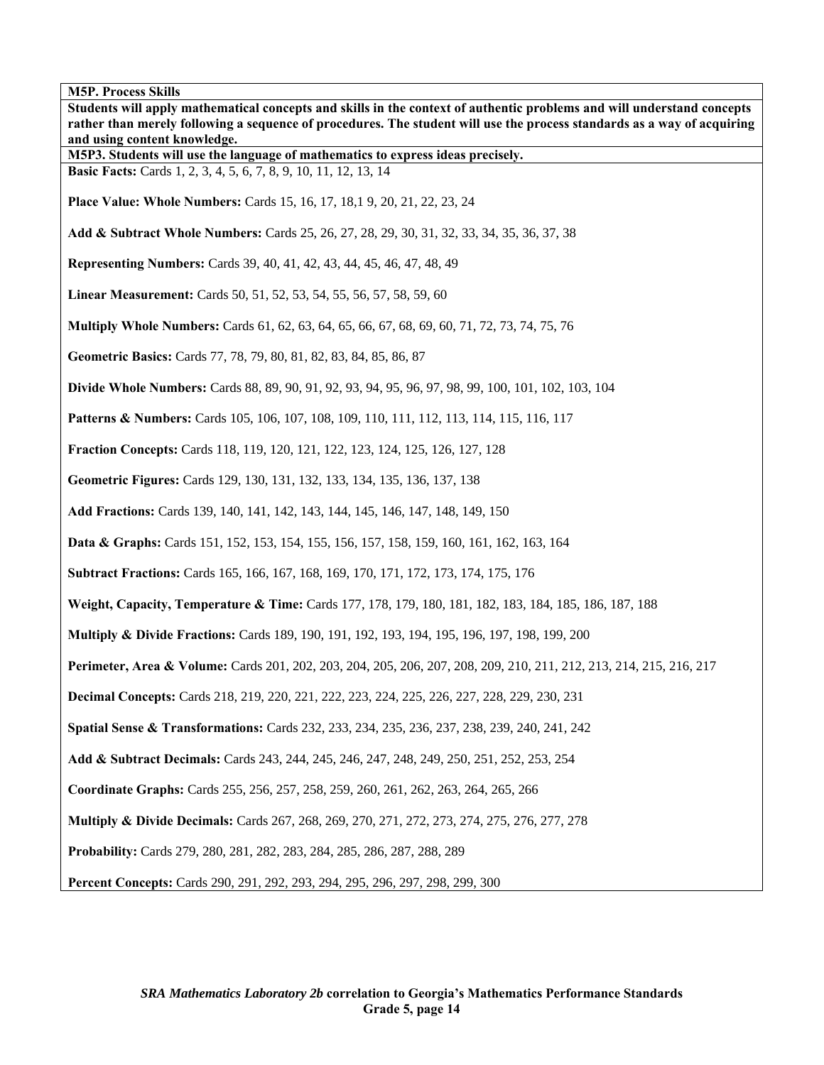**M5P. Process Skills**

**Students will apply mathematical concepts and skills in the context of authentic problems and will understand concepts rather than merely following a sequence of procedures. The student will use the process standards as a way of acquiring and using content knowledge.**

**M5P3. Students will use the language of mathematics to express ideas precisely.**

**Basic Facts:** Cards 1, 2, 3, 4, 5, 6, 7, 8, 9, 10, 11, 12, 13, 14

**Place Value: Whole Numbers:** Cards 15, 16, 17, 18,1 9, 20, 21, 22, 23, 24

**Add & Subtract Whole Numbers:** Cards 25, 26, 27, 28, 29, 30, 31, 32, 33, 34, 35, 36, 37, 38

**Representing Numbers:** Cards 39, 40, 41, 42, 43, 44, 45, 46, 47, 48, 49

**Linear Measurement:** Cards 50, 51, 52, 53, 54, 55, 56, 57, 58, 59, 60

**Multiply Whole Numbers:** Cards 61, 62, 63, 64, 65, 66, 67, 68, 69, 60, 71, 72, 73, 74, 75, 76

**Geometric Basics:** Cards 77, 78, 79, 80, 81, 82, 83, 84, 85, 86, 87

**Divide Whole Numbers:** Cards 88, 89, 90, 91, 92, 93, 94, 95, 96, 97, 98, 99, 100, 101, 102, 103, 104

**Patterns & Numbers:** Cards 105, 106, 107, 108, 109, 110, 111, 112, 113, 114, 115, 116, 117

**Fraction Concepts:** Cards 118, 119, 120, 121, 122, 123, 124, 125, 126, 127, 128

**Geometric Figures:** Cards 129, 130, 131, 132, 133, 134, 135, 136, 137, 138

**Add Fractions:** Cards 139, 140, 141, 142, 143, 144, 145, 146, 147, 148, 149, 150

**Data & Graphs:** Cards 151, 152, 153, 154, 155, 156, 157, 158, 159, 160, 161, 162, 163, 164

**Subtract Fractions:** Cards 165, 166, 167, 168, 169, 170, 171, 172, 173, 174, 175, 176

**Weight, Capacity, Temperature & Time:** Cards 177, 178, 179, 180, 181, 182, 183, 184, 185, 186, 187, 188

**Multiply & Divide Fractions:** Cards 189, 190, 191, 192, 193, 194, 195, 196, 197, 198, 199, 200

**Perimeter, Area & Volume:** Cards 201, 202, 203, 204, 205, 206, 207, 208, 209, 210, 211, 212, 213, 214, 215, 216, 217

**Decimal Concepts:** Cards 218, 219, 220, 221, 222, 223, 224, 225, 226, 227, 228, 229, 230, 231

**Spatial Sense & Transformations:** Cards 232, 233, 234, 235, 236, 237, 238, 239, 240, 241, 242

**Add & Subtract Decimals:** Cards 243, 244, 245, 246, 247, 248, 249, 250, 251, 252, 253, 254

**Coordinate Graphs:** Cards 255, 256, 257, 258, 259, 260, 261, 262, 263, 264, 265, 266

**Multiply & Divide Decimals:** Cards 267, 268, 269, 270, 271, 272, 273, 274, 275, 276, 277, 278

**Probability:** Cards 279, 280, 281, 282, 283, 284, 285, 286, 287, 288, 289

**Percent Concepts:** Cards 290, 291, 292, 293, 294, 295, 296, 297, 298, 299, 300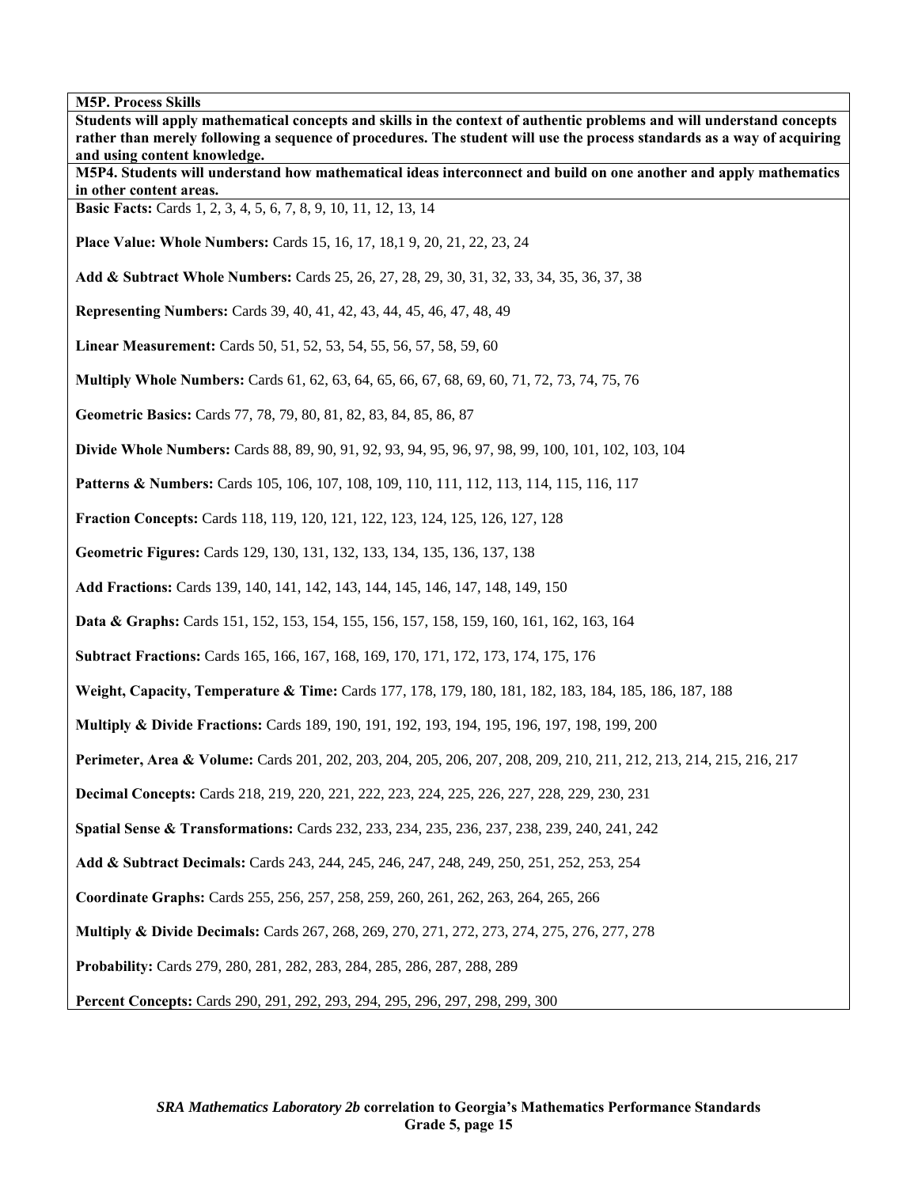**M5P. Process Skills**

**Students will apply mathematical concepts and skills in the context of authentic problems and will understand concepts rather than merely following a sequence of procedures. The student will use the process standards as a way of acquiring and using content knowledge.**

**M5P4. Students will understand how mathematical ideas interconnect and build on one another and apply mathematics in other content areas.**

**Basic Facts:** Cards 1, 2, 3, 4, 5, 6, 7, 8, 9, 10, 11, 12, 13, 14

**Place Value: Whole Numbers:** Cards 15, 16, 17, 18,1 9, 20, 21, 22, 23, 24

**Add & Subtract Whole Numbers:** Cards 25, 26, 27, 28, 29, 30, 31, 32, 33, 34, 35, 36, 37, 38

**Representing Numbers:** Cards 39, 40, 41, 42, 43, 44, 45, 46, 47, 48, 49

**Linear Measurement:** Cards 50, 51, 52, 53, 54, 55, 56, 57, 58, 59, 60

**Multiply Whole Numbers:** Cards 61, 62, 63, 64, 65, 66, 67, 68, 69, 60, 71, 72, 73, 74, 75, 76

**Geometric Basics:** Cards 77, 78, 79, 80, 81, 82, 83, 84, 85, 86, 87

**Divide Whole Numbers:** Cards 88, 89, 90, 91, 92, 93, 94, 95, 96, 97, 98, 99, 100, 101, 102, 103, 104

**Patterns & Numbers:** Cards 105, 106, 107, 108, 109, 110, 111, 112, 113, 114, 115, 116, 117

**Fraction Concepts:** Cards 118, 119, 120, 121, 122, 123, 124, 125, 126, 127, 128

**Geometric Figures:** Cards 129, 130, 131, 132, 133, 134, 135, 136, 137, 138

**Add Fractions:** Cards 139, 140, 141, 142, 143, 144, 145, 146, 147, 148, 149, 150

**Data & Graphs:** Cards 151, 152, 153, 154, 155, 156, 157, 158, 159, 160, 161, 162, 163, 164

**Subtract Fractions:** Cards 165, 166, 167, 168, 169, 170, 171, 172, 173, 174, 175, 176

**Weight, Capacity, Temperature & Time:** Cards 177, 178, 179, 180, 181, 182, 183, 184, 185, 186, 187, 188

**Multiply & Divide Fractions:** Cards 189, 190, 191, 192, 193, 194, 195, 196, 197, 198, 199, 200

**Perimeter, Area & Volume:** Cards 201, 202, 203, 204, 205, 206, 207, 208, 209, 210, 211, 212, 213, 214, 215, 216, 217

**Decimal Concepts:** Cards 218, 219, 220, 221, 222, 223, 224, 225, 226, 227, 228, 229, 230, 231

**Spatial Sense & Transformations:** Cards 232, 233, 234, 235, 236, 237, 238, 239, 240, 241, 242

**Add & Subtract Decimals:** Cards 243, 244, 245, 246, 247, 248, 249, 250, 251, 252, 253, 254

**Coordinate Graphs:** Cards 255, 256, 257, 258, 259, 260, 261, 262, 263, 264, 265, 266

**Multiply & Divide Decimals:** Cards 267, 268, 269, 270, 271, 272, 273, 274, 275, 276, 277, 278

**Probability:** Cards 279, 280, 281, 282, 283, 284, 285, 286, 287, 288, 289

**Percent Concepts:** Cards 290, 291, 292, 293, 294, 295, 296, 297, 298, 299, 300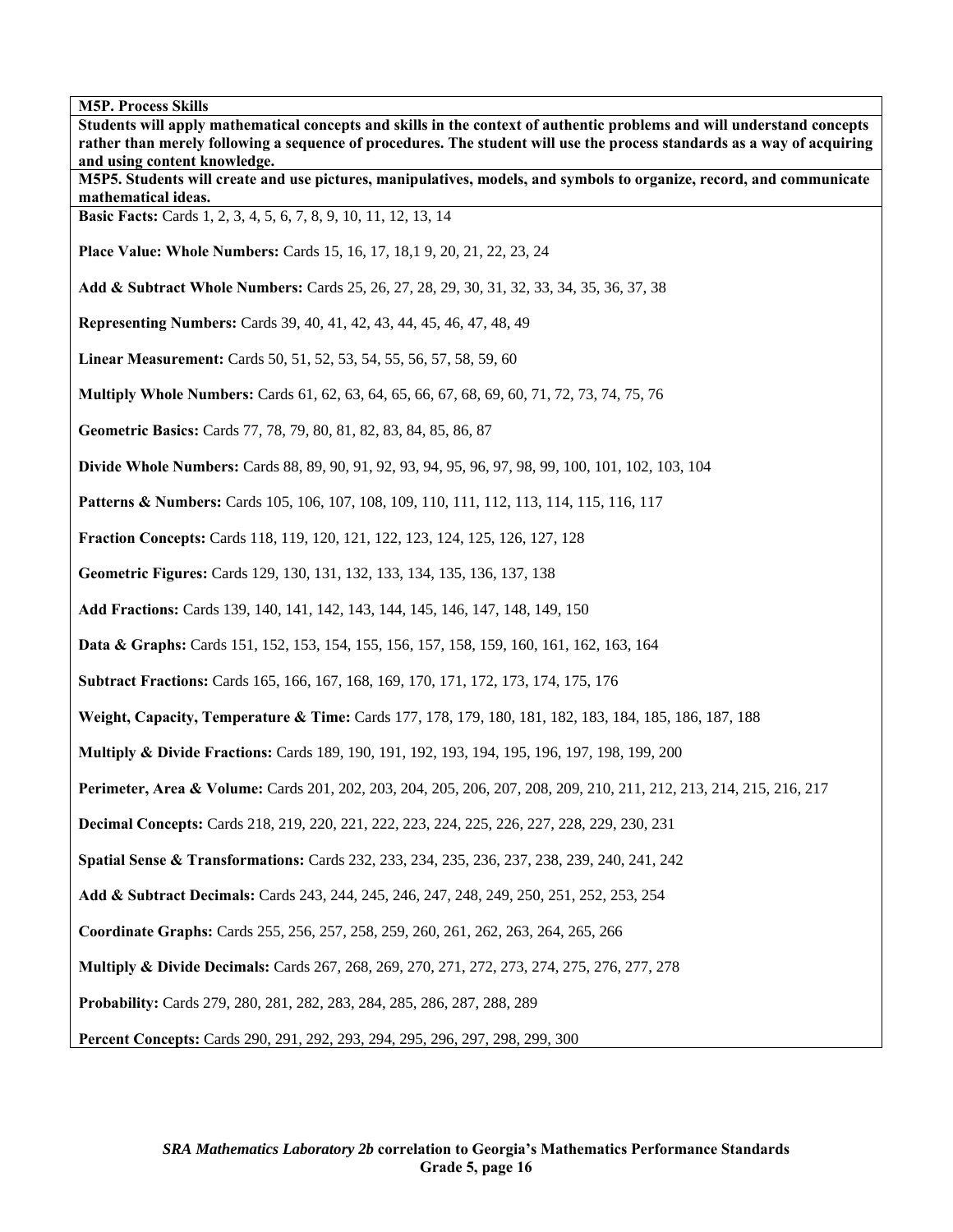**M5P. Process Skills**

**Students will apply mathematical concepts and skills in the context of authentic problems and will understand concepts rather than merely following a sequence of procedures. The student will use the process standards as a way of acquiring and using content knowledge.**

**M5P5. Students will create and use pictures, manipulatives, models, and symbols to organize, record, and communicate mathematical ideas.**

**Basic Facts:** Cards 1, 2, 3, 4, 5, 6, 7, 8, 9, 10, 11, 12, 13, 14

**Place Value: Whole Numbers:** Cards 15, 16, 17, 18,1 9, 20, 21, 22, 23, 24

**Add & Subtract Whole Numbers:** Cards 25, 26, 27, 28, 29, 30, 31, 32, 33, 34, 35, 36, 37, 38

**Representing Numbers:** Cards 39, 40, 41, 42, 43, 44, 45, 46, 47, 48, 49

**Linear Measurement:** Cards 50, 51, 52, 53, 54, 55, 56, 57, 58, 59, 60

**Multiply Whole Numbers:** Cards 61, 62, 63, 64, 65, 66, 67, 68, 69, 60, 71, 72, 73, 74, 75, 76

**Geometric Basics:** Cards 77, 78, 79, 80, 81, 82, 83, 84, 85, 86, 87

**Divide Whole Numbers:** Cards 88, 89, 90, 91, 92, 93, 94, 95, 96, 97, 98, 99, 100, 101, 102, 103, 104

**Patterns & Numbers:** Cards 105, 106, 107, 108, 109, 110, 111, 112, 113, 114, 115, 116, 117

**Fraction Concepts:** Cards 118, 119, 120, 121, 122, 123, 124, 125, 126, 127, 128

**Geometric Figures:** Cards 129, 130, 131, 132, 133, 134, 135, 136, 137, 138

**Add Fractions:** Cards 139, 140, 141, 142, 143, 144, 145, 146, 147, 148, 149, 150

**Data & Graphs:** Cards 151, 152, 153, 154, 155, 156, 157, 158, 159, 160, 161, 162, 163, 164

**Subtract Fractions:** Cards 165, 166, 167, 168, 169, 170, 171, 172, 173, 174, 175, 176

**Weight, Capacity, Temperature & Time:** Cards 177, 178, 179, 180, 181, 182, 183, 184, 185, 186, 187, 188

**Multiply & Divide Fractions:** Cards 189, 190, 191, 192, 193, 194, 195, 196, 197, 198, 199, 200

**Perimeter, Area & Volume:** Cards 201, 202, 203, 204, 205, 206, 207, 208, 209, 210, 211, 212, 213, 214, 215, 216, 217

**Decimal Concepts:** Cards 218, 219, 220, 221, 222, 223, 224, 225, 226, 227, 228, 229, 230, 231

**Spatial Sense & Transformations:** Cards 232, 233, 234, 235, 236, 237, 238, 239, 240, 241, 242

**Add & Subtract Decimals:** Cards 243, 244, 245, 246, 247, 248, 249, 250, 251, 252, 253, 254

**Coordinate Graphs:** Cards 255, 256, 257, 258, 259, 260, 261, 262, 263, 264, 265, 266

**Multiply & Divide Decimals:** Cards 267, 268, 269, 270, 271, 272, 273, 274, 275, 276, 277, 278

**Probability:** Cards 279, 280, 281, 282, 283, 284, 285, 286, 287, 288, 289

**Percent Concepts:** Cards 290, 291, 292, 293, 294, 295, 296, 297, 298, 299, 300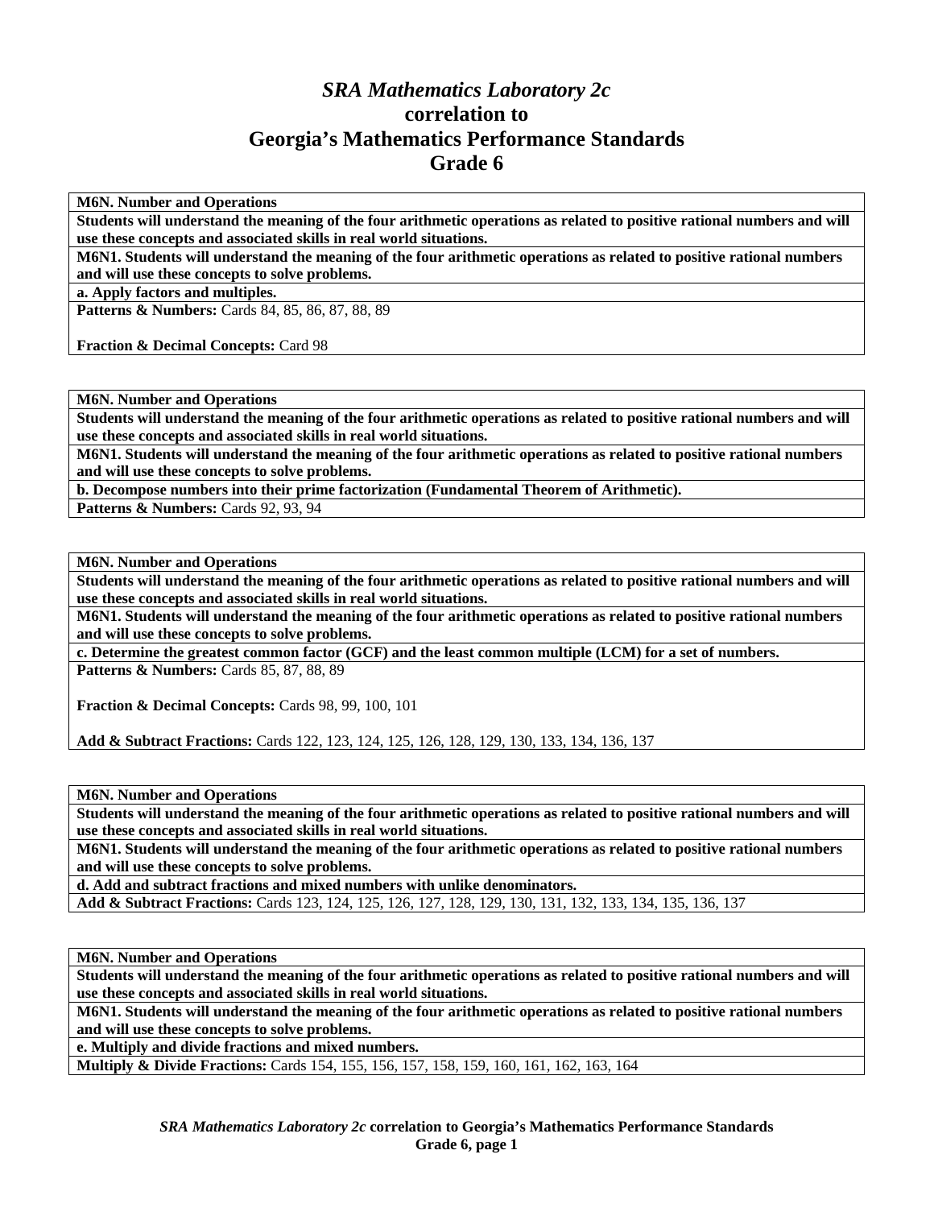# *SRA Mathematics Laboratory 2c* correlation to Georgia's Mathematics Performance Standards Grade 6

| **M6N. Number and Operations** |
|---|
| **Students will understand the meaning of the four arithmetic operations as related to positive rational numbers and will use these concepts and associated skills in real world situations.** |
| **M6N1. Students will understand the meaning of the four arithmetic operations as related to positive rational numbers and will use these concepts to solve problems.** |
| **a. Apply factors and multiples.** |
| **Patterns & Numbers:** Cards 84, 85, 86, 87, 88, 89<br><br>**Fraction & Decimal Concepts:** Card 98 |

| **M6N. Number and Operations** |
|---|
| **Students will understand the meaning of the four arithmetic operations as related to positive rational numbers and will use these concepts and associated skills in real world situations.** |
| **M6N1. Students will understand the meaning of the four arithmetic operations as related to positive rational numbers and will use these concepts to solve problems.** |
| **b. Decompose numbers into their prime factorization (Fundamental Theorem of Arithmetic).** |
| **Patterns & Numbers:** Cards 92, 93, 94 |

| **M6N. Number and Operations** |
|---|
| **Students will understand the meaning of the four arithmetic operations as related to positive rational numbers and will use these concepts and associated skills in real world situations.** |
| **M6N1. Students will understand the meaning of the four arithmetic operations as related to positive rational numbers and will use these concepts to solve problems.** |
| **c. Determine the greatest common factor (GCF) and the least common multiple (LCM) for a set of numbers.** |
| **Patterns & Numbers:** Cards 85, 87, 88, 89<br><br>**Fraction & Decimal Concepts:** Cards 98, 99, 100, 101<br><br>**Add & Subtract Fractions:** Cards 122, 123, 124, 125, 126, 128, 129, 130, 133, 134, 136, 137 |

| **M6N. Number and Operations** |
|---|
| **Students will understand the meaning of the four arithmetic operations as related to positive rational numbers and will use these concepts and associated skills in real world situations.** |
| **M6N1. Students will understand the meaning of the four arithmetic operations as related to positive rational numbers and will use these concepts to solve problems.** |
| **d. Add and subtract fractions and mixed numbers with unlike denominators.** |
| **Add & Subtract Fractions:** Cards 123, 124, 125, 126, 127, 128, 129, 130, 131, 132, 133, 134, 135, 136, 137 |

| **M6N. Number and Operations** |
|---|
| **Students will understand the meaning of the four arithmetic operations as related to positive rational numbers and will use these concepts and associated skills in real world situations.** |
| **M6N1. Students will understand the meaning of the four arithmetic operations as related to positive rational numbers and will use these concepts to solve problems.** |
| **e. Multiply and divide fractions and mixed numbers.** |
| **Multiply & Divide Fractions:** Cards 154, 155, 156, 157, 158, 159, 160, 161, 162, 163, 164 |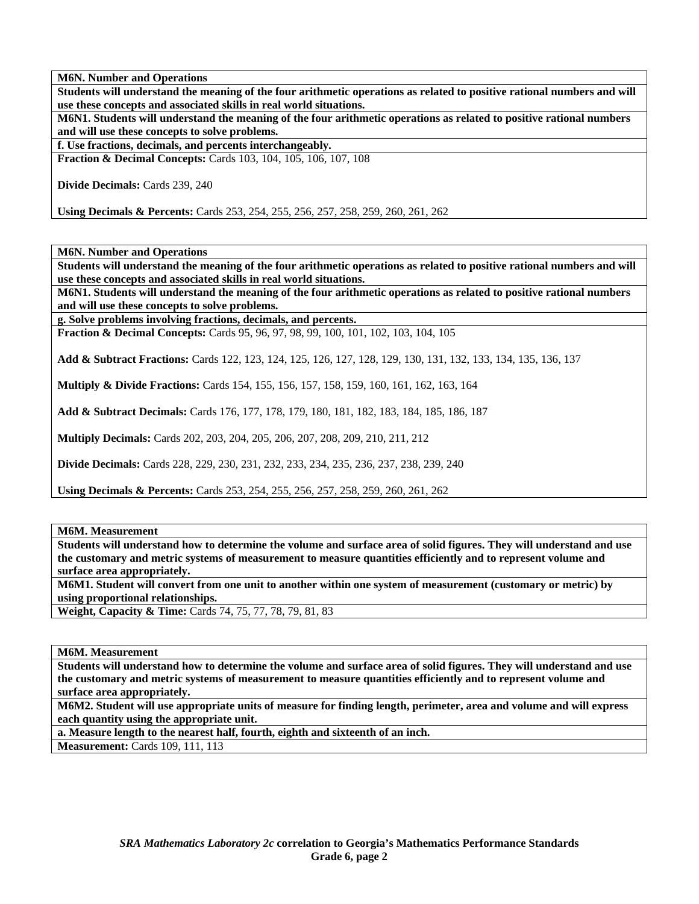**M6N. Number and Operations**

**Students will understand the meaning of the four arithmetic operations as related to positive rational numbers and will use these concepts and associated skills in real world situations.**

**M6N1. Students will understand the meaning of the four arithmetic operations as related to positive rational numbers and will use these concepts to solve problems.**

**f. Use fractions, decimals, and percents interchangeably.**

**Fraction & Decimal Concepts:** Cards 103, 104, 105, 106, 107, 108

**Divide Decimals:** Cards 239, 240

**Using Decimals & Percents:** Cards 253, 254, 255, 256, 257, 258, 259, 260, 261, 262

---

**M6N. Number and Operations**

**Students will understand the meaning of the four arithmetic operations as related to positive rational numbers and will use these concepts and associated skills in real world situations.**

**M6N1. Students will understand the meaning of the four arithmetic operations as related to positive rational numbers and will use these concepts to solve problems.**

**g. Solve problems involving fractions, decimals, and percents.**

**Fraction & Decimal Concepts:** Cards 95, 96, 97, 98, 99, 100, 101, 102, 103, 104, 105

**Add & Subtract Fractions:** Cards 122, 123, 124, 125, 126, 127, 128, 129, 130, 131, 132, 133, 134, 135, 136, 137

**Multiply & Divide Fractions:** Cards 154, 155, 156, 157, 158, 159, 160, 161, 162, 163, 164

**Add & Subtract Decimals:** Cards 176, 177, 178, 179, 180, 181, 182, 183, 184, 185, 186, 187

**Multiply Decimals:** Cards 202, 203, 204, 205, 206, 207, 208, 209, 210, 211, 212

**Divide Decimals:** Cards 228, 229, 230, 231, 232, 233, 234, 235, 236, 237, 238, 239, 240

**Using Decimals & Percents:** Cards 253, 254, 255, 256, 257, 258, 259, 260, 261, 262

---

**M6M. Measurement**

**Students will understand how to determine the volume and surface area of solid figures. They will understand and use the customary and metric systems of measurement to measure quantities efficiently and to represent volume and surface area appropriately.**

**M6M1. Student will convert from one unit to another within one system of measurement (customary or metric) by using proportional relationships.**

**Weight, Capacity & Time:** Cards 74, 75, 77, 78, 79, 81, 83

---

**M6M. Measurement**

**Students will understand how to determine the volume and surface area of solid figures. They will understand and use the customary and metric systems of measurement to measure quantities efficiently and to represent volume and surface area appropriately.**

**M6M2. Student will use appropriate units of measure for finding length, perimeter, area and volume and will express each quantity using the appropriate unit.**

**a. Measure length to the nearest half, fourth, eighth and sixteenth of an inch.**

**Measurement:** Cards 109, 111, 113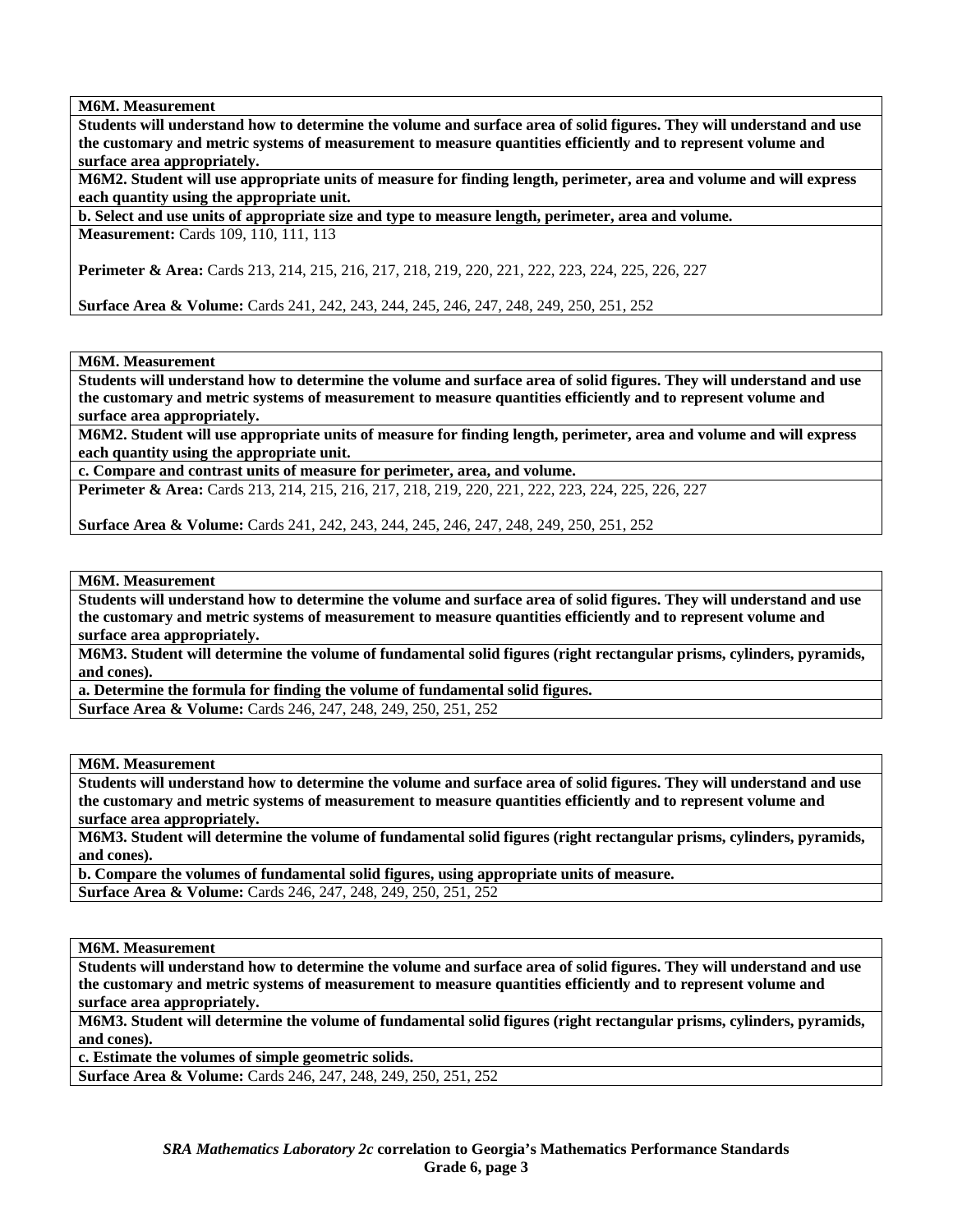**M6M. Measurement**

**Students will understand how to determine the volume and surface area of solid figures. They will understand and use the customary and metric systems of measurement to measure quantities efficiently and to represent volume and surface area appropriately.**

**M6M2. Student will use appropriate units of measure for finding length, perimeter, area and volume and will express each quantity using the appropriate unit.**

**b. Select and use units of appropriate size and type to measure length, perimeter, area and volume.**

**Measurement:** Cards 109, 110, 111, 113

**Perimeter & Area:** Cards 213, 214, 215, 216, 217, 218, 219, 220, 221, 222, 223, 224, 225, 226, 227

**Surface Area & Volume:** Cards 241, 242, 243, 244, 245, 246, 247, 248, 249, 250, 251, 252

---

**M6M. Measurement**

**Students will understand how to determine the volume and surface area of solid figures. They will understand and use the customary and metric systems of measurement to measure quantities efficiently and to represent volume and surface area appropriately.**

**M6M2. Student will use appropriate units of measure for finding length, perimeter, area and volume and will express each quantity using the appropriate unit.**

**c. Compare and contrast units of measure for perimeter, area, and volume.**

**Perimeter & Area:** Cards 213, 214, 215, 216, 217, 218, 219, 220, 221, 222, 223, 224, 225, 226, 227

**Surface Area & Volume:** Cards 241, 242, 243, 244, 245, 246, 247, 248, 249, 250, 251, 252

---

**M6M. Measurement**

**Students will understand how to determine the volume and surface area of solid figures. They will understand and use the customary and metric systems of measurement to measure quantities efficiently and to represent volume and surface area appropriately.**

**M6M3. Student will determine the volume of fundamental solid figures (right rectangular prisms, cylinders, pyramids, and cones).**

**a. Determine the formula for finding the volume of fundamental solid figures.**

**Surface Area & Volume:** Cards 246, 247, 248, 249, 250, 251, 252

---

**M6M. Measurement**

**Students will understand how to determine the volume and surface area of solid figures. They will understand and use the customary and metric systems of measurement to measure quantities efficiently and to represent volume and surface area appropriately.**

**M6M3. Student will determine the volume of fundamental solid figures (right rectangular prisms, cylinders, pyramids, and cones).**

**b. Compare the volumes of fundamental solid figures, using appropriate units of measure.**

**Surface Area & Volume:** Cards 246, 247, 248, 249, 250, 251, 252

---

**M6M. Measurement**

**Students will understand how to determine the volume and surface area of solid figures. They will understand and use the customary and metric systems of measurement to measure quantities efficiently and to represent volume and surface area appropriately.**

**M6M3. Student will determine the volume of fundamental solid figures (right rectangular prisms, cylinders, pyramids, and cones).**

**c. Estimate the volumes of simple geometric solids.**

**Surface Area & Volume:** Cards 246, 247, 248, 249, 250, 251, 252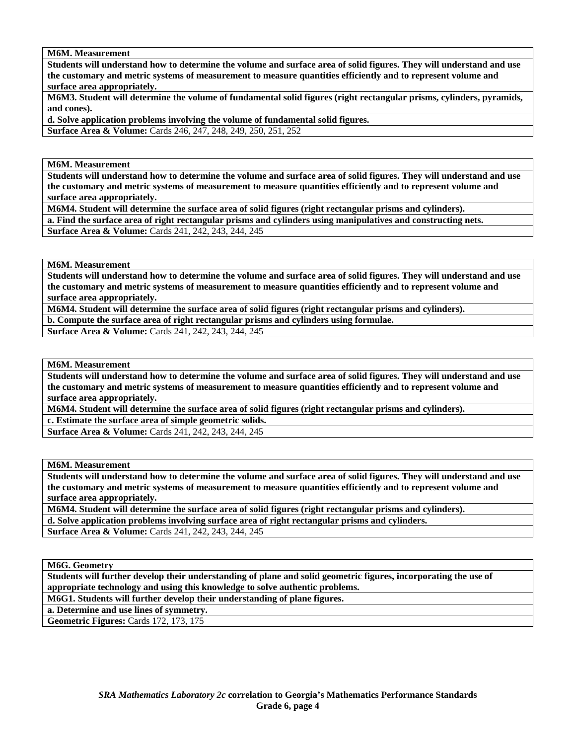**M6M. Measurement**

**Students will understand how to determine the volume and surface area of solid figures. They will understand and use the customary and metric systems of measurement to measure quantities efficiently and to represent volume and surface area appropriately.**

**M6M3. Student will determine the volume of fundamental solid figures (right rectangular prisms, cylinders, pyramids, and cones).**

**d. Solve application problems involving the volume of fundamental solid figures.**

**Surface Area & Volume:** Cards 246, 247, 248, 249, 250, 251, 252

**M6M. Measurement**

**Students will understand how to determine the volume and surface area of solid figures. They will understand and use the customary and metric systems of measurement to measure quantities efficiently and to represent volume and surface area appropriately.**

**M6M4. Student will determine the surface area of solid figures (right rectangular prisms and cylinders).**

**a. Find the surface area of right rectangular prisms and cylinders using manipulatives and constructing nets.**

**Surface Area & Volume:** Cards 241, 242, 243, 244, 245

**M6M. Measurement**

**Students will understand how to determine the volume and surface area of solid figures. They will understand and use the customary and metric systems of measurement to measure quantities efficiently and to represent volume and surface area appropriately.**

**M6M4. Student will determine the surface area of solid figures (right rectangular prisms and cylinders).**

**b. Compute the surface area of right rectangular prisms and cylinders using formulae.**

**Surface Area & Volume:** Cards 241, 242, 243, 244, 245

**M6M. Measurement**

**Students will understand how to determine the volume and surface area of solid figures. They will understand and use the customary and metric systems of measurement to measure quantities efficiently and to represent volume and surface area appropriately.**

**M6M4. Student will determine the surface area of solid figures (right rectangular prisms and cylinders).**

**c. Estimate the surface area of simple geometric solids.**

**Surface Area & Volume:** Cards 241, 242, 243, 244, 245

**M6M. Measurement**

**Students will understand how to determine the volume and surface area of solid figures. They will understand and use the customary and metric systems of measurement to measure quantities efficiently and to represent volume and surface area appropriately.**

**M6M4. Student will determine the surface area of solid figures (right rectangular prisms and cylinders).**

**d. Solve application problems involving surface area of right rectangular prisms and cylinders.**

**Surface Area & Volume:** Cards 241, 242, 243, 244, 245

**M6G. Geometry**

**Students will further develop their understanding of plane and solid geometric figures, incorporating the use of appropriate technology and using this knowledge to solve authentic problems.**

**M6G1. Students will further develop their understanding of plane figures.**

**a. Determine and use lines of symmetry.**

**Geometric Figures:** Cards 172, 173, 175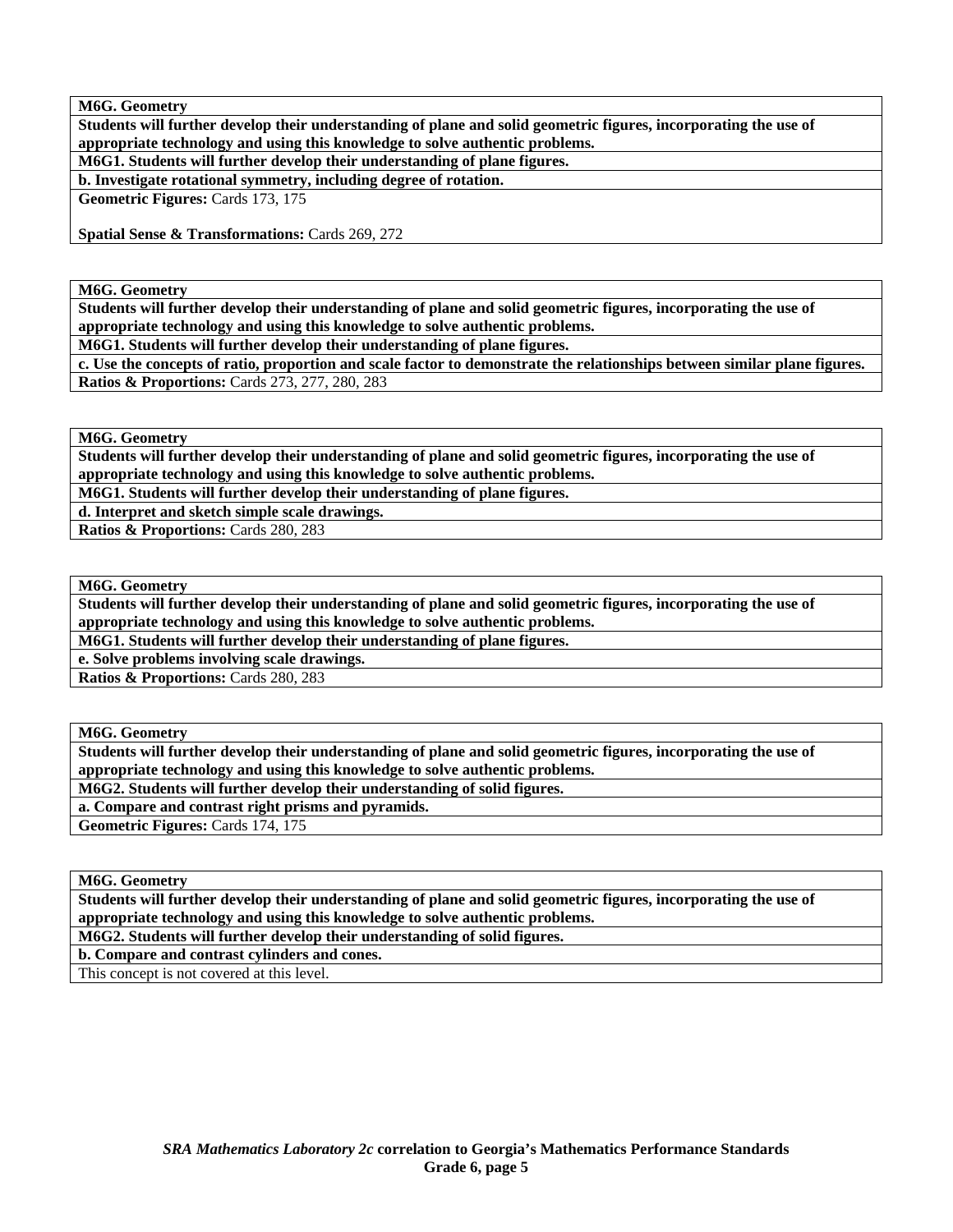**M6G. Geometry**

**Students will further develop their understanding of plane and solid geometric figures, incorporating the use of appropriate technology and using this knowledge to solve authentic problems.**

**M6G1. Students will further develop their understanding of plane figures.**

**b. Investigate rotational symmetry, including degree of rotation.**

**Geometric Figures:** Cards 173, 175

**Spatial Sense & Transformations:** Cards 269, 272

---

**M6G. Geometry**

**Students will further develop their understanding of plane and solid geometric figures, incorporating the use of appropriate technology and using this knowledge to solve authentic problems.**

**M6G1. Students will further develop their understanding of plane figures.**

**c. Use the concepts of ratio, proportion and scale factor to demonstrate the relationships between similar plane figures.**

**Ratios & Proportions:** Cards 273, 277, 280, 283

---

**M6G. Geometry**

**Students will further develop their understanding of plane and solid geometric figures, incorporating the use of appropriate technology and using this knowledge to solve authentic problems.**

**M6G1. Students will further develop their understanding of plane figures.**

**d. Interpret and sketch simple scale drawings.**

**Ratios & Proportions:** Cards 280, 283

---

**M6G. Geometry**

**Students will further develop their understanding of plane and solid geometric figures, incorporating the use of appropriate technology and using this knowledge to solve authentic problems.**

**M6G1. Students will further develop their understanding of plane figures.**

**e. Solve problems involving scale drawings.**

**Ratios & Proportions:** Cards 280, 283

---

**M6G. Geometry**

**Students will further develop their understanding of plane and solid geometric figures, incorporating the use of appropriate technology and using this knowledge to solve authentic problems.**

**M6G2. Students will further develop their understanding of solid figures.**

**a. Compare and contrast right prisms and pyramids.**

**Geometric Figures:** Cards 174, 175

---

**M6G. Geometry**

**Students will further develop their understanding of plane and solid geometric figures, incorporating the use of appropriate technology and using this knowledge to solve authentic problems.**

**M6G2. Students will further develop their understanding of solid figures.**

**b. Compare and contrast cylinders and cones.**

This concept is not covered at this level.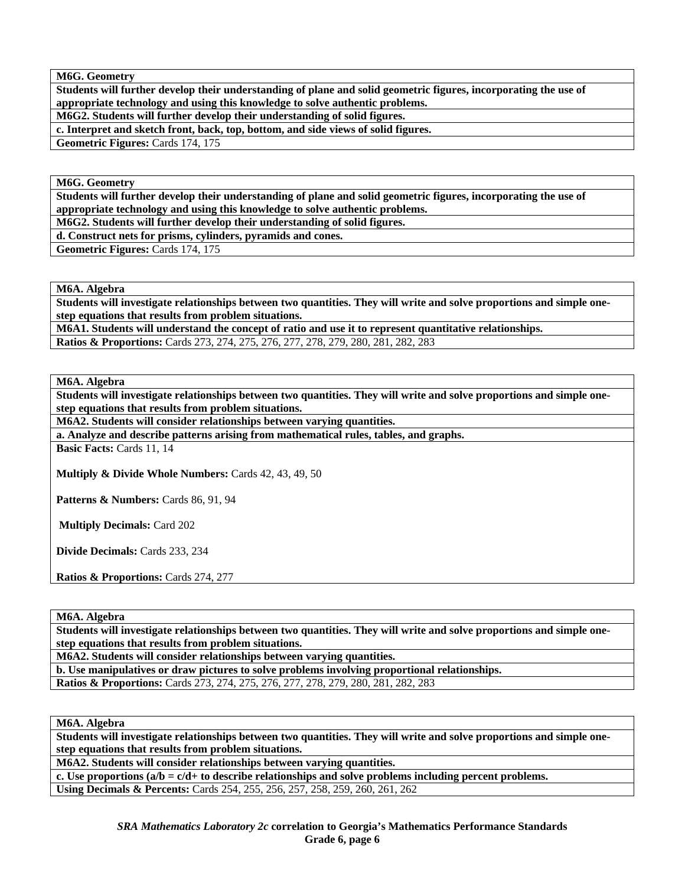| M6G. Geometry |
|---|
| **Students will further develop their understanding of plane and solid geometric figures, incorporating the use of appropriate technology and using this knowledge to solve authentic problems.** |
| **M6G2. Students will further develop their understanding of solid figures.** |
| **c. Interpret and sketch front, back, top, bottom, and side views of solid figures.** |
| **Geometric Figures:** Cards 174, 175 |

| M6G. Geometry |
|---|
| **Students will further develop their understanding of plane and solid geometric figures, incorporating the use of appropriate technology and using this knowledge to solve authentic problems.** |
| **M6G2. Students will further develop their understanding of solid figures.** |
| **d. Construct nets for prisms, cylinders, pyramids and cones.** |
| **Geometric Figures:** Cards 174, 175 |

| M6A. Algebra |
|---|
| **Students will investigate relationships between two quantities. They will write and solve proportions and simple one-step equations that results from problem situations.** |
| **M6A1. Students will understand the concept of ratio and use it to represent quantitative relationships.** |
| **Ratios & Proportions:** Cards 273, 274, 275, 276, 277, 278, 279, 280, 281, 282, 283 |

| M6A. Algebra |
|---|
| **Students will investigate relationships between two quantities. They will write and solve proportions and simple one-step equations that results from problem situations.** |
| **M6A2. Students will consider relationships between varying quantities.** |
| **a. Analyze and describe patterns arising from mathematical rules, tables, and graphs.** |
| **Basic Facts:** Cards 11, 14<br><br>**Multiply & Divide Whole Numbers:** Cards 42, 43, 49, 50<br><br>**Patterns & Numbers:** Cards 86, 91, 94<br><br>**Multiply Decimals:** Card 202<br><br>**Divide Decimals:** Cards 233, 234<br><br>**Ratios & Proportions:** Cards 274, 277 |

| M6A. Algebra |
|---|
| **Students will investigate relationships between two quantities. They will write and solve proportions and simple one-step equations that results from problem situations.** |
| **M6A2. Students will consider relationships between varying quantities.** |
| **b. Use manipulatives or draw pictures to solve problems involving proportional relationships.** |
| **Ratios & Proportions:** Cards 273, 274, 275, 276, 277, 278, 279, 280, 281, 282, 283 |

| M6A. Algebra |
|---|
| **Students will investigate relationships between two quantities. They will write and solve proportions and simple one-step equations that results from problem situations.** |
| **M6A2. Students will consider relationships between varying quantities.** |
| **c. Use proportions (a/b = c/d+ to describe relationships and solve problems including percent problems.** |
| **Using Decimals & Percents:** Cards 254, 255, 256, 257, 258, 259, 260, 261, 262 |

***SRA Mathematics Laboratory 2c*** **correlation to Georgia's Mathematics Performance Standards**
**Grade 6, page 6**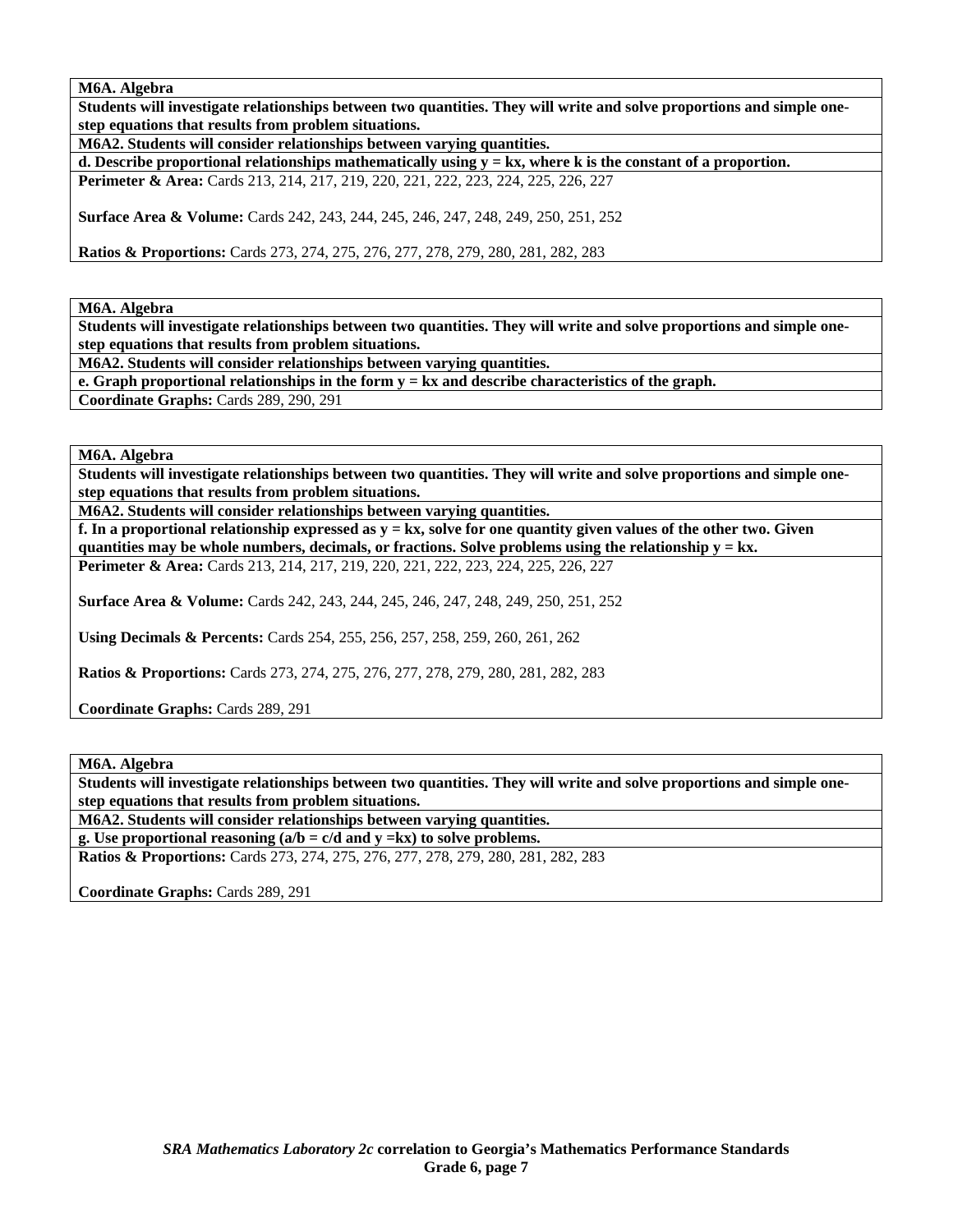**M6A. Algebra**

**Students will investigate relationships between two quantities. They will write and solve proportions and simple one-step equations that results from problem situations.**

**M6A2. Students will consider relationships between varying quantities.**

**d. Describe proportional relationships mathematically using $y = kx$, where k is the constant of a proportion.**

**Perimeter & Area:** Cards 213, 214, 217, 219, 220, 221, 222, 223, 224, 225, 226, 227

**Surface Area & Volume:** Cards 242, 243, 244, 245, 246, 247, 248, 249, 250, 251, 252

**Ratios & Proportions:** Cards 273, 274, 275, 276, 277, 278, 279, 280, 281, 282, 283

---

**M6A. Algebra**

**Students will investigate relationships between two quantities. They will write and solve proportions and simple one-step equations that results from problem situations.**

**M6A2. Students will consider relationships between varying quantities.**

**e. Graph proportional relationships in the form $y = kx$ and describe characteristics of the graph.**

**Coordinate Graphs:** Cards 289, 290, 291

---

**M6A. Algebra**

**Students will investigate relationships between two quantities. They will write and solve proportions and simple one-step equations that results from problem situations.**

**M6A2. Students will consider relationships between varying quantities.**

**f. In a proportional relationship expressed as $y = kx$, solve for one quantity given values of the other two. Given quantities may be whole numbers, decimals, or fractions. Solve problems using the relationship $y = kx$.**

**Perimeter & Area:** Cards 213, 214, 217, 219, 220, 221, 222, 223, 224, 225, 226, 227

**Surface Area & Volume:** Cards 242, 243, 244, 245, 246, 247, 248, 249, 250, 251, 252

**Using Decimals & Percents:** Cards 254, 255, 256, 257, 258, 259, 260, 261, 262

**Ratios & Proportions:** Cards 273, 274, 275, 276, 277, 278, 279, 280, 281, 282, 283

**Coordinate Graphs:** Cards 289, 291

---

**M6A. Algebra**

**Students will investigate relationships between two quantities. They will write and solve proportions and simple one-step equations that results from problem situations.**

**M6A2. Students will consider relationships between varying quantities.**

**g. Use proportional reasoning ($a/b = c/d$ and $y = kx$) to solve problems.**

**Ratios & Proportions:** Cards 273, 274, 275, 276, 277, 278, 279, 280, 281, 282, 283

**Coordinate Graphs:** Cards 289, 291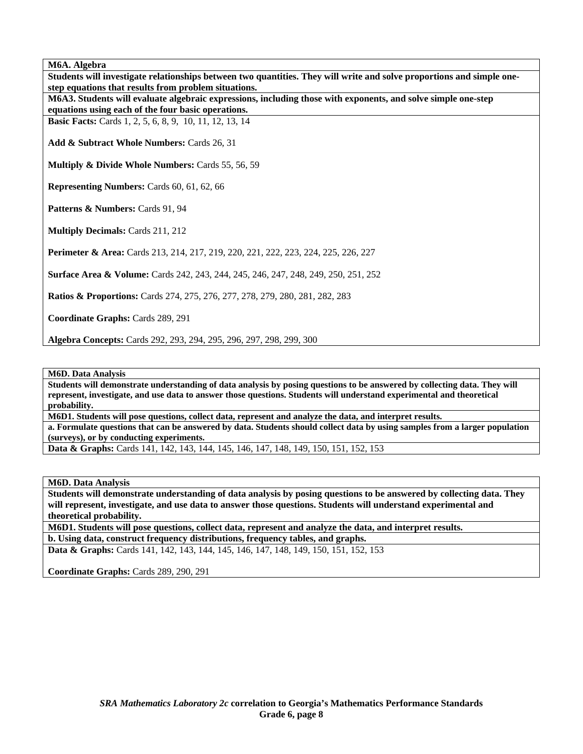**M6A. Algebra**

**Students will investigate relationships between two quantities. They will write and solve proportions and simple one-step equations that results from problem situations.**

**M6A3. Students will evaluate algebraic expressions, including those with exponents, and solve simple one-step equations using each of the four basic operations.**

**Basic Facts:** Cards 1, 2, 5, 6, 8, 9, 10, 11, 12, 13, 14

**Add & Subtract Whole Numbers:** Cards 26, 31

**Multiply & Divide Whole Numbers:** Cards 55, 56, 59

**Representing Numbers:** Cards 60, 61, 62, 66

**Patterns & Numbers:** Cards 91, 94

**Multiply Decimals:** Cards 211, 212

**Perimeter & Area:** Cards 213, 214, 217, 219, 220, 221, 222, 223, 224, 225, 226, 227

**Surface Area & Volume:** Cards 242, 243, 244, 245, 246, 247, 248, 249, 250, 251, 252

**Ratios & Proportions:** Cards 274, 275, 276, 277, 278, 279, 280, 281, 282, 283

**Coordinate Graphs:** Cards 289, 291

**Algebra Concepts:** Cards 292, 293, 294, 295, 296, 297, 298, 299, 300

**M6D. Data Analysis**

**Students will demonstrate understanding of data analysis by posing questions to be answered by collecting data. They will represent, investigate, and use data to answer those questions. Students will understand experimental and theoretical probability.**

**M6D1. Students will pose questions, collect data, represent and analyze the data, and interpret results.**

**a. Formulate questions that can be answered by data. Students should collect data by using samples from a larger population (surveys), or by conducting experiments.**

**Data & Graphs:** Cards 141, 142, 143, 144, 145, 146, 147, 148, 149, 150, 151, 152, 153

**M6D. Data Analysis**

**Students will demonstrate understanding of data analysis by posing questions to be answered by collecting data. They will represent, investigate, and use data to answer those questions. Students will understand experimental and theoretical probability.**

**M6D1. Students will pose questions, collect data, represent and analyze the data, and interpret results.**

**b. Using data, construct frequency distributions, frequency tables, and graphs.**

**Data & Graphs:** Cards 141, 142, 143, 144, 145, 146, 147, 148, 149, 150, 151, 152, 153

**Coordinate Graphs:** Cards 289, 290, 291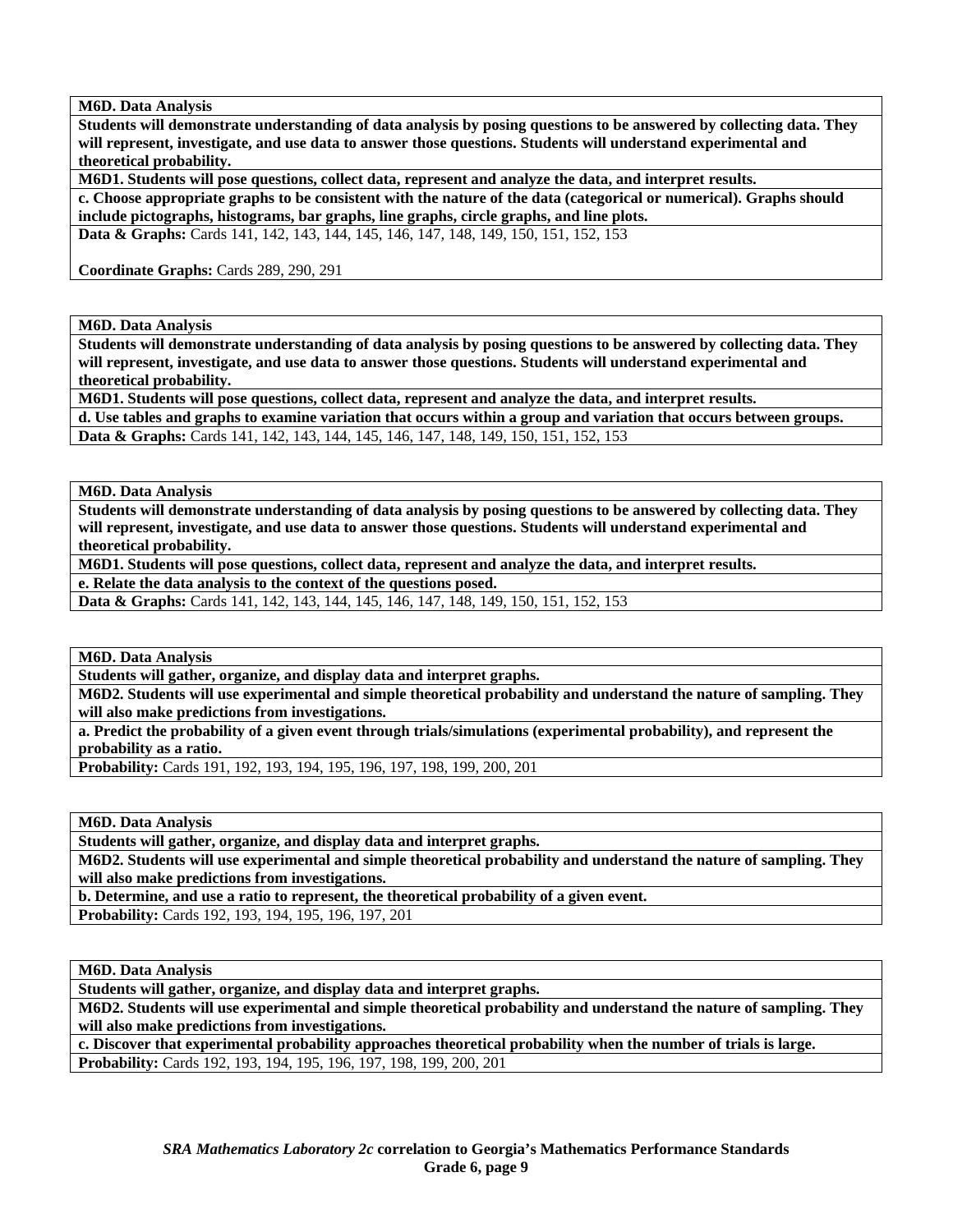**M6D. Data Analysis**

**Students will demonstrate understanding of data analysis by posing questions to be answered by collecting data. They will represent, investigate, and use data to answer those questions. Students will understand experimental and theoretical probability.**

**M6D1. Students will pose questions, collect data, represent and analyze the data, and interpret results.**

**c. Choose appropriate graphs to be consistent with the nature of the data (categorical or numerical). Graphs should include pictographs, histograms, bar graphs, line graphs, circle graphs, and line plots.**

**Data & Graphs:** Cards 141, 142, 143, 144, 145, 146, 147, 148, 149, 150, 151, 152, 153

**Coordinate Graphs:** Cards 289, 290, 291

**M6D. Data Analysis**

**Students will demonstrate understanding of data analysis by posing questions to be answered by collecting data. They will represent, investigate, and use data to answer those questions. Students will understand experimental and theoretical probability.**

**M6D1. Students will pose questions, collect data, represent and analyze the data, and interpret results.**

**d. Use tables and graphs to examine variation that occurs within a group and variation that occurs between groups.**

**Data & Graphs:** Cards 141, 142, 143, 144, 145, 146, 147, 148, 149, 150, 151, 152, 153

**M6D. Data Analysis**

**Students will demonstrate understanding of data analysis by posing questions to be answered by collecting data. They will represent, investigate, and use data to answer those questions. Students will understand experimental and theoretical probability.**

**M6D1. Students will pose questions, collect data, represent and analyze the data, and interpret results.**

**e. Relate the data analysis to the context of the questions posed.**

**Data & Graphs:** Cards 141, 142, 143, 144, 145, 146, 147, 148, 149, 150, 151, 152, 153

**M6D. Data Analysis**

**Students will gather, organize, and display data and interpret graphs.**

**M6D2. Students will use experimental and simple theoretical probability and understand the nature of sampling. They will also make predictions from investigations.**

**a. Predict the probability of a given event through trials/simulations (experimental probability), and represent the probability as a ratio.**

**Probability:** Cards 191, 192, 193, 194, 195, 196, 197, 198, 199, 200, 201

**M6D. Data Analysis**

**Students will gather, organize, and display data and interpret graphs.**

**M6D2. Students will use experimental and simple theoretical probability and understand the nature of sampling. They will also make predictions from investigations.**

**b. Determine, and use a ratio to represent, the theoretical probability of a given event.**

**Probability:** Cards 192, 193, 194, 195, 196, 197, 201

**M6D. Data Analysis**

**Students will gather, organize, and display data and interpret graphs.**

**M6D2. Students will use experimental and simple theoretical probability and understand the nature of sampling. They will also make predictions from investigations.**

**c. Discover that experimental probability approaches theoretical probability when the number of trials is large.**

**Probability:** Cards 192, 193, 194, 195, 196, 197, 198, 199, 200, 201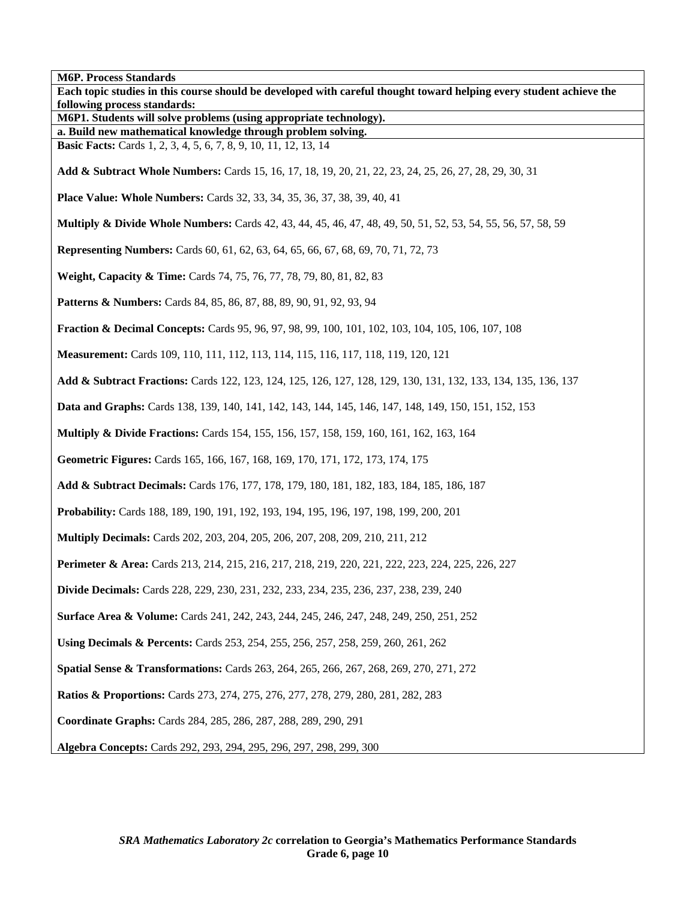| M6P. Process Standards |
|---|
| **Each topic studies in this course should be developed with careful thought toward helping every student achieve the following process standards:** |
| **M6P1. Students will solve problems (using appropriate technology).** |
| **a. Build new mathematical knowledge through problem solving.** |
| **Basic Facts:** Cards 1, 2, 3, 4, 5, 6, 7, 8, 9, 10, 11, 12, 13, 14<br><br>**Add & Subtract Whole Numbers:** Cards 15, 16, 17, 18, 19, 20, 21, 22, 23, 24, 25, 26, 27, 28, 29, 30, 31<br><br>**Place Value: Whole Numbers:** Cards 32, 33, 34, 35, 36, 37, 38, 39, 40, 41<br><br>**Multiply & Divide Whole Numbers:** Cards 42, 43, 44, 45, 46, 47, 48, 49, 50, 51, 52, 53, 54, 55, 56, 57, 58, 59<br><br>**Representing Numbers:** Cards 60, 61, 62, 63, 64, 65, 66, 67, 68, 69, 70, 71, 72, 73<br><br>**Weight, Capacity & Time:** Cards 74, 75, 76, 77, 78, 79, 80, 81, 82, 83<br><br>**Patterns & Numbers:** Cards 84, 85, 86, 87, 88, 89, 90, 91, 92, 93, 94<br><br>**Fraction & Decimal Concepts:** Cards 95, 96, 97, 98, 99, 100, 101, 102, 103, 104, 105, 106, 107, 108<br><br>**Measurement:** Cards 109, 110, 111, 112, 113, 114, 115, 116, 117, 118, 119, 120, 121<br><br>**Add & Subtract Fractions:** Cards 122, 123, 124, 125, 126, 127, 128, 129, 130, 131, 132, 133, 134, 135, 136, 137<br><br>**Data and Graphs:** Cards 138, 139, 140, 141, 142, 143, 144, 145, 146, 147, 148, 149, 150, 151, 152, 153<br><br>**Multiply & Divide Fractions:** Cards 154, 155, 156, 157, 158, 159, 160, 161, 162, 163, 164<br><br>**Geometric Figures:** Cards 165, 166, 167, 168, 169, 170, 171, 172, 173, 174, 175<br><br>**Add & Subtract Decimals:** Cards 176, 177, 178, 179, 180, 181, 182, 183, 184, 185, 186, 187<br><br>**Probability:** Cards 188, 189, 190, 191, 192, 193, 194, 195, 196, 197, 198, 199, 200, 201<br><br>**Multiply Decimals:** Cards 202, 203, 204, 205, 206, 207, 208, 209, 210, 211, 212<br><br>**Perimeter & Area:** Cards 213, 214, 215, 216, 217, 218, 219, 220, 221, 222, 223, 224, 225, 226, 227<br><br>**Divide Decimals:** Cards 228, 229, 230, 231, 232, 233, 234, 235, 236, 237, 238, 239, 240<br><br>**Surface Area & Volume:** Cards 241, 242, 243, 244, 245, 246, 247, 248, 249, 250, 251, 252<br><br>**Using Decimals & Percents:** Cards 253, 254, 255, 256, 257, 258, 259, 260, 261, 262<br><br>**Spatial Sense & Transformations:** Cards 263, 264, 265, 266, 267, 268, 269, 270, 271, 272<br><br>**Ratios & Proportions:** Cards 273, 274, 275, 276, 277, 278, 279, 280, 281, 282, 283<br><br>**Coordinate Graphs:** Cards 284, 285, 286, 287, 288, 289, 290, 291<br><br>**Algebra Concepts:** Cards 292, 293, 294, 295, 296, 297, 298, 299, 300 |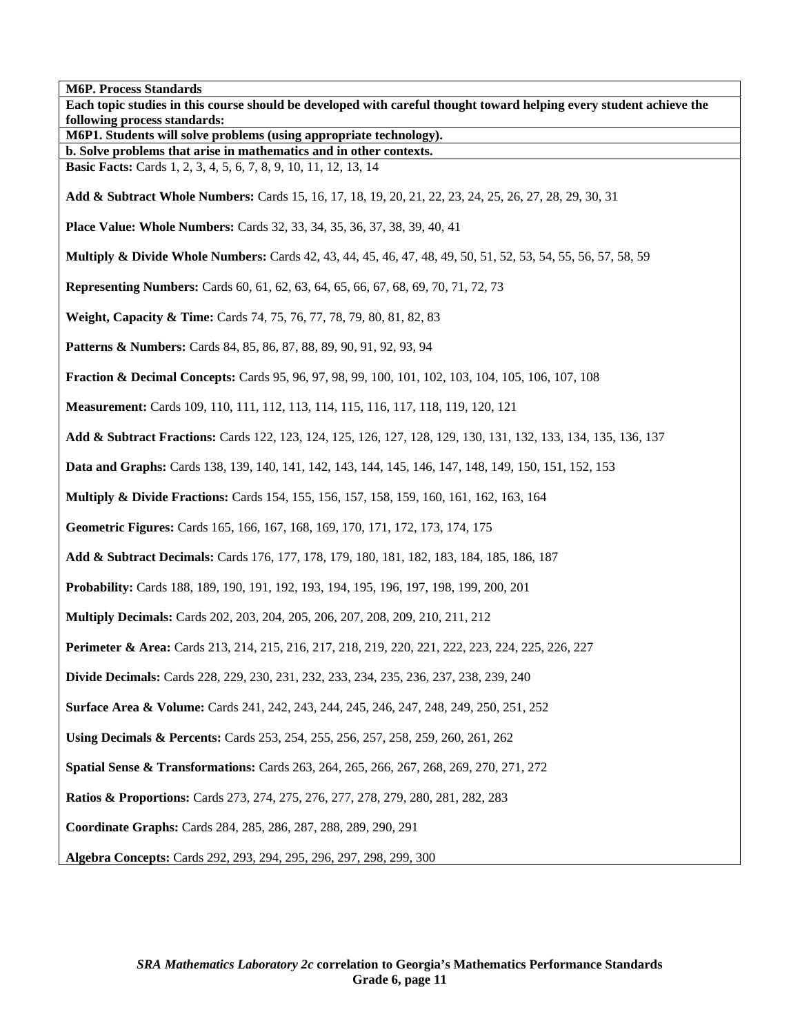**M6P. Process Standards**

**Each topic studies in this course should be developed with careful thought toward helping every student achieve the following process standards:**

**M6P1. Students will solve problems (using appropriate technology).**

**b. Solve problems that arise in mathematics and in other contexts.**

**Basic Facts:** Cards 1, 2, 3, 4, 5, 6, 7, 8, 9, 10, 11, 12, 13, 14

**Add & Subtract Whole Numbers:** Cards 15, 16, 17, 18, 19, 20, 21, 22, 23, 24, 25, 26, 27, 28, 29, 30, 31

**Place Value: Whole Numbers:** Cards 32, 33, 34, 35, 36, 37, 38, 39, 40, 41

**Multiply & Divide Whole Numbers:** Cards 42, 43, 44, 45, 46, 47, 48, 49, 50, 51, 52, 53, 54, 55, 56, 57, 58, 59

**Representing Numbers:** Cards 60, 61, 62, 63, 64, 65, 66, 67, 68, 69, 70, 71, 72, 73

**Weight, Capacity & Time:** Cards 74, 75, 76, 77, 78, 79, 80, 81, 82, 83

**Patterns & Numbers:** Cards 84, 85, 86, 87, 88, 89, 90, 91, 92, 93, 94

**Fraction & Decimal Concepts:** Cards 95, 96, 97, 98, 99, 100, 101, 102, 103, 104, 105, 106, 107, 108

**Measurement:** Cards 109, 110, 111, 112, 113, 114, 115, 116, 117, 118, 119, 120, 121

**Add & Subtract Fractions:** Cards 122, 123, 124, 125, 126, 127, 128, 129, 130, 131, 132, 133, 134, 135, 136, 137

**Data and Graphs:** Cards 138, 139, 140, 141, 142, 143, 144, 145, 146, 147, 148, 149, 150, 151, 152, 153

**Multiply & Divide Fractions:** Cards 154, 155, 156, 157, 158, 159, 160, 161, 162, 163, 164

**Geometric Figures:** Cards 165, 166, 167, 168, 169, 170, 171, 172, 173, 174, 175

**Add & Subtract Decimals:** Cards 176, 177, 178, 179, 180, 181, 182, 183, 184, 185, 186, 187

**Probability:** Cards 188, 189, 190, 191, 192, 193, 194, 195, 196, 197, 198, 199, 200, 201

**Multiply Decimals:** Cards 202, 203, 204, 205, 206, 207, 208, 209, 210, 211, 212

**Perimeter & Area:** Cards 213, 214, 215, 216, 217, 218, 219, 220, 221, 222, 223, 224, 225, 226, 227

**Divide Decimals:** Cards 228, 229, 230, 231, 232, 233, 234, 235, 236, 237, 238, 239, 240

**Surface Area & Volume:** Cards 241, 242, 243, 244, 245, 246, 247, 248, 249, 250, 251, 252

**Using Decimals & Percents:** Cards 253, 254, 255, 256, 257, 258, 259, 260, 261, 262

**Spatial Sense & Transformations:** Cards 263, 264, 265, 266, 267, 268, 269, 270, 271, 272

**Ratios & Proportions:** Cards 273, 274, 275, 276, 277, 278, 279, 280, 281, 282, 283

**Coordinate Graphs:** Cards 284, 285, 286, 287, 288, 289, 290, 291

**Algebra Concepts:** Cards 292, 293, 294, 295, 296, 297, 298, 299, 300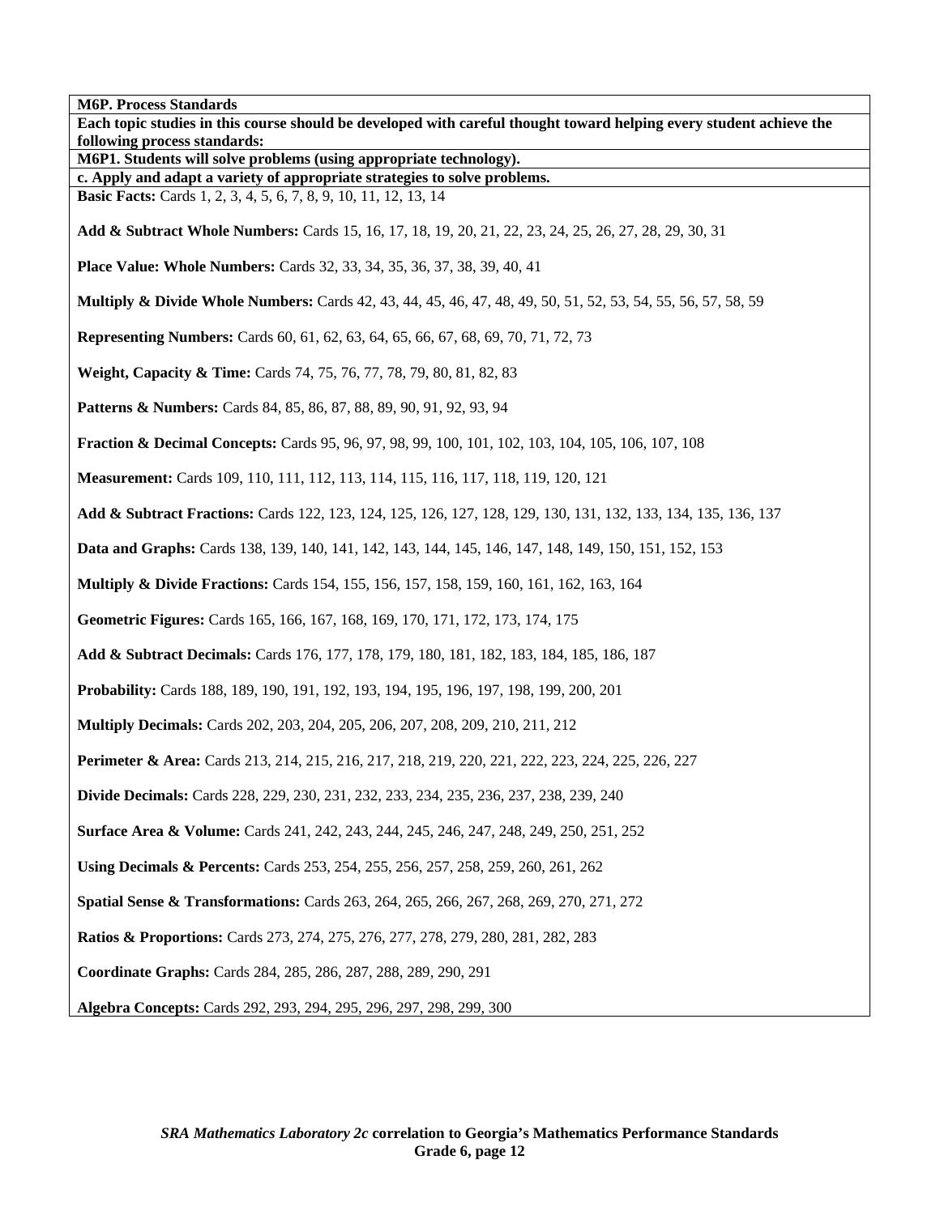**M6P. Process Standards**

**Each topic studies in this course should be developed with careful thought toward helping every student achieve the following process standards:**

**M6P1. Students will solve problems (using appropriate technology).**

**c. Apply and adapt a variety of appropriate strategies to solve problems.**

**Basic Facts:** Cards 1, 2, 3, 4, 5, 6, 7, 8, 9, 10, 11, 12, 13, 14

**Add & Subtract Whole Numbers:** Cards 15, 16, 17, 18, 19, 20, 21, 22, 23, 24, 25, 26, 27, 28, 29, 30, 31

**Place Value: Whole Numbers:** Cards 32, 33, 34, 35, 36, 37, 38, 39, 40, 41

**Multiply & Divide Whole Numbers:** Cards 42, 43, 44, 45, 46, 47, 48, 49, 50, 51, 52, 53, 54, 55, 56, 57, 58, 59

**Representing Numbers:** Cards 60, 61, 62, 63, 64, 65, 66, 67, 68, 69, 70, 71, 72, 73

**Weight, Capacity & Time:** Cards 74, 75, 76, 77, 78, 79, 80, 81, 82, 83

**Patterns & Numbers:** Cards 84, 85, 86, 87, 88, 89, 90, 91, 92, 93, 94

**Fraction & Decimal Concepts:** Cards 95, 96, 97, 98, 99, 100, 101, 102, 103, 104, 105, 106, 107, 108

**Measurement:** Cards 109, 110, 111, 112, 113, 114, 115, 116, 117, 118, 119, 120, 121

**Add & Subtract Fractions:** Cards 122, 123, 124, 125, 126, 127, 128, 129, 130, 131, 132, 133, 134, 135, 136, 137

**Data and Graphs:** Cards 138, 139, 140, 141, 142, 143, 144, 145, 146, 147, 148, 149, 150, 151, 152, 153

**Multiply & Divide Fractions:** Cards 154, 155, 156, 157, 158, 159, 160, 161, 162, 163, 164

**Geometric Figures:** Cards 165, 166, 167, 168, 169, 170, 171, 172, 173, 174, 175

**Add & Subtract Decimals:** Cards 176, 177, 178, 179, 180, 181, 182, 183, 184, 185, 186, 187

**Probability:** Cards 188, 189, 190, 191, 192, 193, 194, 195, 196, 197, 198, 199, 200, 201

**Multiply Decimals:** Cards 202, 203, 204, 205, 206, 207, 208, 209, 210, 211, 212

**Perimeter & Area:** Cards 213, 214, 215, 216, 217, 218, 219, 220, 221, 222, 223, 224, 225, 226, 227

**Divide Decimals:** Cards 228, 229, 230, 231, 232, 233, 234, 235, 236, 237, 238, 239, 240

**Surface Area & Volume:** Cards 241, 242, 243, 244, 245, 246, 247, 248, 249, 250, 251, 252

**Using Decimals & Percents:** Cards 253, 254, 255, 256, 257, 258, 259, 260, 261, 262

**Spatial Sense & Transformations:** Cards 263, 264, 265, 266, 267, 268, 269, 270, 271, 272

**Ratios & Proportions:** Cards 273, 274, 275, 276, 277, 278, 279, 280, 281, 282, 283

**Coordinate Graphs:** Cards 284, 285, 286, 287, 288, 289, 290, 291

**Algebra Concepts:** Cards 292, 293, 294, 295, 296, 297, 298, 299, 300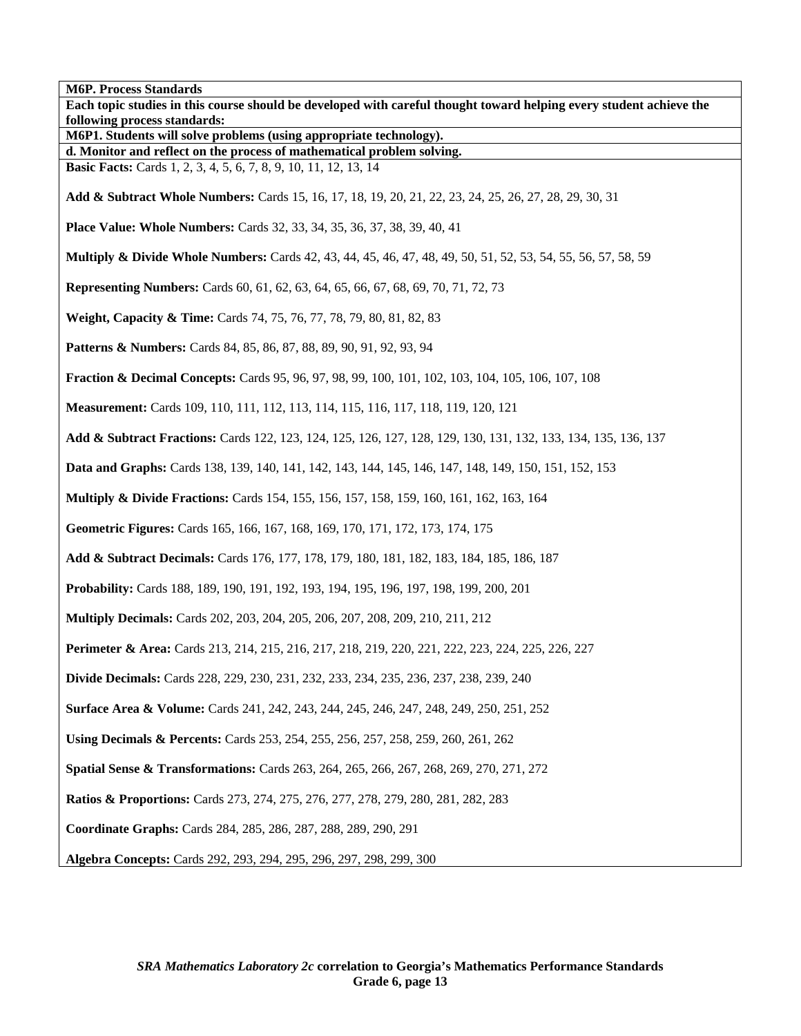| **M6P. Process Standards** |
|---|
| **Each topic studies in this course should be developed with careful thought toward helping every student achieve the following process standards:** |
| **M6P1. Students will solve problems (using appropriate technology).** |
| **d. Monitor and reflect on the process of mathematical problem solving.** |
| **Basic Facts:** Cards 1, 2, 3, 4, 5, 6, 7, 8, 9, 10, 11, 12, 13, 14<br><br>**Add & Subtract Whole Numbers:** Cards 15, 16, 17, 18, 19, 20, 21, 22, 23, 24, 25, 26, 27, 28, 29, 30, 31<br><br>**Place Value: Whole Numbers:** Cards 32, 33, 34, 35, 36, 37, 38, 39, 40, 41<br><br>**Multiply & Divide Whole Numbers:** Cards 42, 43, 44, 45, 46, 47, 48, 49, 50, 51, 52, 53, 54, 55, 56, 57, 58, 59<br><br>**Representing Numbers:** Cards 60, 61, 62, 63, 64, 65, 66, 67, 68, 69, 70, 71, 72, 73<br><br>**Weight, Capacity & Time:** Cards 74, 75, 76, 77, 78, 79, 80, 81, 82, 83<br><br>**Patterns & Numbers:** Cards 84, 85, 86, 87, 88, 89, 90, 91, 92, 93, 94<br><br>**Fraction & Decimal Concepts:** Cards 95, 96, 97, 98, 99, 100, 101, 102, 103, 104, 105, 106, 107, 108<br><br>**Measurement:** Cards 109, 110, 111, 112, 113, 114, 115, 116, 117, 118, 119, 120, 121<br><br>**Add & Subtract Fractions:** Cards 122, 123, 124, 125, 126, 127, 128, 129, 130, 131, 132, 133, 134, 135, 136, 137<br><br>**Data and Graphs:** Cards 138, 139, 140, 141, 142, 143, 144, 145, 146, 147, 148, 149, 150, 151, 152, 153<br><br>**Multiply & Divide Fractions:** Cards 154, 155, 156, 157, 158, 159, 160, 161, 162, 163, 164<br><br>**Geometric Figures:** Cards 165, 166, 167, 168, 169, 170, 171, 172, 173, 174, 175<br><br>**Add & Subtract Decimals:** Cards 176, 177, 178, 179, 180, 181, 182, 183, 184, 185, 186, 187<br><br>**Probability:** Cards 188, 189, 190, 191, 192, 193, 194, 195, 196, 197, 198, 199, 200, 201<br><br>**Multiply Decimals:** Cards 202, 203, 204, 205, 206, 207, 208, 209, 210, 211, 212<br><br>**Perimeter & Area:** Cards 213, 214, 215, 216, 217, 218, 219, 220, 221, 222, 223, 224, 225, 226, 227<br><br>**Divide Decimals:** Cards 228, 229, 230, 231, 232, 233, 234, 235, 236, 237, 238, 239, 240<br><br>**Surface Area & Volume:** Cards 241, 242, 243, 244, 245, 246, 247, 248, 249, 250, 251, 252<br><br>**Using Decimals & Percents:** Cards 253, 254, 255, 256, 257, 258, 259, 260, 261, 262<br><br>**Spatial Sense & Transformations:** Cards 263, 264, 265, 266, 267, 268, 269, 270, 271, 272<br><br>**Ratios & Proportions:** Cards 273, 274, 275, 276, 277, 278, 279, 280, 281, 282, 283<br><br>**Coordinate Graphs:** Cards 284, 285, 286, 287, 288, 289, 290, 291<br><br>**Algebra Concepts:** Cards 292, 293, 294, 295, 296, 297, 298, 299, 300 |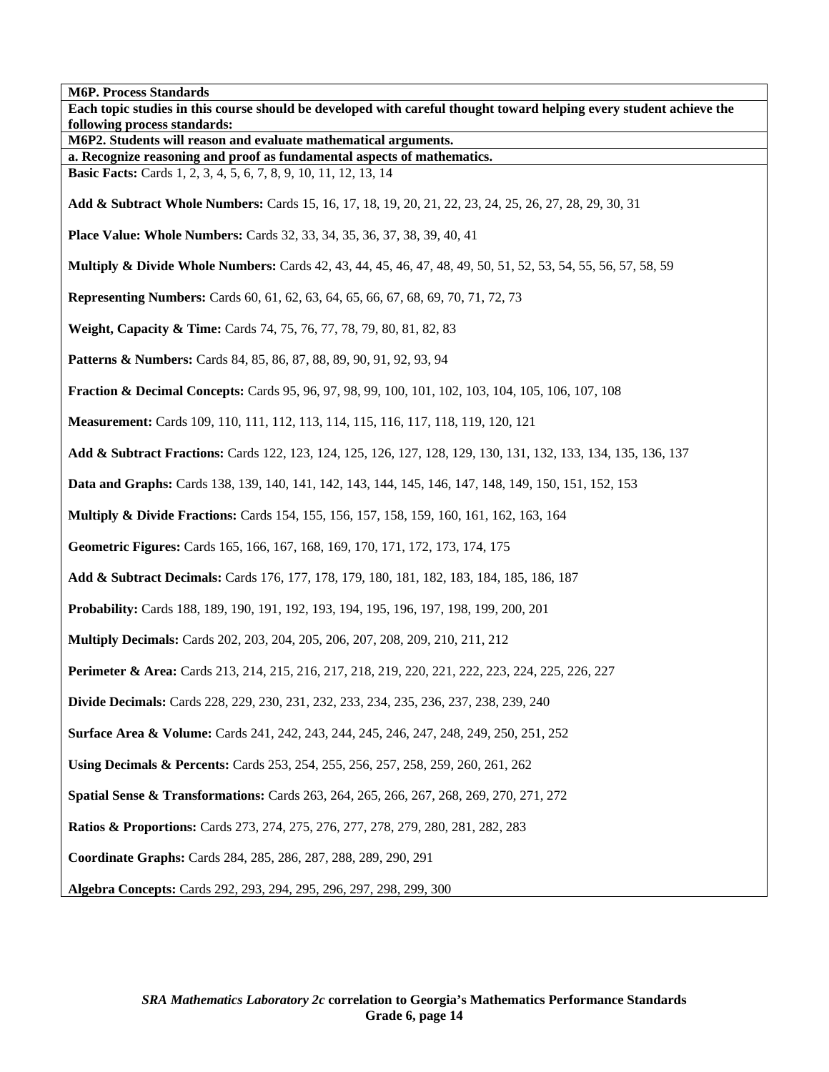| M6P. Process Standards |
|---|
| **Each topic studies in this course should be developed with careful thought toward helping every student achieve the following process standards:** |
| **M6P2. Students will reason and evaluate mathematical arguments.** |
| **a. Recognize reasoning and proof as fundamental aspects of mathematics.** |
| **Basic Facts:** Cards 1, 2, 3, 4, 5, 6, 7, 8, 9, 10, 11, 12, 13, 14<br><br>**Add & Subtract Whole Numbers:** Cards 15, 16, 17, 18, 19, 20, 21, 22, 23, 24, 25, 26, 27, 28, 29, 30, 31<br><br>**Place Value: Whole Numbers:** Cards 32, 33, 34, 35, 36, 37, 38, 39, 40, 41<br><br>**Multiply & Divide Whole Numbers:** Cards 42, 43, 44, 45, 46, 47, 48, 49, 50, 51, 52, 53, 54, 55, 56, 57, 58, 59<br><br>**Representing Numbers:** Cards 60, 61, 62, 63, 64, 65, 66, 67, 68, 69, 70, 71, 72, 73<br><br>**Weight, Capacity & Time:** Cards 74, 75, 76, 77, 78, 79, 80, 81, 82, 83<br><br>**Patterns & Numbers:** Cards 84, 85, 86, 87, 88, 89, 90, 91, 92, 93, 94<br><br>**Fraction & Decimal Concepts:** Cards 95, 96, 97, 98, 99, 100, 101, 102, 103, 104, 105, 106, 107, 108<br><br>**Measurement:** Cards 109, 110, 111, 112, 113, 114, 115, 116, 117, 118, 119, 120, 121<br><br>**Add & Subtract Fractions:** Cards 122, 123, 124, 125, 126, 127, 128, 129, 130, 131, 132, 133, 134, 135, 136, 137<br><br>**Data and Graphs:** Cards 138, 139, 140, 141, 142, 143, 144, 145, 146, 147, 148, 149, 150, 151, 152, 153<br><br>**Multiply & Divide Fractions:** Cards 154, 155, 156, 157, 158, 159, 160, 161, 162, 163, 164<br><br>**Geometric Figures:** Cards 165, 166, 167, 168, 169, 170, 171, 172, 173, 174, 175<br><br>**Add & Subtract Decimals:** Cards 176, 177, 178, 179, 180, 181, 182, 183, 184, 185, 186, 187<br><br>**Probability:** Cards 188, 189, 190, 191, 192, 193, 194, 195, 196, 197, 198, 199, 200, 201<br><br>**Multiply Decimals:** Cards 202, 203, 204, 205, 206, 207, 208, 209, 210, 211, 212<br><br>**Perimeter & Area:** Cards 213, 214, 215, 216, 217, 218, 219, 220, 221, 222, 223, 224, 225, 226, 227<br><br>**Divide Decimals:** Cards 228, 229, 230, 231, 232, 233, 234, 235, 236, 237, 238, 239, 240<br><br>**Surface Area & Volume:** Cards 241, 242, 243, 244, 245, 246, 247, 248, 249, 250, 251, 252<br><br>**Using Decimals & Percents:** Cards 253, 254, 255, 256, 257, 258, 259, 260, 261, 262<br><br>**Spatial Sense & Transformations:** Cards 263, 264, 265, 266, 267, 268, 269, 270, 271, 272<br><br>**Ratios & Proportions:** Cards 273, 274, 275, 276, 277, 278, 279, 280, 281, 282, 283<br><br>**Coordinate Graphs:** Cards 284, 285, 286, 287, 288, 289, 290, 291<br><br>**Algebra Concepts:** Cards 292, 293, 294, 295, 296, 297, 298, 299, 300 |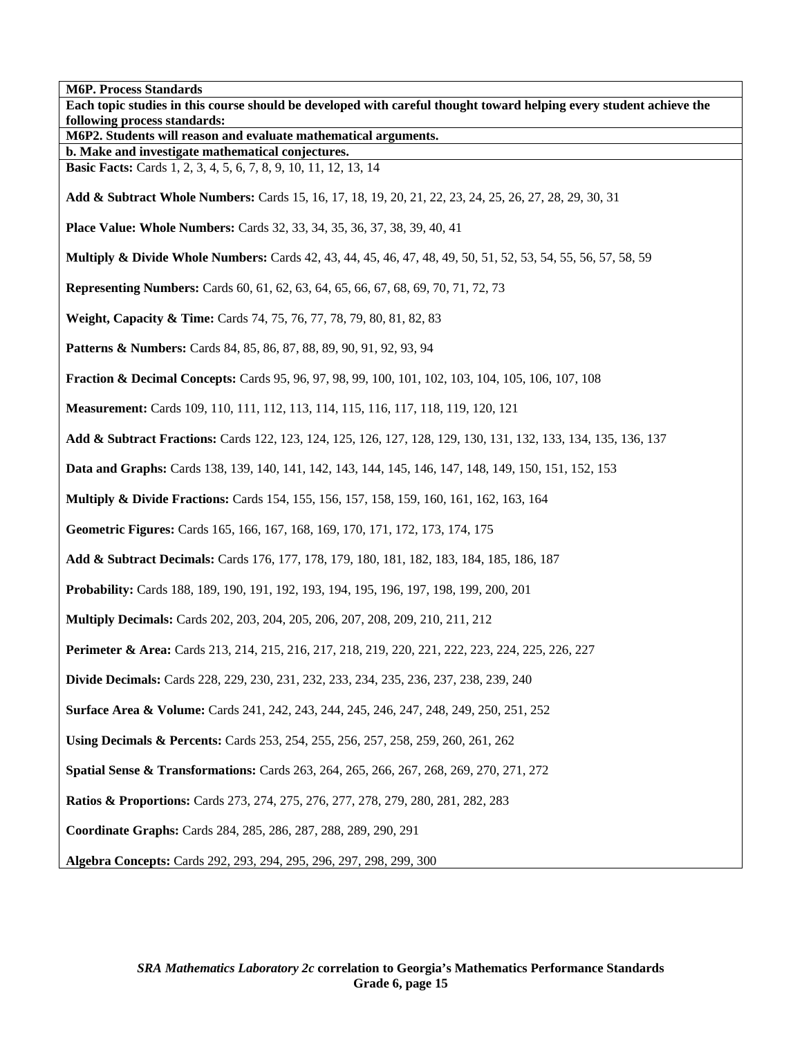**M6P. Process Standards**

**Each topic studies in this course should be developed with careful thought toward helping every student achieve the following process standards:**

**M6P2. Students will reason and evaluate mathematical arguments.**

**b. Make and investigate mathematical conjectures.**

**Basic Facts:** Cards 1, 2, 3, 4, 5, 6, 7, 8, 9, 10, 11, 12, 13, 14

**Add & Subtract Whole Numbers:** Cards 15, 16, 17, 18, 19, 20, 21, 22, 23, 24, 25, 26, 27, 28, 29, 30, 31

**Place Value: Whole Numbers:** Cards 32, 33, 34, 35, 36, 37, 38, 39, 40, 41

**Multiply & Divide Whole Numbers:** Cards 42, 43, 44, 45, 46, 47, 48, 49, 50, 51, 52, 53, 54, 55, 56, 57, 58, 59

**Representing Numbers:** Cards 60, 61, 62, 63, 64, 65, 66, 67, 68, 69, 70, 71, 72, 73

**Weight, Capacity & Time:** Cards 74, 75, 76, 77, 78, 79, 80, 81, 82, 83

**Patterns & Numbers:** Cards 84, 85, 86, 87, 88, 89, 90, 91, 92, 93, 94

**Fraction & Decimal Concepts:** Cards 95, 96, 97, 98, 99, 100, 101, 102, 103, 104, 105, 106, 107, 108

**Measurement:** Cards 109, 110, 111, 112, 113, 114, 115, 116, 117, 118, 119, 120, 121

**Add & Subtract Fractions:** Cards 122, 123, 124, 125, 126, 127, 128, 129, 130, 131, 132, 133, 134, 135, 136, 137

**Data and Graphs:** Cards 138, 139, 140, 141, 142, 143, 144, 145, 146, 147, 148, 149, 150, 151, 152, 153

**Multiply & Divide Fractions:** Cards 154, 155, 156, 157, 158, 159, 160, 161, 162, 163, 164

**Geometric Figures:** Cards 165, 166, 167, 168, 169, 170, 171, 172, 173, 174, 175

**Add & Subtract Decimals:** Cards 176, 177, 178, 179, 180, 181, 182, 183, 184, 185, 186, 187

**Probability:** Cards 188, 189, 190, 191, 192, 193, 194, 195, 196, 197, 198, 199, 200, 201

**Multiply Decimals:** Cards 202, 203, 204, 205, 206, 207, 208, 209, 210, 211, 212

**Perimeter & Area:** Cards 213, 214, 215, 216, 217, 218, 219, 220, 221, 222, 223, 224, 225, 226, 227

**Divide Decimals:** Cards 228, 229, 230, 231, 232, 233, 234, 235, 236, 237, 238, 239, 240

**Surface Area & Volume:** Cards 241, 242, 243, 244, 245, 246, 247, 248, 249, 250, 251, 252

**Using Decimals & Percents:** Cards 253, 254, 255, 256, 257, 258, 259, 260, 261, 262

**Spatial Sense & Transformations:** Cards 263, 264, 265, 266, 267, 268, 269, 270, 271, 272

**Ratios & Proportions:** Cards 273, 274, 275, 276, 277, 278, 279, 280, 281, 282, 283

**Coordinate Graphs:** Cards 284, 285, 286, 287, 288, 289, 290, 291

**Algebra Concepts:** Cards 292, 293, 294, 295, 296, 297, 298, 299, 300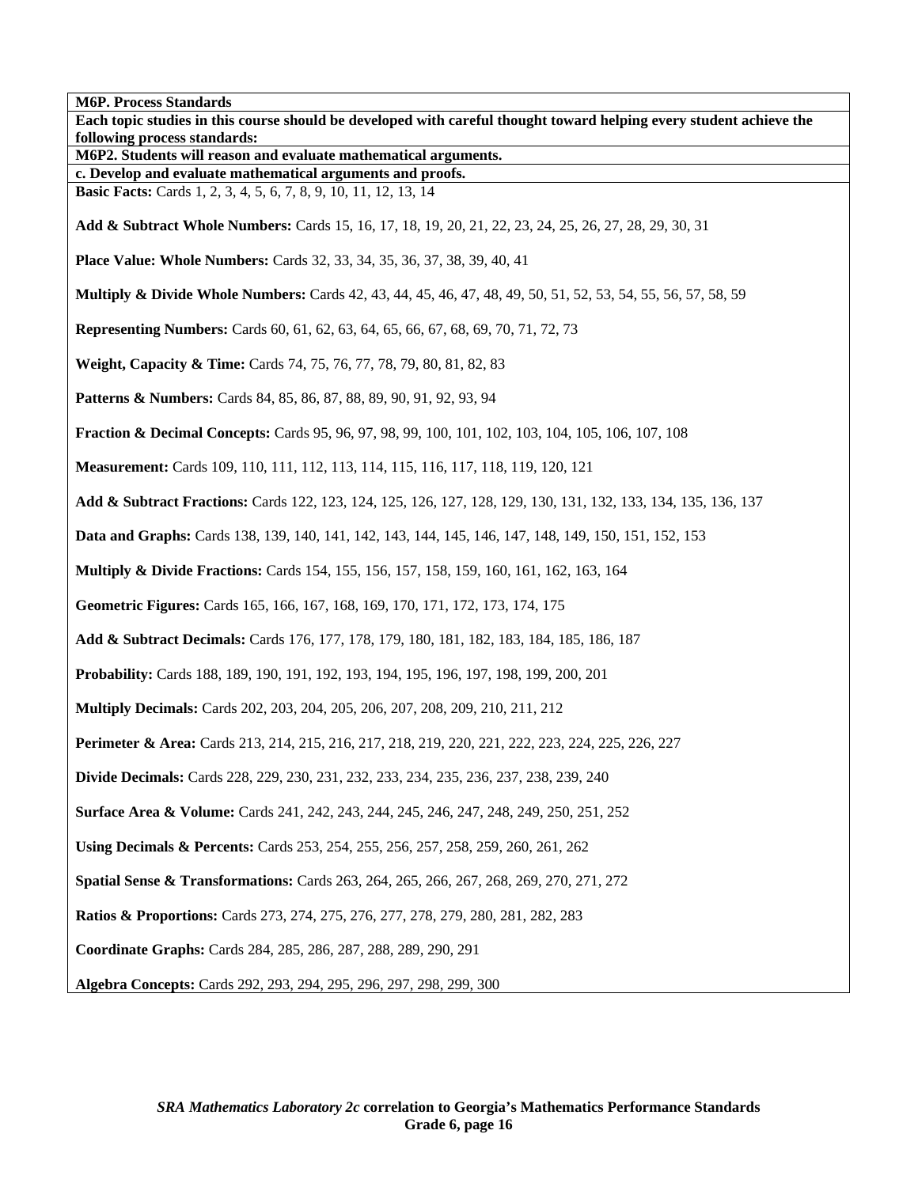**M6P. Process Standards**

**Each topic studies in this course should be developed with careful thought toward helping every student achieve the following process standards:**

**M6P2. Students will reason and evaluate mathematical arguments.**

**c. Develop and evaluate mathematical arguments and proofs.**

**Basic Facts:** Cards 1, 2, 3, 4, 5, 6, 7, 8, 9, 10, 11, 12, 13, 14

**Add & Subtract Whole Numbers:** Cards 15, 16, 17, 18, 19, 20, 21, 22, 23, 24, 25, 26, 27, 28, 29, 30, 31

**Place Value: Whole Numbers:** Cards 32, 33, 34, 35, 36, 37, 38, 39, 40, 41

**Multiply & Divide Whole Numbers:** Cards 42, 43, 44, 45, 46, 47, 48, 49, 50, 51, 52, 53, 54, 55, 56, 57, 58, 59

**Representing Numbers:** Cards 60, 61, 62, 63, 64, 65, 66, 67, 68, 69, 70, 71, 72, 73

**Weight, Capacity & Time:** Cards 74, 75, 76, 77, 78, 79, 80, 81, 82, 83

**Patterns & Numbers:** Cards 84, 85, 86, 87, 88, 89, 90, 91, 92, 93, 94

**Fraction & Decimal Concepts:** Cards 95, 96, 97, 98, 99, 100, 101, 102, 103, 104, 105, 106, 107, 108

**Measurement:** Cards 109, 110, 111, 112, 113, 114, 115, 116, 117, 118, 119, 120, 121

**Add & Subtract Fractions:** Cards 122, 123, 124, 125, 126, 127, 128, 129, 130, 131, 132, 133, 134, 135, 136, 137

**Data and Graphs:** Cards 138, 139, 140, 141, 142, 143, 144, 145, 146, 147, 148, 149, 150, 151, 152, 153

**Multiply & Divide Fractions:** Cards 154, 155, 156, 157, 158, 159, 160, 161, 162, 163, 164

**Geometric Figures:** Cards 165, 166, 167, 168, 169, 170, 171, 172, 173, 174, 175

**Add & Subtract Decimals:** Cards 176, 177, 178, 179, 180, 181, 182, 183, 184, 185, 186, 187

**Probability:** Cards 188, 189, 190, 191, 192, 193, 194, 195, 196, 197, 198, 199, 200, 201

**Multiply Decimals:** Cards 202, 203, 204, 205, 206, 207, 208, 209, 210, 211, 212

**Perimeter & Area:** Cards 213, 214, 215, 216, 217, 218, 219, 220, 221, 222, 223, 224, 225, 226, 227

**Divide Decimals:** Cards 228, 229, 230, 231, 232, 233, 234, 235, 236, 237, 238, 239, 240

**Surface Area & Volume:** Cards 241, 242, 243, 244, 245, 246, 247, 248, 249, 250, 251, 252

**Using Decimals & Percents:** Cards 253, 254, 255, 256, 257, 258, 259, 260, 261, 262

**Spatial Sense & Transformations:** Cards 263, 264, 265, 266, 267, 268, 269, 270, 271, 272

**Ratios & Proportions:** Cards 273, 274, 275, 276, 277, 278, 279, 280, 281, 282, 283

**Coordinate Graphs:** Cards 284, 285, 286, 287, 288, 289, 290, 291

**Algebra Concepts:** Cards 292, 293, 294, 295, 296, 297, 298, 299, 300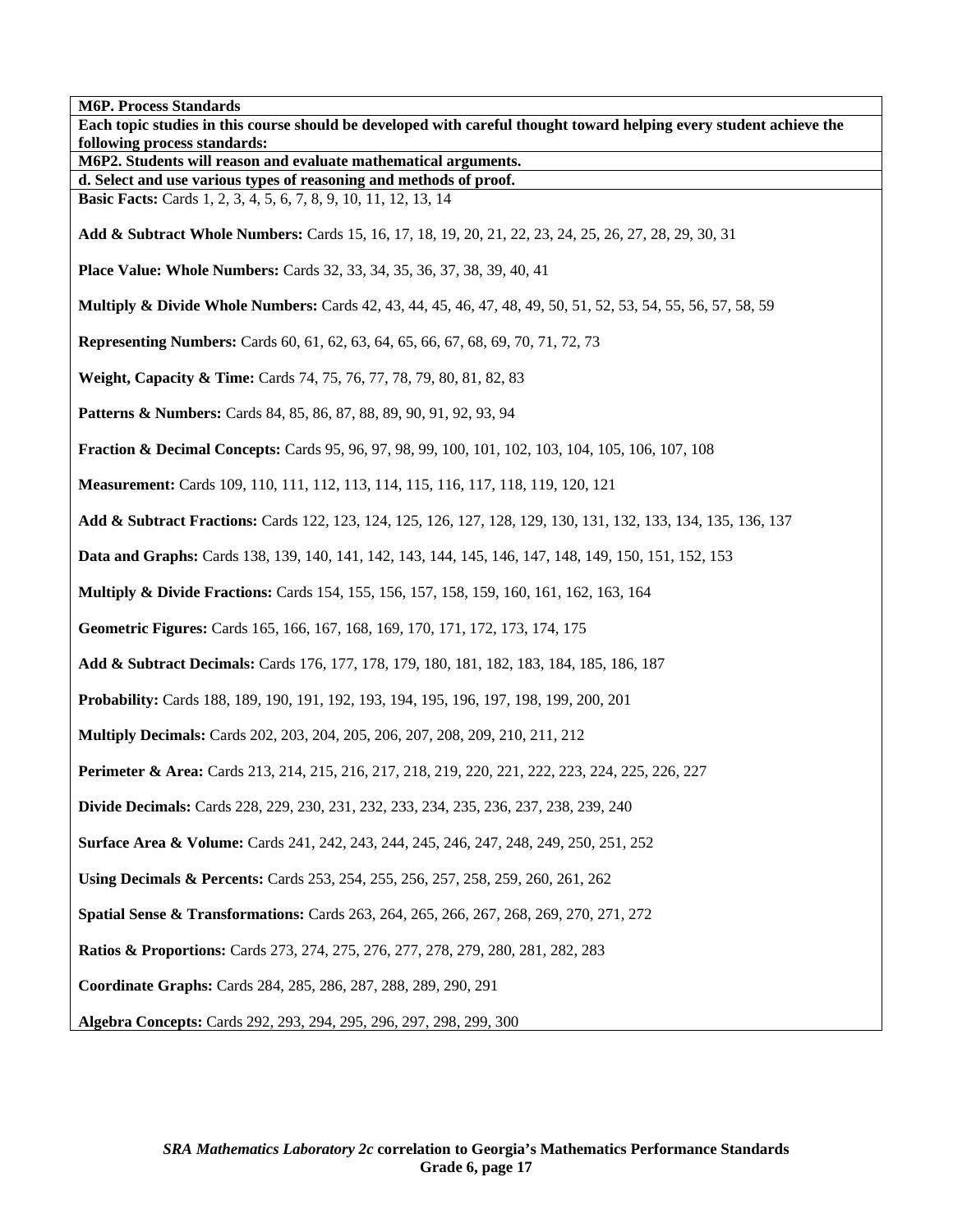| M6P. Process Standards |
|---|
| **Each topic studies in this course should be developed with careful thought toward helping every student achieve the following process standards:** |
| **M6P2. Students will reason and evaluate mathematical arguments.** |
| **d. Select and use various types of reasoning and methods of proof.** |
| **Basic Facts:** Cards 1, 2, 3, 4, 5, 6, 7, 8, 9, 10, 11, 12, 13, 14<br><br>**Add & Subtract Whole Numbers:** Cards 15, 16, 17, 18, 19, 20, 21, 22, 23, 24, 25, 26, 27, 28, 29, 30, 31<br><br>**Place Value: Whole Numbers:** Cards 32, 33, 34, 35, 36, 37, 38, 39, 40, 41<br><br>**Multiply & Divide Whole Numbers:** Cards 42, 43, 44, 45, 46, 47, 48, 49, 50, 51, 52, 53, 54, 55, 56, 57, 58, 59<br><br>**Representing Numbers:** Cards 60, 61, 62, 63, 64, 65, 66, 67, 68, 69, 70, 71, 72, 73<br><br>**Weight, Capacity & Time:** Cards 74, 75, 76, 77, 78, 79, 80, 81, 82, 83<br><br>**Patterns & Numbers:** Cards 84, 85, 86, 87, 88, 89, 90, 91, 92, 93, 94<br><br>**Fraction & Decimal Concepts:** Cards 95, 96, 97, 98, 99, 100, 101, 102, 103, 104, 105, 106, 107, 108<br><br>**Measurement:** Cards 109, 110, 111, 112, 113, 114, 115, 116, 117, 118, 119, 120, 121<br><br>**Add & Subtract Fractions:** Cards 122, 123, 124, 125, 126, 127, 128, 129, 130, 131, 132, 133, 134, 135, 136, 137<br><br>**Data and Graphs:** Cards 138, 139, 140, 141, 142, 143, 144, 145, 146, 147, 148, 149, 150, 151, 152, 153<br><br>**Multiply & Divide Fractions:** Cards 154, 155, 156, 157, 158, 159, 160, 161, 162, 163, 164<br><br>**Geometric Figures:** Cards 165, 166, 167, 168, 169, 170, 171, 172, 173, 174, 175<br><br>**Add & Subtract Decimals:** Cards 176, 177, 178, 179, 180, 181, 182, 183, 184, 185, 186, 187<br><br>**Probability:** Cards 188, 189, 190, 191, 192, 193, 194, 195, 196, 197, 198, 199, 200, 201<br><br>**Multiply Decimals:** Cards 202, 203, 204, 205, 206, 207, 208, 209, 210, 211, 212<br><br>**Perimeter & Area:** Cards 213, 214, 215, 216, 217, 218, 219, 220, 221, 222, 223, 224, 225, 226, 227<br><br>**Divide Decimals:** Cards 228, 229, 230, 231, 232, 233, 234, 235, 236, 237, 238, 239, 240<br><br>**Surface Area & Volume:** Cards 241, 242, 243, 244, 245, 246, 247, 248, 249, 250, 251, 252<br><br>**Using Decimals & Percents:** Cards 253, 254, 255, 256, 257, 258, 259, 260, 261, 262<br><br>**Spatial Sense & Transformations:** Cards 263, 264, 265, 266, 267, 268, 269, 270, 271, 272<br><br>**Ratios & Proportions:** Cards 273, 274, 275, 276, 277, 278, 279, 280, 281, 282, 283<br><br>**Coordinate Graphs:** Cards 284, 285, 286, 287, 288, 289, 290, 291<br><br>**Algebra Concepts:** Cards 292, 293, 294, 295, 296, 297, 298, 299, 300 |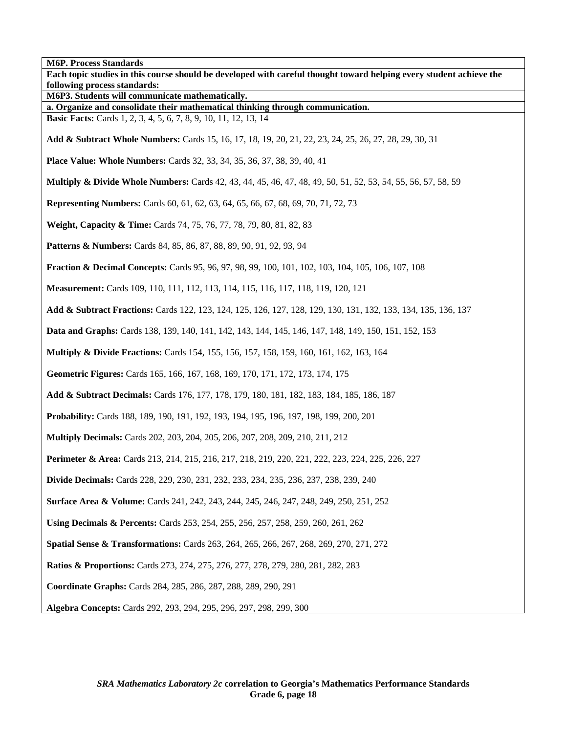**M6P. Process Standards**

**Each topic studies in this course should be developed with careful thought toward helping every student achieve the following process standards:**

**M6P3. Students will communicate mathematically.**

**a. Organize and consolidate their mathematical thinking through communication.**

**Basic Facts:** Cards 1, 2, 3, 4, 5, 6, 7, 8, 9, 10, 11, 12, 13, 14

**Add & Subtract Whole Numbers:** Cards 15, 16, 17, 18, 19, 20, 21, 22, 23, 24, 25, 26, 27, 28, 29, 30, 31

**Place Value: Whole Numbers:** Cards 32, 33, 34, 35, 36, 37, 38, 39, 40, 41

**Multiply & Divide Whole Numbers:** Cards 42, 43, 44, 45, 46, 47, 48, 49, 50, 51, 52, 53, 54, 55, 56, 57, 58, 59

**Representing Numbers:** Cards 60, 61, 62, 63, 64, 65, 66, 67, 68, 69, 70, 71, 72, 73

**Weight, Capacity & Time:** Cards 74, 75, 76, 77, 78, 79, 80, 81, 82, 83

**Patterns & Numbers:** Cards 84, 85, 86, 87, 88, 89, 90, 91, 92, 93, 94

**Fraction & Decimal Concepts:** Cards 95, 96, 97, 98, 99, 100, 101, 102, 103, 104, 105, 106, 107, 108

**Measurement:** Cards 109, 110, 111, 112, 113, 114, 115, 116, 117, 118, 119, 120, 121

**Add & Subtract Fractions:** Cards 122, 123, 124, 125, 126, 127, 128, 129, 130, 131, 132, 133, 134, 135, 136, 137

**Data and Graphs:** Cards 138, 139, 140, 141, 142, 143, 144, 145, 146, 147, 148, 149, 150, 151, 152, 153

**Multiply & Divide Fractions:** Cards 154, 155, 156, 157, 158, 159, 160, 161, 162, 163, 164

**Geometric Figures:** Cards 165, 166, 167, 168, 169, 170, 171, 172, 173, 174, 175

**Add & Subtract Decimals:** Cards 176, 177, 178, 179, 180, 181, 182, 183, 184, 185, 186, 187

**Probability:** Cards 188, 189, 190, 191, 192, 193, 194, 195, 196, 197, 198, 199, 200, 201

**Multiply Decimals:** Cards 202, 203, 204, 205, 206, 207, 208, 209, 210, 211, 212

**Perimeter & Area:** Cards 213, 214, 215, 216, 217, 218, 219, 220, 221, 222, 223, 224, 225, 226, 227

**Divide Decimals:** Cards 228, 229, 230, 231, 232, 233, 234, 235, 236, 237, 238, 239, 240

**Surface Area & Volume:** Cards 241, 242, 243, 244, 245, 246, 247, 248, 249, 250, 251, 252

**Using Decimals & Percents:** Cards 253, 254, 255, 256, 257, 258, 259, 260, 261, 262

**Spatial Sense & Transformations:** Cards 263, 264, 265, 266, 267, 268, 269, 270, 271, 272

**Ratios & Proportions:** Cards 273, 274, 275, 276, 277, 278, 279, 280, 281, 282, 283

**Coordinate Graphs:** Cards 284, 285, 286, 287, 288, 289, 290, 291

**Algebra Concepts:** Cards 292, 293, 294, 295, 296, 297, 298, 299, 300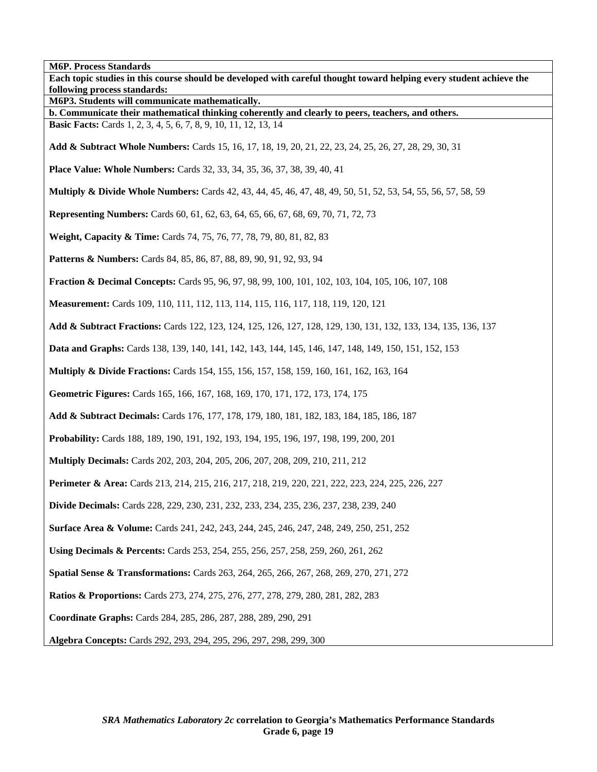| M6P. Process Standards |
|---|
| **Each topic studies in this course should be developed with careful thought toward helping every student achieve the following process standards:** |
| **M6P3. Students will communicate mathematically.** |
| **b. Communicate their mathematical thinking coherently and clearly to peers, teachers, and others.** |
| **Basic Facts:** Cards 1, 2, 3, 4, 5, 6, 7, 8, 9, 10, 11, 12, 13, 14<br><br>**Add & Subtract Whole Numbers:** Cards 15, 16, 17, 18, 19, 20, 21, 22, 23, 24, 25, 26, 27, 28, 29, 30, 31<br><br>**Place Value: Whole Numbers:** Cards 32, 33, 34, 35, 36, 37, 38, 39, 40, 41<br><br>**Multiply & Divide Whole Numbers:** Cards 42, 43, 44, 45, 46, 47, 48, 49, 50, 51, 52, 53, 54, 55, 56, 57, 58, 59<br><br>**Representing Numbers:** Cards 60, 61, 62, 63, 64, 65, 66, 67, 68, 69, 70, 71, 72, 73<br><br>**Weight, Capacity & Time:** Cards 74, 75, 76, 77, 78, 79, 80, 81, 82, 83<br><br>**Patterns & Numbers:** Cards 84, 85, 86, 87, 88, 89, 90, 91, 92, 93, 94<br><br>**Fraction & Decimal Concepts:** Cards 95, 96, 97, 98, 99, 100, 101, 102, 103, 104, 105, 106, 107, 108<br><br>**Measurement:** Cards 109, 110, 111, 112, 113, 114, 115, 116, 117, 118, 119, 120, 121<br><br>**Add & Subtract Fractions:** Cards 122, 123, 124, 125, 126, 127, 128, 129, 130, 131, 132, 133, 134, 135, 136, 137<br><br>**Data and Graphs:** Cards 138, 139, 140, 141, 142, 143, 144, 145, 146, 147, 148, 149, 150, 151, 152, 153<br><br>**Multiply & Divide Fractions:** Cards 154, 155, 156, 157, 158, 159, 160, 161, 162, 163, 164<br><br>**Geometric Figures:** Cards 165, 166, 167, 168, 169, 170, 171, 172, 173, 174, 175<br><br>**Add & Subtract Decimals:** Cards 176, 177, 178, 179, 180, 181, 182, 183, 184, 185, 186, 187<br><br>**Probability:** Cards 188, 189, 190, 191, 192, 193, 194, 195, 196, 197, 198, 199, 200, 201<br><br>**Multiply Decimals:** Cards 202, 203, 204, 205, 206, 207, 208, 209, 210, 211, 212<br><br>**Perimeter & Area:** Cards 213, 214, 215, 216, 217, 218, 219, 220, 221, 222, 223, 224, 225, 226, 227<br><br>**Divide Decimals:** Cards 228, 229, 230, 231, 232, 233, 234, 235, 236, 237, 238, 239, 240<br><br>**Surface Area & Volume:** Cards 241, 242, 243, 244, 245, 246, 247, 248, 249, 250, 251, 252<br><br>**Using Decimals & Percents:** Cards 253, 254, 255, 256, 257, 258, 259, 260, 261, 262<br><br>**Spatial Sense & Transformations:** Cards 263, 264, 265, 266, 267, 268, 269, 270, 271, 272<br><br>**Ratios & Proportions:** Cards 273, 274, 275, 276, 277, 278, 279, 280, 281, 282, 283<br><br>**Coordinate Graphs:** Cards 284, 285, 286, 287, 288, 289, 290, 291<br><br>**Algebra Concepts:** Cards 292, 293, 294, 295, 296, 297, 298, 299, 300 |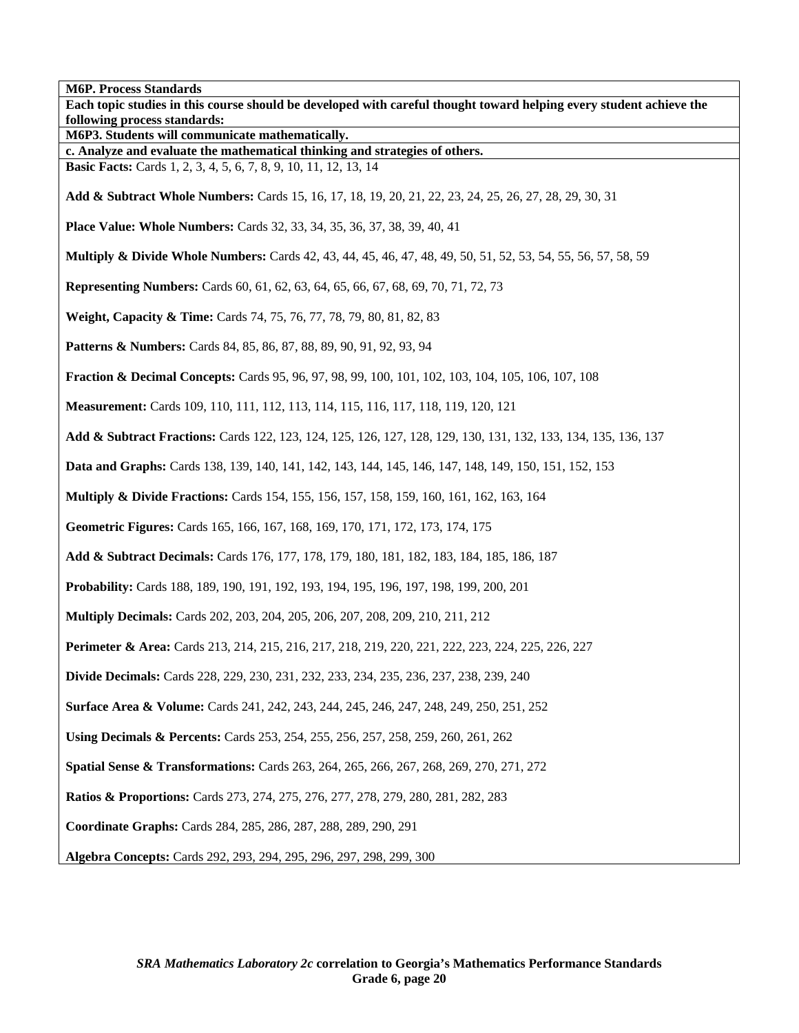**M6P. Process Standards**

**Each topic studies in this course should be developed with careful thought toward helping every student achieve the following process standards:**

**M6P3. Students will communicate mathematically.**

**c. Analyze and evaluate the mathematical thinking and strategies of others.**

**Basic Facts:** Cards 1, 2, 3, 4, 5, 6, 7, 8, 9, 10, 11, 12, 13, 14

**Add & Subtract Whole Numbers:** Cards 15, 16, 17, 18, 19, 20, 21, 22, 23, 24, 25, 26, 27, 28, 29, 30, 31

**Place Value: Whole Numbers:** Cards 32, 33, 34, 35, 36, 37, 38, 39, 40, 41

**Multiply & Divide Whole Numbers:** Cards 42, 43, 44, 45, 46, 47, 48, 49, 50, 51, 52, 53, 54, 55, 56, 57, 58, 59

**Representing Numbers:** Cards 60, 61, 62, 63, 64, 65, 66, 67, 68, 69, 70, 71, 72, 73

**Weight, Capacity & Time:** Cards 74, 75, 76, 77, 78, 79, 80, 81, 82, 83

**Patterns & Numbers:** Cards 84, 85, 86, 87, 88, 89, 90, 91, 92, 93, 94

**Fraction & Decimal Concepts:** Cards 95, 96, 97, 98, 99, 100, 101, 102, 103, 104, 105, 106, 107, 108

**Measurement:** Cards 109, 110, 111, 112, 113, 114, 115, 116, 117, 118, 119, 120, 121

**Add & Subtract Fractions:** Cards 122, 123, 124, 125, 126, 127, 128, 129, 130, 131, 132, 133, 134, 135, 136, 137

**Data and Graphs:** Cards 138, 139, 140, 141, 142, 143, 144, 145, 146, 147, 148, 149, 150, 151, 152, 153

**Multiply & Divide Fractions:** Cards 154, 155, 156, 157, 158, 159, 160, 161, 162, 163, 164

**Geometric Figures:** Cards 165, 166, 167, 168, 169, 170, 171, 172, 173, 174, 175

**Add & Subtract Decimals:** Cards 176, 177, 178, 179, 180, 181, 182, 183, 184, 185, 186, 187

**Probability:** Cards 188, 189, 190, 191, 192, 193, 194, 195, 196, 197, 198, 199, 200, 201

**Multiply Decimals:** Cards 202, 203, 204, 205, 206, 207, 208, 209, 210, 211, 212

**Perimeter & Area:** Cards 213, 214, 215, 216, 217, 218, 219, 220, 221, 222, 223, 224, 225, 226, 227

**Divide Decimals:** Cards 228, 229, 230, 231, 232, 233, 234, 235, 236, 237, 238, 239, 240

**Surface Area & Volume:** Cards 241, 242, 243, 244, 245, 246, 247, 248, 249, 250, 251, 252

**Using Decimals & Percents:** Cards 253, 254, 255, 256, 257, 258, 259, 260, 261, 262

**Spatial Sense & Transformations:** Cards 263, 264, 265, 266, 267, 268, 269, 270, 271, 272

**Ratios & Proportions:** Cards 273, 274, 275, 276, 277, 278, 279, 280, 281, 282, 283

**Coordinate Graphs:** Cards 284, 285, 286, 287, 288, 289, 290, 291

**Algebra Concepts:** Cards 292, 293, 294, 295, 296, 297, 298, 299, 300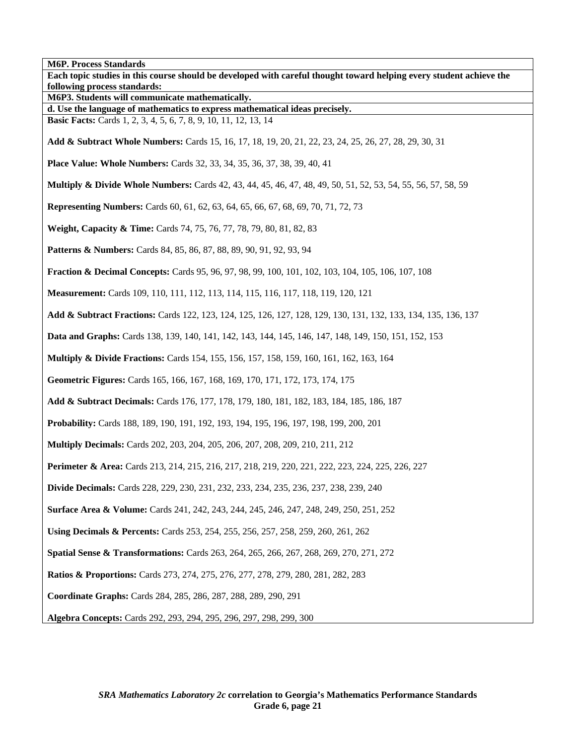| M6P. Process Standards |
|---|
| **Each topic studies in this course should be developed with careful thought toward helping every student achieve the following process standards:** |
| **M6P3. Students will communicate mathematically.** |
| **d. Use the language of mathematics to express mathematical ideas precisely.** |
| **Basic Facts:** Cards 1, 2, 3, 4, 5, 6, 7, 8, 9, 10, 11, 12, 13, 14<br><br>**Add & Subtract Whole Numbers:** Cards 15, 16, 17, 18, 19, 20, 21, 22, 23, 24, 25, 26, 27, 28, 29, 30, 31<br><br>**Place Value: Whole Numbers:** Cards 32, 33, 34, 35, 36, 37, 38, 39, 40, 41<br><br>**Multiply & Divide Whole Numbers:** Cards 42, 43, 44, 45, 46, 47, 48, 49, 50, 51, 52, 53, 54, 55, 56, 57, 58, 59<br><br>**Representing Numbers:** Cards 60, 61, 62, 63, 64, 65, 66, 67, 68, 69, 70, 71, 72, 73<br><br>**Weight, Capacity & Time:** Cards 74, 75, 76, 77, 78, 79, 80, 81, 82, 83<br><br>**Patterns & Numbers:** Cards 84, 85, 86, 87, 88, 89, 90, 91, 92, 93, 94<br><br>**Fraction & Decimal Concepts:** Cards 95, 96, 97, 98, 99, 100, 101, 102, 103, 104, 105, 106, 107, 108<br><br>**Measurement:** Cards 109, 110, 111, 112, 113, 114, 115, 116, 117, 118, 119, 120, 121<br><br>**Add & Subtract Fractions:** Cards 122, 123, 124, 125, 126, 127, 128, 129, 130, 131, 132, 133, 134, 135, 136, 137<br><br>**Data and Graphs:** Cards 138, 139, 140, 141, 142, 143, 144, 145, 146, 147, 148, 149, 150, 151, 152, 153<br><br>**Multiply & Divide Fractions:** Cards 154, 155, 156, 157, 158, 159, 160, 161, 162, 163, 164<br><br>**Geometric Figures:** Cards 165, 166, 167, 168, 169, 170, 171, 172, 173, 174, 175<br><br>**Add & Subtract Decimals:** Cards 176, 177, 178, 179, 180, 181, 182, 183, 184, 185, 186, 187<br><br>**Probability:** Cards 188, 189, 190, 191, 192, 193, 194, 195, 196, 197, 198, 199, 200, 201<br><br>**Multiply Decimals:** Cards 202, 203, 204, 205, 206, 207, 208, 209, 210, 211, 212<br><br>**Perimeter & Area:** Cards 213, 214, 215, 216, 217, 218, 219, 220, 221, 222, 223, 224, 225, 226, 227<br><br>**Divide Decimals:** Cards 228, 229, 230, 231, 232, 233, 234, 235, 236, 237, 238, 239, 240<br><br>**Surface Area & Volume:** Cards 241, 242, 243, 244, 245, 246, 247, 248, 249, 250, 251, 252<br><br>**Using Decimals & Percents:** Cards 253, 254, 255, 256, 257, 258, 259, 260, 261, 262<br><br>**Spatial Sense & Transformations:** Cards 263, 264, 265, 266, 267, 268, 269, 270, 271, 272<br><br>**Ratios & Proportions:** Cards 273, 274, 275, 276, 277, 278, 279, 280, 281, 282, 283<br><br>**Coordinate Graphs:** Cards 284, 285, 286, 287, 288, 289, 290, 291<br><br>**Algebra Concepts:** Cards 292, 293, 294, 295, 296, 297, 298, 299, 300 |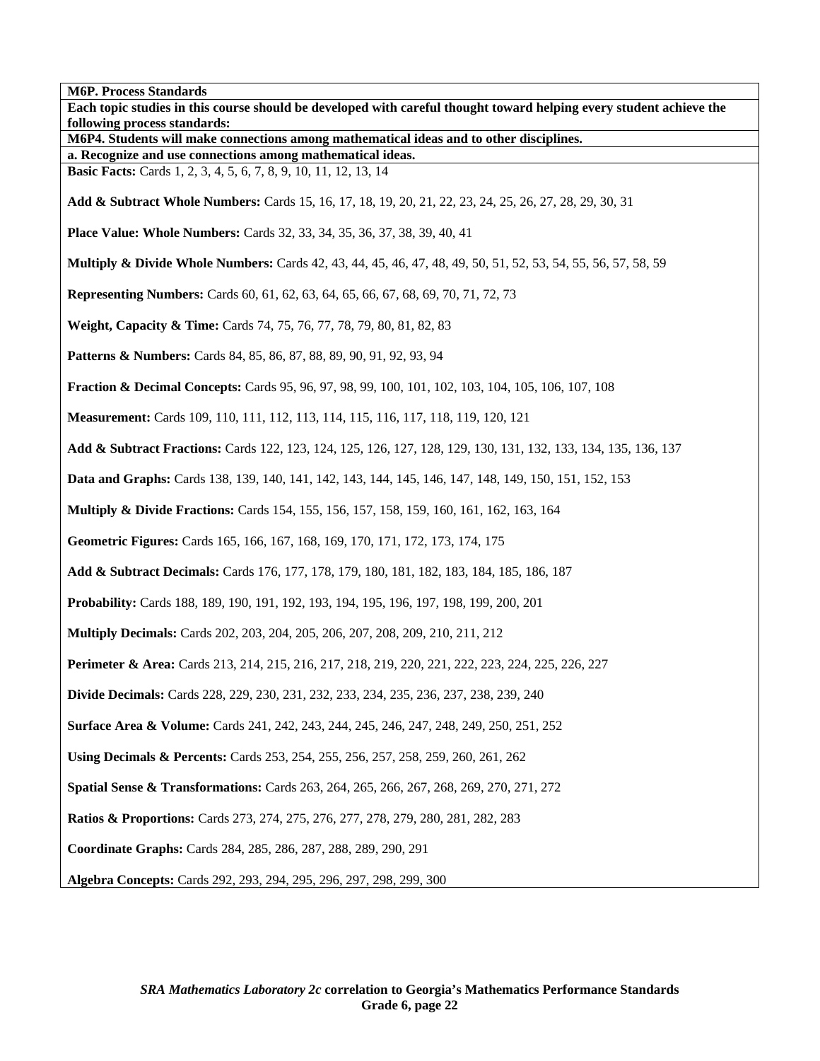**M6P. Process Standards**

**Each topic studies in this course should be developed with careful thought toward helping every student achieve the following process standards:**

**M6P4. Students will make connections among mathematical ideas and to other disciplines.**

**a. Recognize and use connections among mathematical ideas.**

**Basic Facts:** Cards 1, 2, 3, 4, 5, 6, 7, 8, 9, 10, 11, 12, 13, 14

**Add & Subtract Whole Numbers:** Cards 15, 16, 17, 18, 19, 20, 21, 22, 23, 24, 25, 26, 27, 28, 29, 30, 31

**Place Value: Whole Numbers:** Cards 32, 33, 34, 35, 36, 37, 38, 39, 40, 41

**Multiply & Divide Whole Numbers:** Cards 42, 43, 44, 45, 46, 47, 48, 49, 50, 51, 52, 53, 54, 55, 56, 57, 58, 59

**Representing Numbers:** Cards 60, 61, 62, 63, 64, 65, 66, 67, 68, 69, 70, 71, 72, 73

**Weight, Capacity & Time:** Cards 74, 75, 76, 77, 78, 79, 80, 81, 82, 83

**Patterns & Numbers:** Cards 84, 85, 86, 87, 88, 89, 90, 91, 92, 93, 94

**Fraction & Decimal Concepts:** Cards 95, 96, 97, 98, 99, 100, 101, 102, 103, 104, 105, 106, 107, 108

**Measurement:** Cards 109, 110, 111, 112, 113, 114, 115, 116, 117, 118, 119, 120, 121

**Add & Subtract Fractions:** Cards 122, 123, 124, 125, 126, 127, 128, 129, 130, 131, 132, 133, 134, 135, 136, 137

**Data and Graphs:** Cards 138, 139, 140, 141, 142, 143, 144, 145, 146, 147, 148, 149, 150, 151, 152, 153

**Multiply & Divide Fractions:** Cards 154, 155, 156, 157, 158, 159, 160, 161, 162, 163, 164

**Geometric Figures:** Cards 165, 166, 167, 168, 169, 170, 171, 172, 173, 174, 175

**Add & Subtract Decimals:** Cards 176, 177, 178, 179, 180, 181, 182, 183, 184, 185, 186, 187

**Probability:** Cards 188, 189, 190, 191, 192, 193, 194, 195, 196, 197, 198, 199, 200, 201

**Multiply Decimals:** Cards 202, 203, 204, 205, 206, 207, 208, 209, 210, 211, 212

**Perimeter & Area:** Cards 213, 214, 215, 216, 217, 218, 219, 220, 221, 222, 223, 224, 225, 226, 227

**Divide Decimals:** Cards 228, 229, 230, 231, 232, 233, 234, 235, 236, 237, 238, 239, 240

**Surface Area & Volume:** Cards 241, 242, 243, 244, 245, 246, 247, 248, 249, 250, 251, 252

**Using Decimals & Percents:** Cards 253, 254, 255, 256, 257, 258, 259, 260, 261, 262

**Spatial Sense & Transformations:** Cards 263, 264, 265, 266, 267, 268, 269, 270, 271, 272

**Ratios & Proportions:** Cards 273, 274, 275, 276, 277, 278, 279, 280, 281, 282, 283

**Coordinate Graphs:** Cards 284, 285, 286, 287, 288, 289, 290, 291

**Algebra Concepts:** Cards 292, 293, 294, 295, 296, 297, 298, 299, 300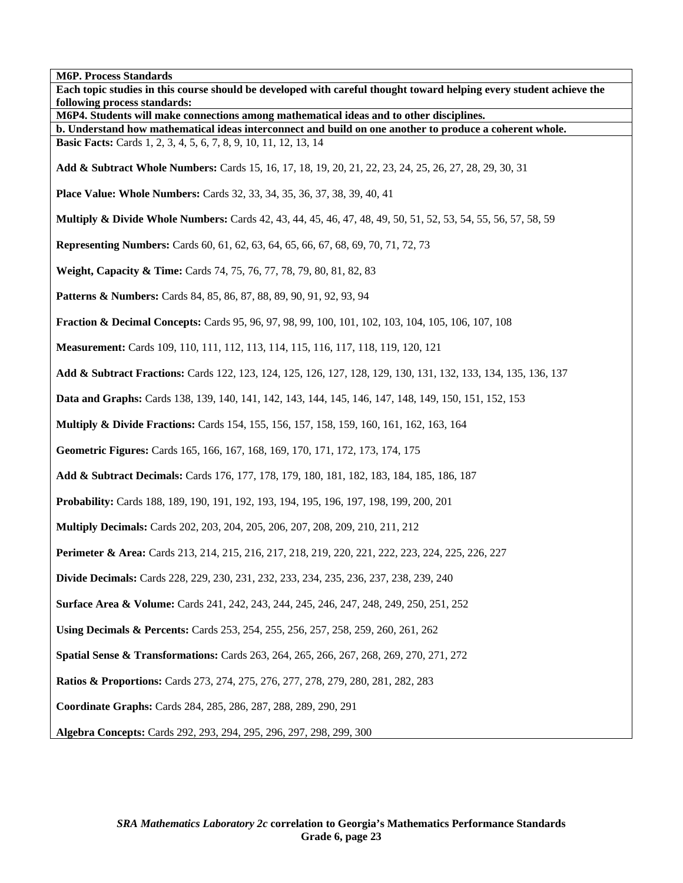**M6P. Process Standards**

**Each topic studies in this course should be developed with careful thought toward helping every student achieve the following process standards:**

**M6P4. Students will make connections among mathematical ideas and to other disciplines.**

**b. Understand how mathematical ideas interconnect and build on one another to produce a coherent whole.**

**Basic Facts:** Cards 1, 2, 3, 4, 5, 6, 7, 8, 9, 10, 11, 12, 13, 14

**Add & Subtract Whole Numbers:** Cards 15, 16, 17, 18, 19, 20, 21, 22, 23, 24, 25, 26, 27, 28, 29, 30, 31

**Place Value: Whole Numbers:** Cards 32, 33, 34, 35, 36, 37, 38, 39, 40, 41

**Multiply & Divide Whole Numbers:** Cards 42, 43, 44, 45, 46, 47, 48, 49, 50, 51, 52, 53, 54, 55, 56, 57, 58, 59

**Representing Numbers:** Cards 60, 61, 62, 63, 64, 65, 66, 67, 68, 69, 70, 71, 72, 73

**Weight, Capacity & Time:** Cards 74, 75, 76, 77, 78, 79, 80, 81, 82, 83

**Patterns & Numbers:** Cards 84, 85, 86, 87, 88, 89, 90, 91, 92, 93, 94

**Fraction & Decimal Concepts:** Cards 95, 96, 97, 98, 99, 100, 101, 102, 103, 104, 105, 106, 107, 108

**Measurement:** Cards 109, 110, 111, 112, 113, 114, 115, 116, 117, 118, 119, 120, 121

**Add & Subtract Fractions:** Cards 122, 123, 124, 125, 126, 127, 128, 129, 130, 131, 132, 133, 134, 135, 136, 137

**Data and Graphs:** Cards 138, 139, 140, 141, 142, 143, 144, 145, 146, 147, 148, 149, 150, 151, 152, 153

**Multiply & Divide Fractions:** Cards 154, 155, 156, 157, 158, 159, 160, 161, 162, 163, 164

**Geometric Figures:** Cards 165, 166, 167, 168, 169, 170, 171, 172, 173, 174, 175

**Add & Subtract Decimals:** Cards 176, 177, 178, 179, 180, 181, 182, 183, 184, 185, 186, 187

**Probability:** Cards 188, 189, 190, 191, 192, 193, 194, 195, 196, 197, 198, 199, 200, 201

**Multiply Decimals:** Cards 202, 203, 204, 205, 206, 207, 208, 209, 210, 211, 212

**Perimeter & Area:** Cards 213, 214, 215, 216, 217, 218, 219, 220, 221, 222, 223, 224, 225, 226, 227

**Divide Decimals:** Cards 228, 229, 230, 231, 232, 233, 234, 235, 236, 237, 238, 239, 240

**Surface Area & Volume:** Cards 241, 242, 243, 244, 245, 246, 247, 248, 249, 250, 251, 252

**Using Decimals & Percents:** Cards 253, 254, 255, 256, 257, 258, 259, 260, 261, 262

**Spatial Sense & Transformations:** Cards 263, 264, 265, 266, 267, 268, 269, 270, 271, 272

**Ratios & Proportions:** Cards 273, 274, 275, 276, 277, 278, 279, 280, 281, 282, 283

**Coordinate Graphs:** Cards 284, 285, 286, 287, 288, 289, 290, 291

**Algebra Concepts:** Cards 292, 293, 294, 295, 296, 297, 298, 299, 300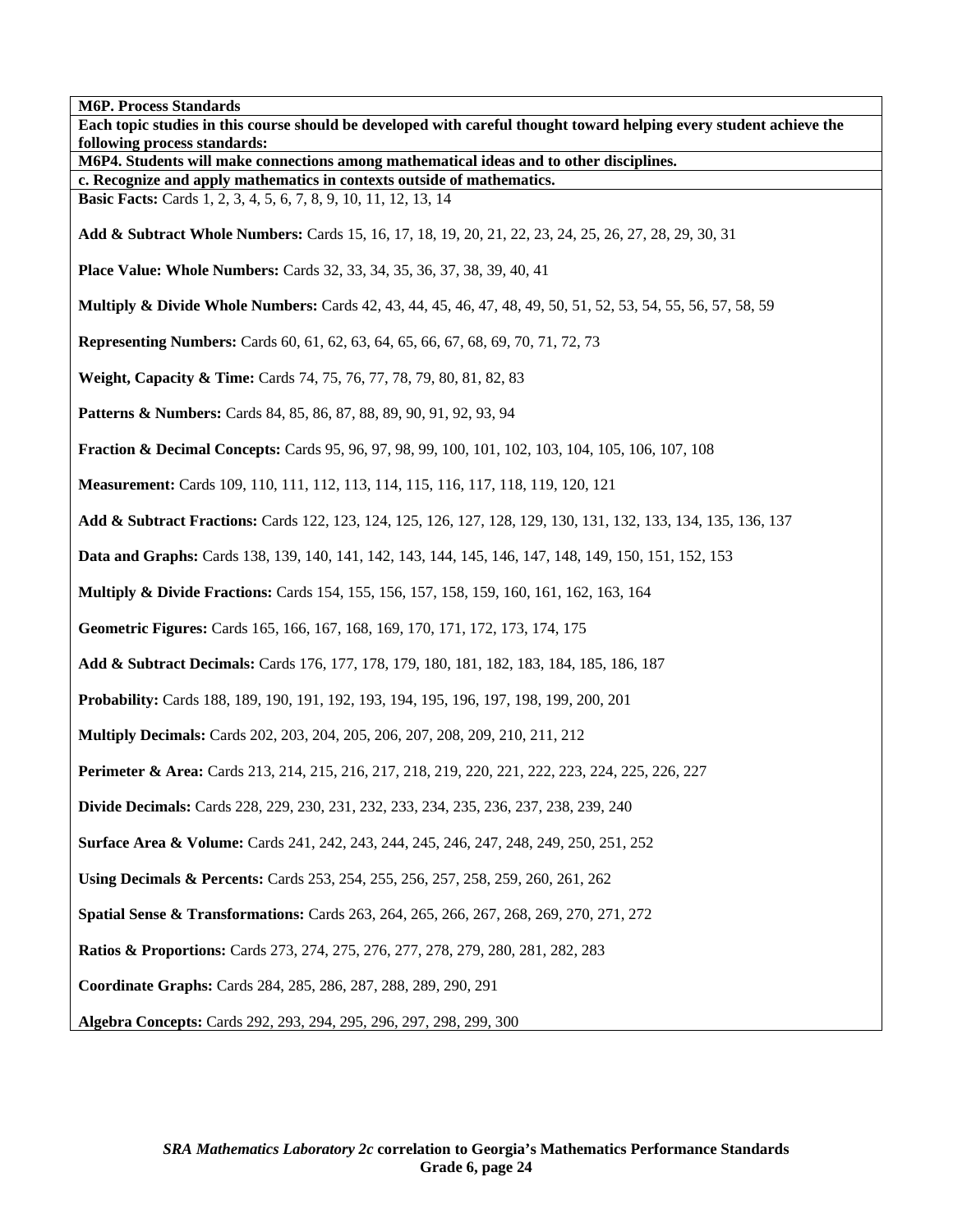| M6P. Process Standards |
|---|
| **Each topic studies in this course should be developed with careful thought toward helping every student achieve the following process standards:** |
| **M6P4. Students will make connections among mathematical ideas and to other disciplines.** |
| **c. Recognize and apply mathematics in contexts outside of mathematics.** |
| **Basic Facts:** Cards 1, 2, 3, 4, 5, 6, 7, 8, 9, 10, 11, 12, 13, 14<br><br>**Add & Subtract Whole Numbers:** Cards 15, 16, 17, 18, 19, 20, 21, 22, 23, 24, 25, 26, 27, 28, 29, 30, 31<br><br>**Place Value: Whole Numbers:** Cards 32, 33, 34, 35, 36, 37, 38, 39, 40, 41<br><br>**Multiply & Divide Whole Numbers:** Cards 42, 43, 44, 45, 46, 47, 48, 49, 50, 51, 52, 53, 54, 55, 56, 57, 58, 59<br><br>**Representing Numbers:** Cards 60, 61, 62, 63, 64, 65, 66, 67, 68, 69, 70, 71, 72, 73<br><br>**Weight, Capacity & Time:** Cards 74, 75, 76, 77, 78, 79, 80, 81, 82, 83<br><br>**Patterns & Numbers:** Cards 84, 85, 86, 87, 88, 89, 90, 91, 92, 93, 94<br><br>**Fraction & Decimal Concepts:** Cards 95, 96, 97, 98, 99, 100, 101, 102, 103, 104, 105, 106, 107, 108<br><br>**Measurement:** Cards 109, 110, 111, 112, 113, 114, 115, 116, 117, 118, 119, 120, 121<br><br>**Add & Subtract Fractions:** Cards 122, 123, 124, 125, 126, 127, 128, 129, 130, 131, 132, 133, 134, 135, 136, 137<br><br>**Data and Graphs:** Cards 138, 139, 140, 141, 142, 143, 144, 145, 146, 147, 148, 149, 150, 151, 152, 153<br><br>**Multiply & Divide Fractions:** Cards 154, 155, 156, 157, 158, 159, 160, 161, 162, 163, 164<br><br>**Geometric Figures:** Cards 165, 166, 167, 168, 169, 170, 171, 172, 173, 174, 175<br><br>**Add & Subtract Decimals:** Cards 176, 177, 178, 179, 180, 181, 182, 183, 184, 185, 186, 187<br><br>**Probability:** Cards 188, 189, 190, 191, 192, 193, 194, 195, 196, 197, 198, 199, 200, 201<br><br>**Multiply Decimals:** Cards 202, 203, 204, 205, 206, 207, 208, 209, 210, 211, 212<br><br>**Perimeter & Area:** Cards 213, 214, 215, 216, 217, 218, 219, 220, 221, 222, 223, 224, 225, 226, 227<br><br>**Divide Decimals:** Cards 228, 229, 230, 231, 232, 233, 234, 235, 236, 237, 238, 239, 240<br><br>**Surface Area & Volume:** Cards 241, 242, 243, 244, 245, 246, 247, 248, 249, 250, 251, 252<br><br>**Using Decimals & Percents:** Cards 253, 254, 255, 256, 257, 258, 259, 260, 261, 262<br><br>**Spatial Sense & Transformations:** Cards 263, 264, 265, 266, 267, 268, 269, 270, 271, 272<br><br>**Ratios & Proportions:** Cards 273, 274, 275, 276, 277, 278, 279, 280, 281, 282, 283<br><br>**Coordinate Graphs:** Cards 284, 285, 286, 287, 288, 289, 290, 291<br><br>**Algebra Concepts:** Cards 292, 293, 294, 295, 296, 297, 298, 299, 300 |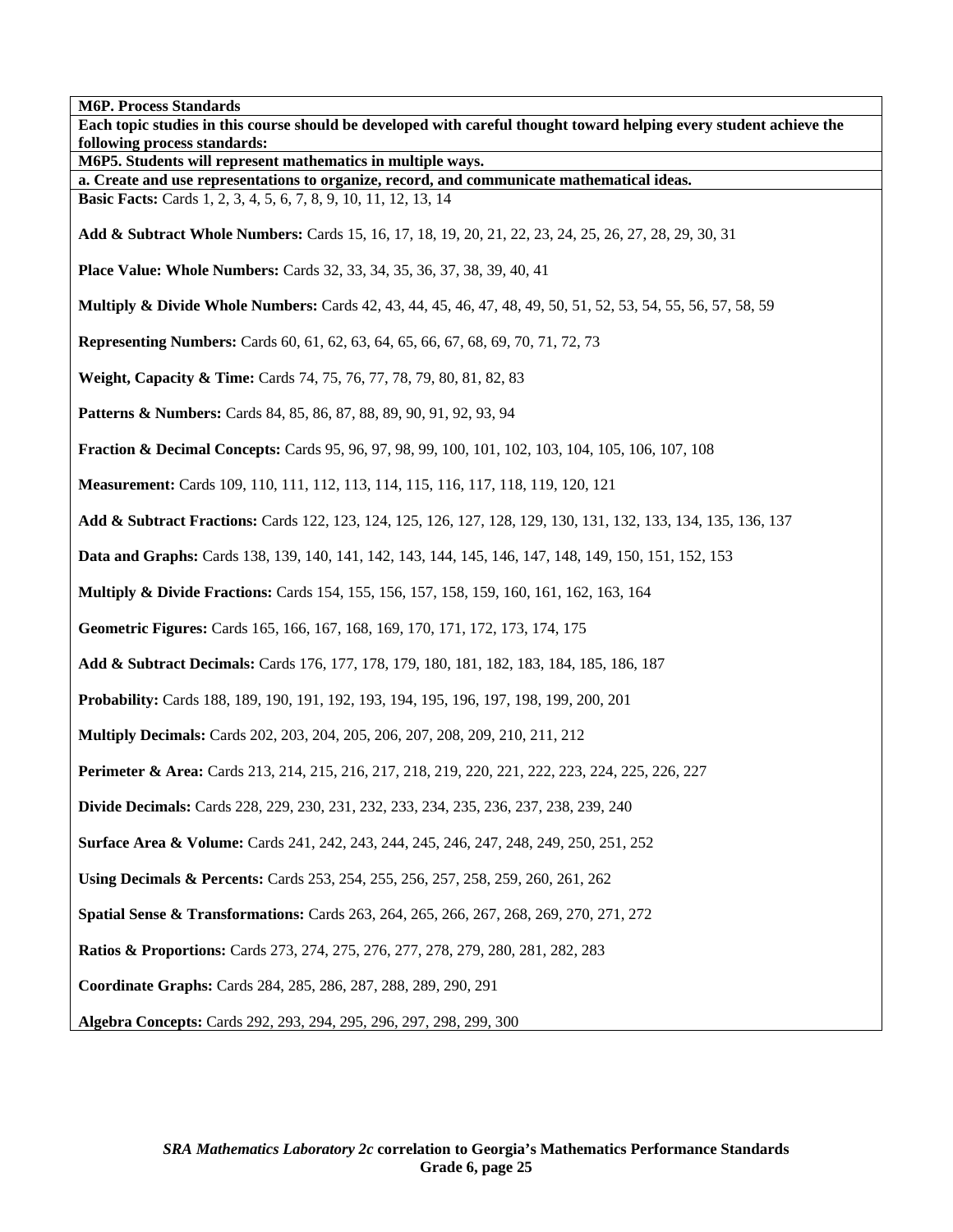**M6P. Process Standards**

**Each topic studies in this course should be developed with careful thought toward helping every student achieve the following process standards:**

**M6P5. Students will represent mathematics in multiple ways.**

**a. Create and use representations to organize, record, and communicate mathematical ideas.**

**Basic Facts:** Cards 1, 2, 3, 4, 5, 6, 7, 8, 9, 10, 11, 12, 13, 14

**Add & Subtract Whole Numbers:** Cards 15, 16, 17, 18, 19, 20, 21, 22, 23, 24, 25, 26, 27, 28, 29, 30, 31

**Place Value: Whole Numbers:** Cards 32, 33, 34, 35, 36, 37, 38, 39, 40, 41

**Multiply & Divide Whole Numbers:** Cards 42, 43, 44, 45, 46, 47, 48, 49, 50, 51, 52, 53, 54, 55, 56, 57, 58, 59

**Representing Numbers:** Cards 60, 61, 62, 63, 64, 65, 66, 67, 68, 69, 70, 71, 72, 73

**Weight, Capacity & Time:** Cards 74, 75, 76, 77, 78, 79, 80, 81, 82, 83

**Patterns & Numbers:** Cards 84, 85, 86, 87, 88, 89, 90, 91, 92, 93, 94

**Fraction & Decimal Concepts:** Cards 95, 96, 97, 98, 99, 100, 101, 102, 103, 104, 105, 106, 107, 108

**Measurement:** Cards 109, 110, 111, 112, 113, 114, 115, 116, 117, 118, 119, 120, 121

**Add & Subtract Fractions:** Cards 122, 123, 124, 125, 126, 127, 128, 129, 130, 131, 132, 133, 134, 135, 136, 137

**Data and Graphs:** Cards 138, 139, 140, 141, 142, 143, 144, 145, 146, 147, 148, 149, 150, 151, 152, 153

**Multiply & Divide Fractions:** Cards 154, 155, 156, 157, 158, 159, 160, 161, 162, 163, 164

**Geometric Figures:** Cards 165, 166, 167, 168, 169, 170, 171, 172, 173, 174, 175

**Add & Subtract Decimals:** Cards 176, 177, 178, 179, 180, 181, 182, 183, 184, 185, 186, 187

**Probability:** Cards 188, 189, 190, 191, 192, 193, 194, 195, 196, 197, 198, 199, 200, 201

**Multiply Decimals:** Cards 202, 203, 204, 205, 206, 207, 208, 209, 210, 211, 212

**Perimeter & Area:** Cards 213, 214, 215, 216, 217, 218, 219, 220, 221, 222, 223, 224, 225, 226, 227

**Divide Decimals:** Cards 228, 229, 230, 231, 232, 233, 234, 235, 236, 237, 238, 239, 240

**Surface Area & Volume:** Cards 241, 242, 243, 244, 245, 246, 247, 248, 249, 250, 251, 252

**Using Decimals & Percents:** Cards 253, 254, 255, 256, 257, 258, 259, 260, 261, 262

**Spatial Sense & Transformations:** Cards 263, 264, 265, 266, 267, 268, 269, 270, 271, 272

**Ratios & Proportions:** Cards 273, 274, 275, 276, 277, 278, 279, 280, 281, 282, 283

**Coordinate Graphs:** Cards 284, 285, 286, 287, 288, 289, 290, 291

**Algebra Concepts:** Cards 292, 293, 294, 295, 296, 297, 298, 299, 300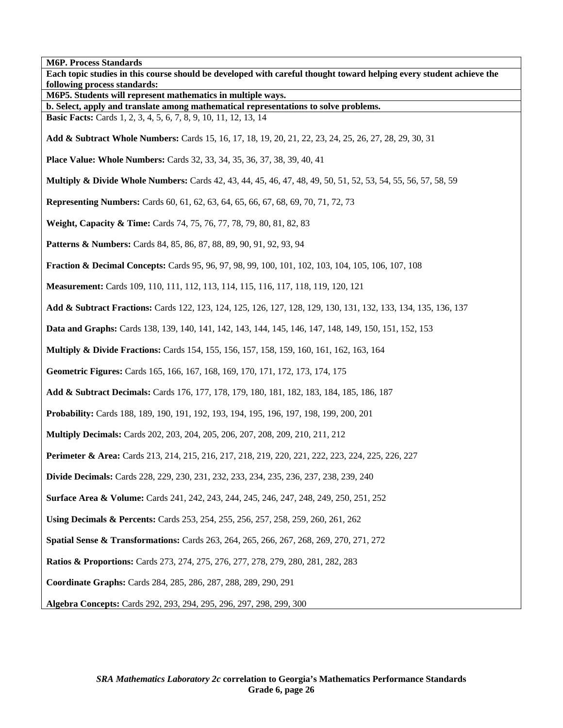**M6P. Process Standards**

**Each topic studies in this course should be developed with careful thought toward helping every student achieve the following process standards:**

**M6P5. Students will represent mathematics in multiple ways.**

**b. Select, apply and translate among mathematical representations to solve problems.**

**Basic Facts:** Cards 1, 2, 3, 4, 5, 6, 7, 8, 9, 10, 11, 12, 13, 14

**Add & Subtract Whole Numbers:** Cards 15, 16, 17, 18, 19, 20, 21, 22, 23, 24, 25, 26, 27, 28, 29, 30, 31

**Place Value: Whole Numbers:** Cards 32, 33, 34, 35, 36, 37, 38, 39, 40, 41

**Multiply & Divide Whole Numbers:** Cards 42, 43, 44, 45, 46, 47, 48, 49, 50, 51, 52, 53, 54, 55, 56, 57, 58, 59

**Representing Numbers:** Cards 60, 61, 62, 63, 64, 65, 66, 67, 68, 69, 70, 71, 72, 73

**Weight, Capacity & Time:** Cards 74, 75, 76, 77, 78, 79, 80, 81, 82, 83

**Patterns & Numbers:** Cards 84, 85, 86, 87, 88, 89, 90, 91, 92, 93, 94

**Fraction & Decimal Concepts:** Cards 95, 96, 97, 98, 99, 100, 101, 102, 103, 104, 105, 106, 107, 108

**Measurement:** Cards 109, 110, 111, 112, 113, 114, 115, 116, 117, 118, 119, 120, 121

**Add & Subtract Fractions:** Cards 122, 123, 124, 125, 126, 127, 128, 129, 130, 131, 132, 133, 134, 135, 136, 137

**Data and Graphs:** Cards 138, 139, 140, 141, 142, 143, 144, 145, 146, 147, 148, 149, 150, 151, 152, 153

**Multiply & Divide Fractions:** Cards 154, 155, 156, 157, 158, 159, 160, 161, 162, 163, 164

**Geometric Figures:** Cards 165, 166, 167, 168, 169, 170, 171, 172, 173, 174, 175

**Add & Subtract Decimals:** Cards 176, 177, 178, 179, 180, 181, 182, 183, 184, 185, 186, 187

**Probability:** Cards 188, 189, 190, 191, 192, 193, 194, 195, 196, 197, 198, 199, 200, 201

**Multiply Decimals:** Cards 202, 203, 204, 205, 206, 207, 208, 209, 210, 211, 212

**Perimeter & Area:** Cards 213, 214, 215, 216, 217, 218, 219, 220, 221, 222, 223, 224, 225, 226, 227

**Divide Decimals:** Cards 228, 229, 230, 231, 232, 233, 234, 235, 236, 237, 238, 239, 240

**Surface Area & Volume:** Cards 241, 242, 243, 244, 245, 246, 247, 248, 249, 250, 251, 252

**Using Decimals & Percents:** Cards 253, 254, 255, 256, 257, 258, 259, 260, 261, 262

**Spatial Sense & Transformations:** Cards 263, 264, 265, 266, 267, 268, 269, 270, 271, 272

**Ratios & Proportions:** Cards 273, 274, 275, 276, 277, 278, 279, 280, 281, 282, 283

**Coordinate Graphs:** Cards 284, 285, 286, 287, 288, 289, 290, 291

**Algebra Concepts:** Cards 292, 293, 294, 295, 296, 297, 298, 299, 300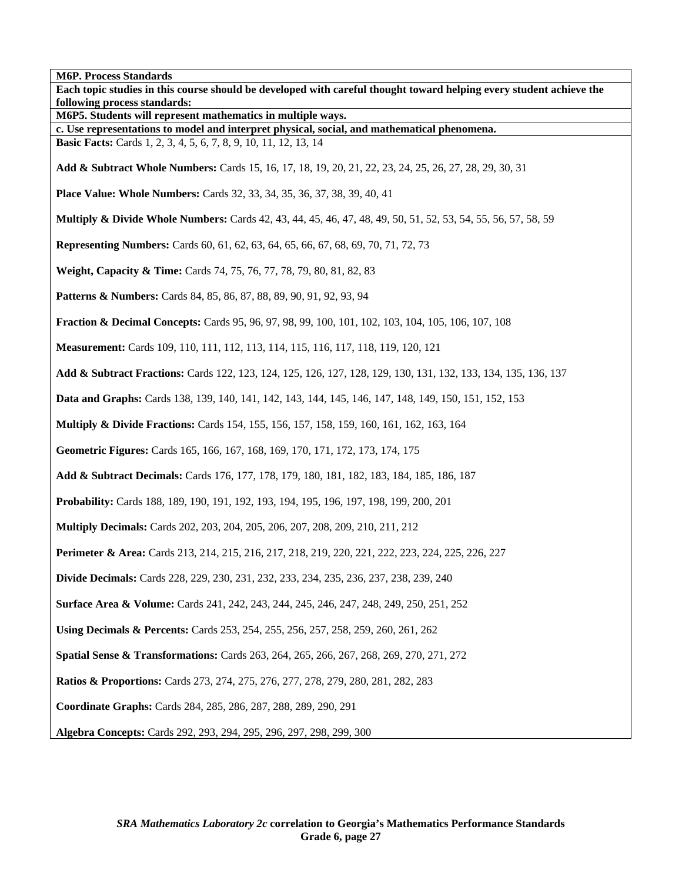**M6P. Process Standards**

**Each topic studies in this course should be developed with careful thought toward helping every student achieve the following process standards:**

**M6P5. Students will represent mathematics in multiple ways.**

**c. Use representations to model and interpret physical, social, and mathematical phenomena.**

**Basic Facts:** Cards 1, 2, 3, 4, 5, 6, 7, 8, 9, 10, 11, 12, 13, 14

**Add & Subtract Whole Numbers:** Cards 15, 16, 17, 18, 19, 20, 21, 22, 23, 24, 25, 26, 27, 28, 29, 30, 31

**Place Value: Whole Numbers:** Cards 32, 33, 34, 35, 36, 37, 38, 39, 40, 41

**Multiply & Divide Whole Numbers:** Cards 42, 43, 44, 45, 46, 47, 48, 49, 50, 51, 52, 53, 54, 55, 56, 57, 58, 59

**Representing Numbers:** Cards 60, 61, 62, 63, 64, 65, 66, 67, 68, 69, 70, 71, 72, 73

**Weight, Capacity & Time:** Cards 74, 75, 76, 77, 78, 79, 80, 81, 82, 83

**Patterns & Numbers:** Cards 84, 85, 86, 87, 88, 89, 90, 91, 92, 93, 94

**Fraction & Decimal Concepts:** Cards 95, 96, 97, 98, 99, 100, 101, 102, 103, 104, 105, 106, 107, 108

**Measurement:** Cards 109, 110, 111, 112, 113, 114, 115, 116, 117, 118, 119, 120, 121

**Add & Subtract Fractions:** Cards 122, 123, 124, 125, 126, 127, 128, 129, 130, 131, 132, 133, 134, 135, 136, 137

**Data and Graphs:** Cards 138, 139, 140, 141, 142, 143, 144, 145, 146, 147, 148, 149, 150, 151, 152, 153

**Multiply & Divide Fractions:** Cards 154, 155, 156, 157, 158, 159, 160, 161, 162, 163, 164

**Geometric Figures:** Cards 165, 166, 167, 168, 169, 170, 171, 172, 173, 174, 175

**Add & Subtract Decimals:** Cards 176, 177, 178, 179, 180, 181, 182, 183, 184, 185, 186, 187

**Probability:** Cards 188, 189, 190, 191, 192, 193, 194, 195, 196, 197, 198, 199, 200, 201

**Multiply Decimals:** Cards 202, 203, 204, 205, 206, 207, 208, 209, 210, 211, 212

**Perimeter & Area:** Cards 213, 214, 215, 216, 217, 218, 219, 220, 221, 222, 223, 224, 225, 226, 227

**Divide Decimals:** Cards 228, 229, 230, 231, 232, 233, 234, 235, 236, 237, 238, 239, 240

**Surface Area & Volume:** Cards 241, 242, 243, 244, 245, 246, 247, 248, 249, 250, 251, 252

**Using Decimals & Percents:** Cards 253, 254, 255, 256, 257, 258, 259, 260, 261, 262

**Spatial Sense & Transformations:** Cards 263, 264, 265, 266, 267, 268, 269, 270, 271, 272

**Ratios & Proportions:** Cards 273, 274, 275, 276, 277, 278, 279, 280, 281, 282, 283

**Coordinate Graphs:** Cards 284, 285, 286, 287, 288, 289, 290, 291

**Algebra Concepts:** Cards 292, 293, 294, 295, 296, 297, 298, 299, 300